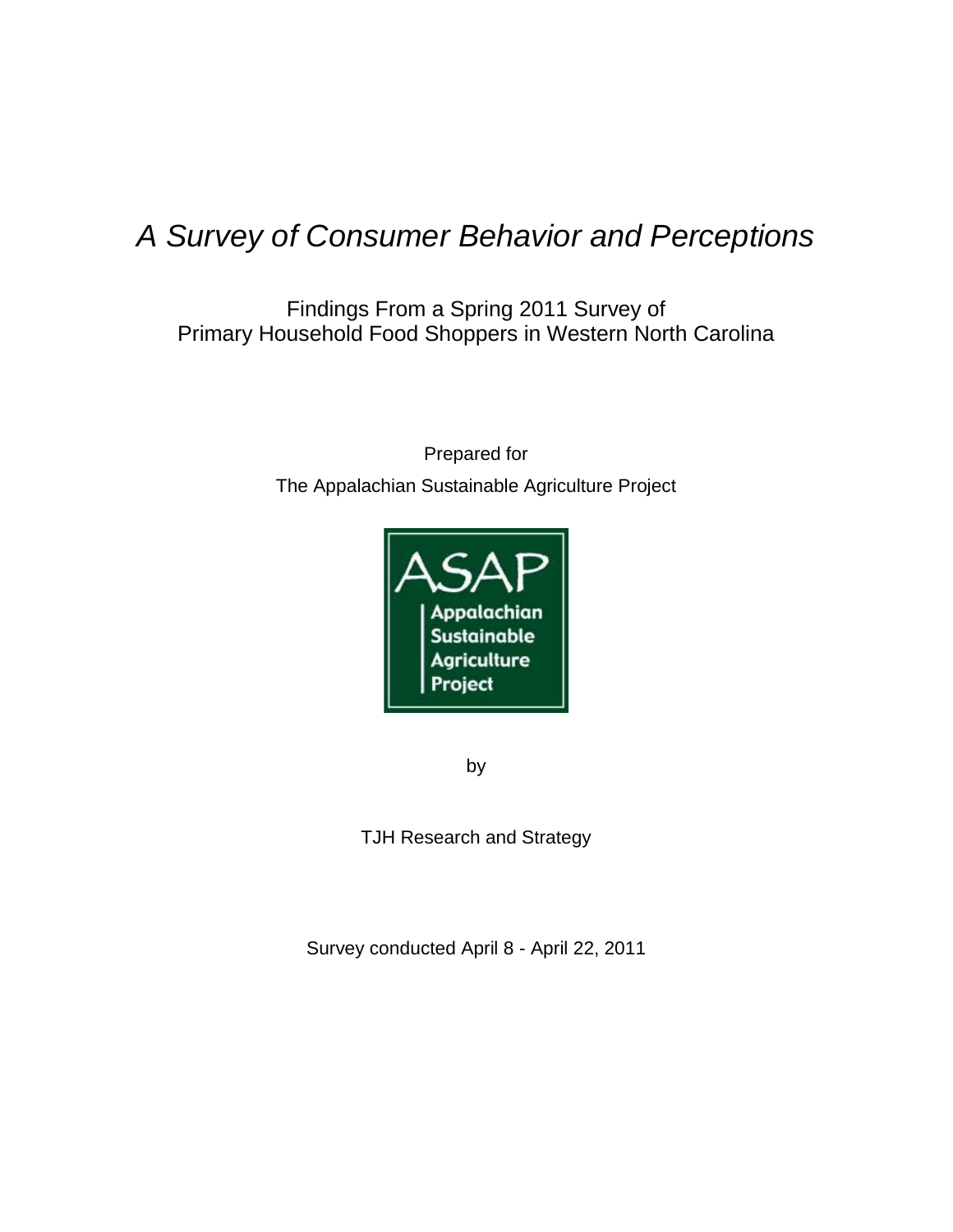# *A Survey of Consumer Behavior and Perceptions*

Findings From a Spring 2011 Survey of
Primary Household Food Shoppers in Western North Carolina

Prepared for

The Appalachian Sustainable Agriculture Project

ASAP
Appalachian
Sustainable
Agriculture
Project

by

TJH Research and Strategy

Survey conducted April 8 - April 22, 2011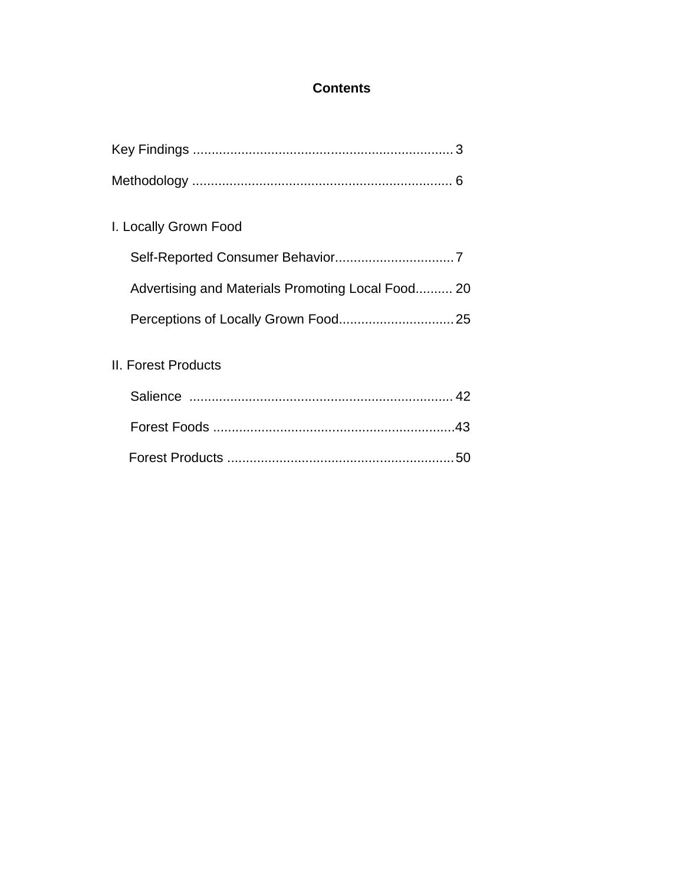# Contents

Key Findings ..................................................................... 3

Methodology ..................................................................... 6

I. Locally Grown Food

- Self-Reported Consumer Behavior................................ 7
- Advertising and Materials Promoting Local Food.......... 20
- Perceptions of Locally Grown Food............................... 25

II. Forest Products

- Salience ...................................................................... 42
- Forest Foods ................................................................ 43
- Forest Products ............................................................ 50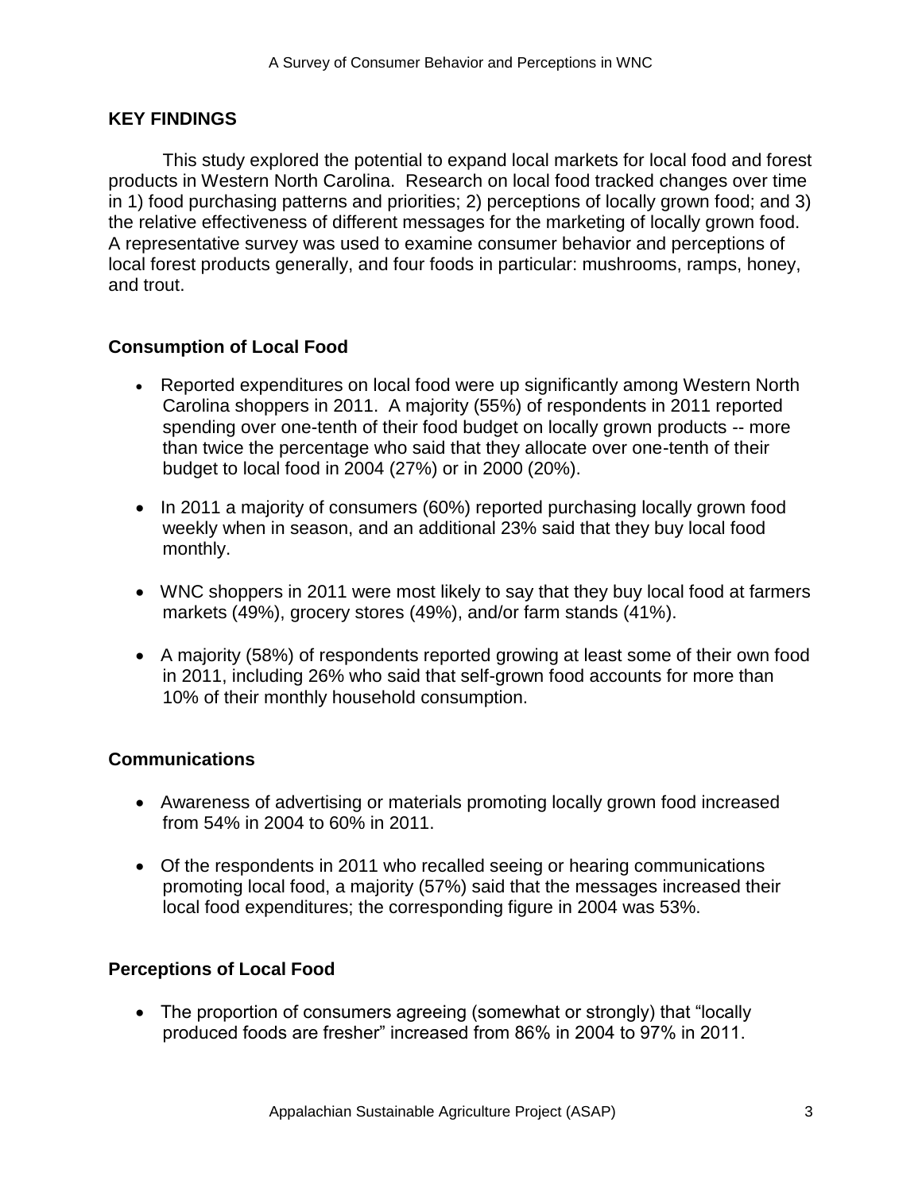## KEY FINDINGS

This study explored the potential to expand local markets for local food and forest products in Western North Carolina. Research on local food tracked changes over time in 1) food purchasing patterns and priorities; 2) perceptions of locally grown food; and 3) the relative effectiveness of different messages for the marketing of locally grown food. A representative survey was used to examine consumer behavior and perceptions of local forest products generally, and four foods in particular: mushrooms, ramps, honey, and trout.

### Consumption of Local Food

- Reported expenditures on local food were up significantly among Western North Carolina shoppers in 2011. A majority (55%) of respondents in 2011 reported spending over one-tenth of their food budget on locally grown products -- more than twice the percentage who said that they allocate over one-tenth of their budget to local food in 2004 (27%) or in 2000 (20%).
- In 2011 a majority of consumers (60%) reported purchasing locally grown food weekly when in season, and an additional 23% said that they buy local food monthly.
- WNC shoppers in 2011 were most likely to say that they buy local food at farmers markets (49%), grocery stores (49%), and/or farm stands (41%).
- A majority (58%) of respondents reported growing at least some of their own food in 2011, including 26% who said that self-grown food accounts for more than 10% of their monthly household consumption.

### Communications

- Awareness of advertising or materials promoting locally grown food increased from 54% in 2004 to 60% in 2011.
- Of the respondents in 2011 who recalled seeing or hearing communications promoting local food, a majority (57%) said that the messages increased their local food expenditures; the corresponding figure in 2004 was 53%.

### Perceptions of Local Food

- The proportion of consumers agreeing (somewhat or strongly) that "locally produced foods are fresher" increased from 86% in 2004 to 97% in 2011.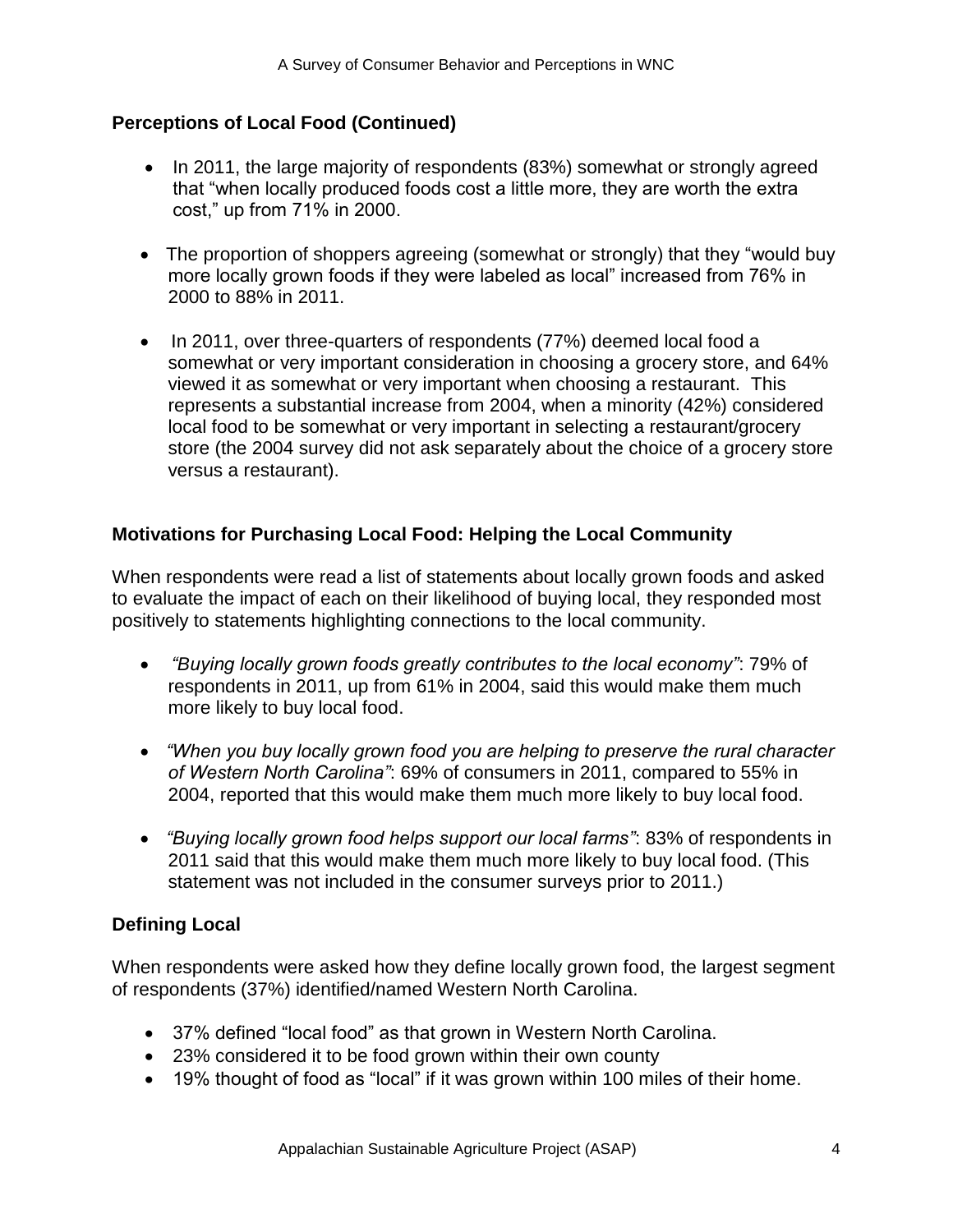## Perceptions of Local Food (Continued)

- In 2011, the large majority of respondents (83%) somewhat or strongly agreed that "when locally produced foods cost a little more, they are worth the extra cost," up from 71% in 2000.
- The proportion of shoppers agreeing (somewhat or strongly) that they "would buy more locally grown foods if they were labeled as local" increased from 76% in 2000 to 88% in 2011.
- In 2011, over three-quarters of respondents (77%) deemed local food a somewhat or very important consideration in choosing a grocery store, and 64% viewed it as somewhat or very important when choosing a restaurant. This represents a substantial increase from 2004, when a minority (42%) considered local food to be somewhat or very important in selecting a restaurant/grocery store (the 2004 survey did not ask separately about the choice of a grocery store versus a restaurant).

## Motivations for Purchasing Local Food: Helping the Local Community

When respondents were read a list of statements about locally grown foods and asked to evaluate the impact of each on their likelihood of buying local, they responded most positively to statements highlighting connections to the local community.

- *"Buying locally grown foods greatly contributes to the local economy"*: 79% of respondents in 2011, up from 61% in 2004, said this would make them much more likely to buy local food.
- *"When you buy locally grown food you are helping to preserve the rural character of Western North Carolina"*: 69% of consumers in 2011, compared to 55% in 2004, reported that this would make them much more likely to buy local food.
- *"Buying locally grown food helps support our local farms"*: 83% of respondents in 2011 said that this would make them much more likely to buy local food. (This statement was not included in the consumer surveys prior to 2011.)

## Defining Local

When respondents were asked how they define locally grown food, the largest segment of respondents (37%) identified/named Western North Carolina.

- 37% defined "local food" as that grown in Western North Carolina.
- 23% considered it to be food grown within their own county
- 19% thought of food as "local" if it was grown within 100 miles of their home.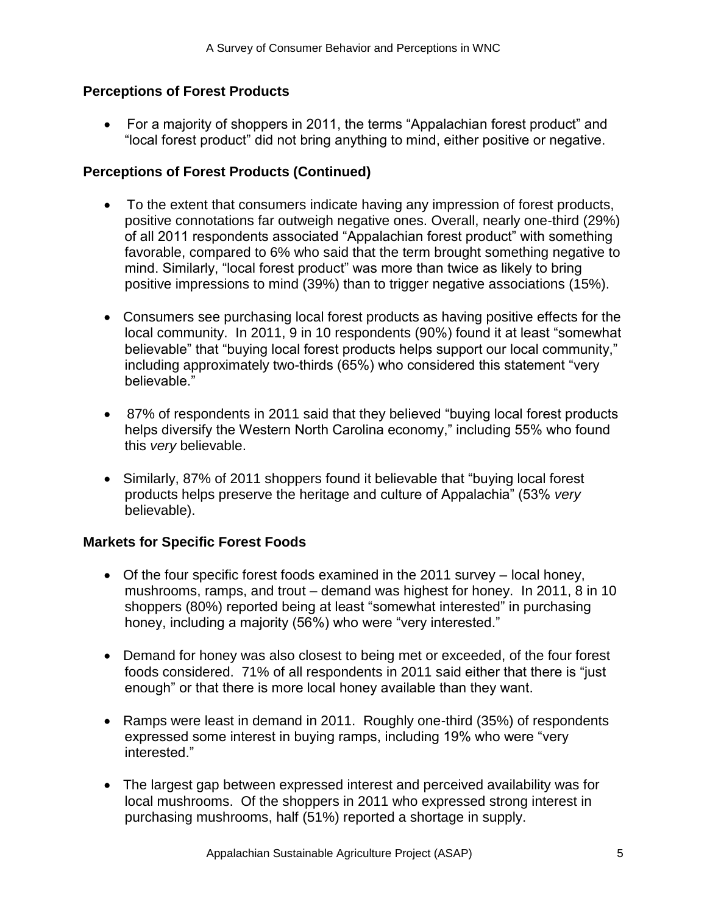## Perceptions of Forest Products

- For a majority of shoppers in 2011, the terms "Appalachian forest product" and "local forest product" did not bring anything to mind, either positive or negative.

## Perceptions of Forest Products (Continued)

- To the extent that consumers indicate having any impression of forest products, positive connotations far outweigh negative ones. Overall, nearly one-third (29%) of all 2011 respondents associated "Appalachian forest product" with something favorable, compared to 6% who said that the term brought something negative to mind. Similarly, "local forest product" was more than twice as likely to bring positive impressions to mind (39%) than to trigger negative associations (15%).

- Consumers see purchasing local forest products as having positive effects for the local community. In 2011, 9 in 10 respondents (90%) found it at least "somewhat believable" that "buying local forest products helps support our local community," including approximately two-thirds (65%) who considered this statement "very believable."

- 87% of respondents in 2011 said that they believed "buying local forest products helps diversify the Western North Carolina economy," including 55% who found this *very* believable.

- Similarly, 87% of 2011 shoppers found it believable that "buying local forest products helps preserve the heritage and culture of Appalachia" (53% *very* believable).

## Markets for Specific Forest Foods

- Of the four specific forest foods examined in the 2011 survey – local honey, mushrooms, ramps, and trout – demand was highest for honey. In 2011, 8 in 10 shoppers (80%) reported being at least "somewhat interested" in purchasing honey, including a majority (56%) who were "very interested."

- Demand for honey was also closest to being met or exceeded, of the four forest foods considered. 71% of all respondents in 2011 said either that there is "just enough" or that there is more local honey available than they want.

- Ramps were least in demand in 2011. Roughly one-third (35%) of respondents expressed some interest in buying ramps, including 19% who were "very interested."

- The largest gap between expressed interest and perceived availability was for local mushrooms. Of the shoppers in 2011 who expressed strong interest in purchasing mushrooms, half (51%) reported a shortage in supply.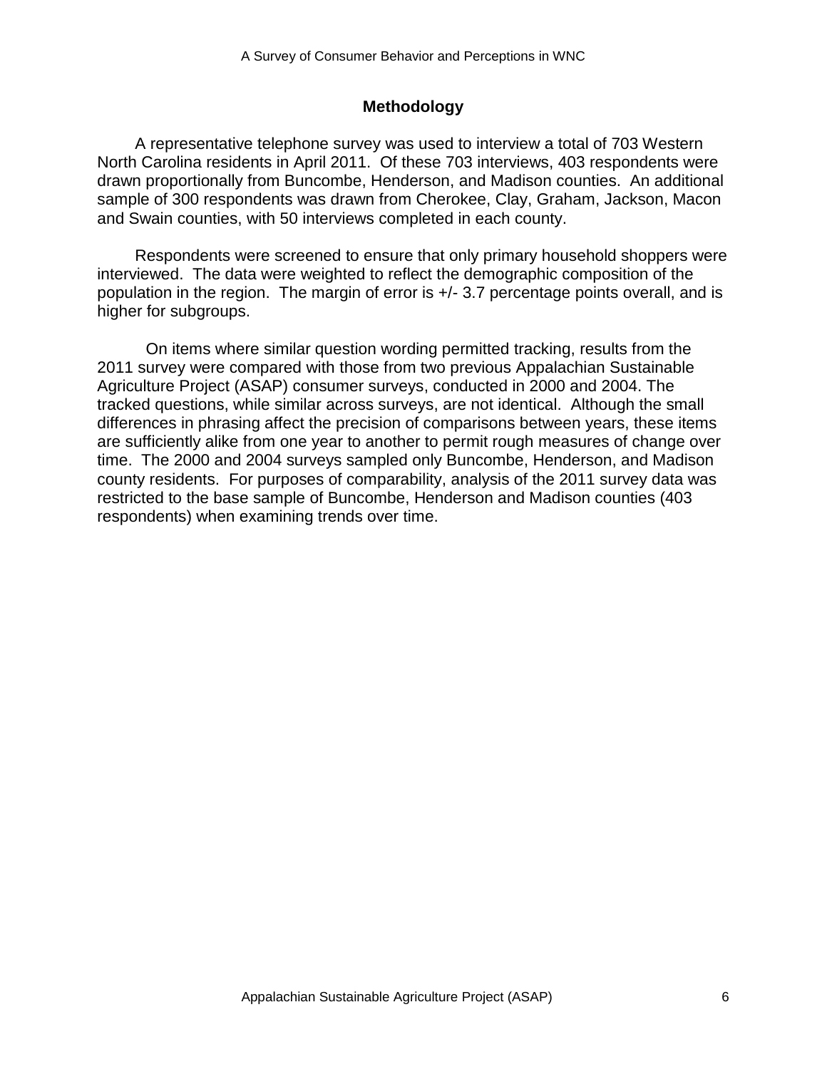## Methodology

A representative telephone survey was used to interview a total of 703 Western North Carolina residents in April 2011. Of these 703 interviews, 403 respondents were drawn proportionally from Buncombe, Henderson, and Madison counties. An additional sample of 300 respondents was drawn from Cherokee, Clay, Graham, Jackson, Macon and Swain counties, with 50 interviews completed in each county.

Respondents were screened to ensure that only primary household shoppers were interviewed. The data were weighted to reflect the demographic composition of the population in the region. The margin of error is +/- 3.7 percentage points overall, and is higher for subgroups.

On items where similar question wording permitted tracking, results from the 2011 survey were compared with those from two previous Appalachian Sustainable Agriculture Project (ASAP) consumer surveys, conducted in 2000 and 2004. The tracked questions, while similar across surveys, are not identical. Although the small differences in phrasing affect the precision of comparisons between years, these items are sufficiently alike from one year to another to permit rough measures of change over time. The 2000 and 2004 surveys sampled only Buncombe, Henderson, and Madison county residents. For purposes of comparability, analysis of the 2011 survey data was restricted to the base sample of Buncombe, Henderson and Madison counties (403 respondents) when examining trends over time.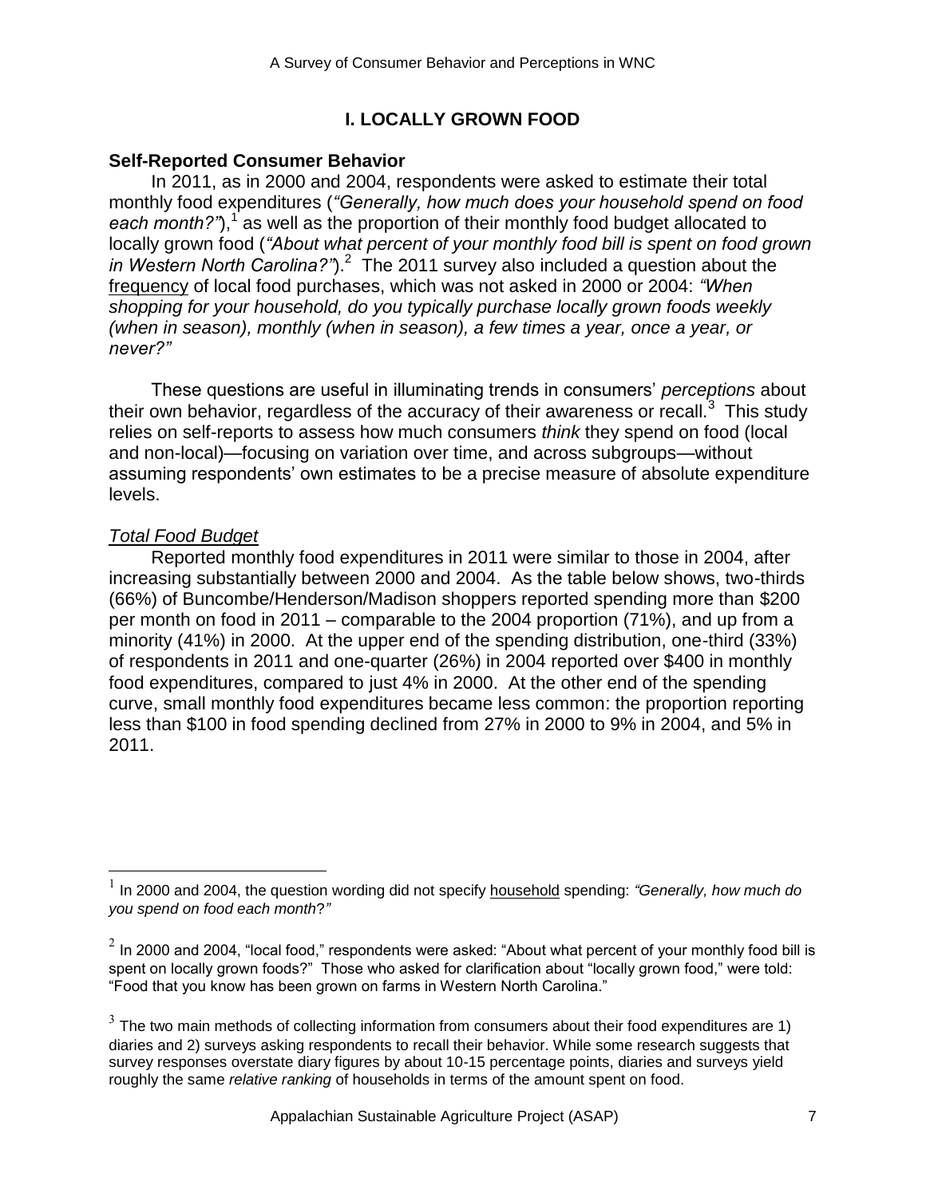# I. LOCALLY GROWN FOOD

## Self-Reported Consumer Behavior

In 2011, as in 2000 and 2004, respondents were asked to estimate their total monthly food expenditures (*"Generally, how much does your household spend on food each month?"*),[1] as well as the proportion of their monthly food budget allocated to locally grown food (*"About what percent of your monthly food bill is spent on food grown in Western North Carolina?"*).[2] The 2011 survey also included a question about the frequency of local food purchases, which was not asked in 2000 or 2004: *"When shopping for your household, do you typically purchase locally grown foods weekly (when in season), monthly (when in season), a few times a year, once a year, or never?"*

These questions are useful in illuminating trends in consumers' *perceptions* about their own behavior, regardless of the accuracy of their awareness or recall.[3] This study relies on self-reports to assess how much consumers *think* they spend on food (local and non-local)—focusing on variation over time, and across subgroups—without assuming respondents' own estimates to be a precise measure of absolute expenditure levels.

### *Total Food Budget*

Reported monthly food expenditures in 2011 were similar to those in 2004, after increasing substantially between 2000 and 2004. As the table below shows, two-thirds (66%) of Buncombe/Henderson/Madison shoppers reported spending more than $200 per month on food in 2011 – comparable to the 2004 proportion (71%), and up from a minority (41%) in 2000. At the upper end of the spending distribution, one-third (33%) of respondents in 2011 and one-quarter (26%) in 2004 reported over $400 in monthly food expenditures, compared to just 4% in 2000. At the other end of the spending curve, small monthly food expenditures became less common: the proportion reporting less than $100 in food spending declined from 27% in 2000 to 9% in 2004, and 5% in 2011.

---

[1] In 2000 and 2004, the question wording did not specify household spending: *"Generally, how much do you spend on food each month?"*

[2] In 2000 and 2004, "local food," respondents were asked: "About what percent of your monthly food bill is spent on locally grown foods?" Those who asked for clarification about "locally grown food," were told: "Food that you know has been grown on farms in Western North Carolina."

[3] The two main methods of collecting information from consumers about their food expenditures are 1) diaries and 2) surveys asking respondents to recall their behavior. While some research suggests that survey responses overstate diary figures by about 10-15 percentage points, diaries and surveys yield roughly the same *relative ranking* of households in terms of the amount spent on food.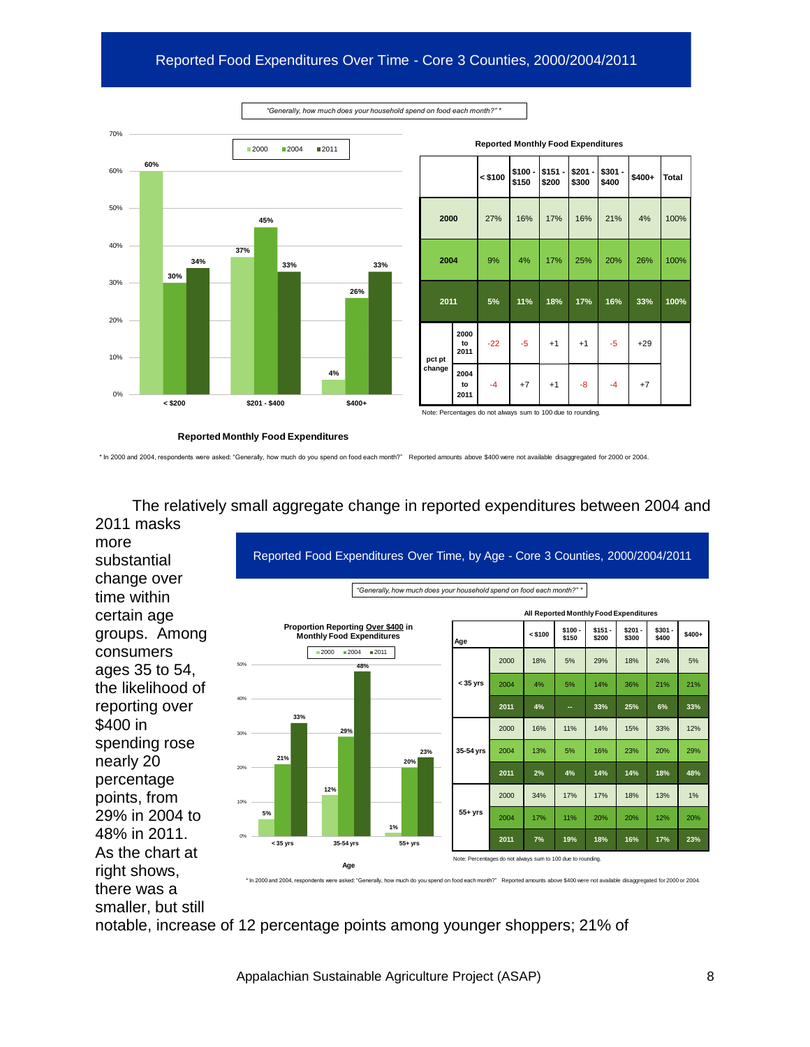## Reported Food Expenditures Over Time - Core 3 Counties, 2000/2004/2011

*"Generally, how much does your household spend on food each month?" **

**Reported Monthly Food Expenditures**

| Reported Monthly Food Expenditures | 2000 | 2004 | 2011 |
|---|---|---|---|
| < $200 | 60% | 30% | 34% |
| $201 - $400 | 37% | 45% | 33% |
| $400+ | 4% | 26% | 33% |

**Reported Monthly Food Expenditures**

| | | < $100 | $100 - $150 | $151 - $200 | $201 - $300 | $301 - $400 | $400+ | Total |
|---|---|---|---|---|---|---|---|---|
| 2000 | | 27% | 16% | 17% | 16% | 21% | 4% | 100% |
| 2004 | | 9% | 4% | 17% | 25% | 20% | 26% | 100% |
| **2011** | | **5%** | **11%** | **18%** | **17%** | **16%** | **33%** | **100%** |
| pct pt change | 2000 to 2011 | -22 | -5 | +1 | +1 | -5 | +29 | |
| | 2004 to 2011 | -4 | +7 | +1 | -8 | -4 | +7 | |

Note: Percentages do not always sum to 100 due to rounding.

* In 2000 and 2004, respondents were asked: "Generally, how much do you spend on food each month?" Reported amounts above $400 were not available disaggregated for 2000 or 2004.

The relatively small aggregate change in reported expenditures between 2004 and 2011 masks more substantial change over time within certain age groups. Among consumers ages 35 to 54, the likelihood of reporting over $400 in spending rose nearly 20 percentage points, from 29% in 2004 to 48% in 2011. As the chart at right shows, there was a smaller, but still notable, increase of 12 percentage points among younger shoppers; 21% of

## Reported Food Expenditures Over Time, by Age - Core 3 Counties, 2000/2004/2011

*"Generally, how much does your household spend on food each month?" **

**Proportion Reporting Over $400 in Monthly Food Expenditures**

| Age | 2000 | 2004 | 2011 |
|---|---|---|---|
| < 35 yrs | 5% | 21% | 33% |
| 35-54 yrs | 12% | 29% | 48% |
| 55+ yrs | 1% | 20% | 23% |

**All Reported Monthly Food Expenditures**

| Age | | < $100 | $100 - $150 | $151 - $200 | $201 - $300 | $301 - $400 | $400+ |
|---|---|---|---|---|---|---|---|
| < 35 yrs | 2000 | 18% | 5% | 29% | 18% | 24% | 5% |
| | 2004 | 4% | 5% | 14% | 36% | 21% | 21% |
| | **2011** | **4%** | **--** | **33%** | **25%** | **6%** | **33%** |
| 35-54 yrs | 2000 | 16% | 11% | 14% | 15% | 33% | 12% |
| | 2004 | 13% | 5% | 16% | 23% | 20% | 29% |
| | **2011** | **2%** | **4%** | **14%** | **14%** | **18%** | **48%** |
| 55+ yrs | 2000 | 34% | 17% | 17% | 18% | 13% | 1% |
| | 2004 | 17% | 11% | 20% | 20% | 12% | 20% |
| | **2011** | **7%** | **19%** | **18%** | **16%** | **17%** | **23%** |

Note: Percentages do not always sum to 100 due to rounding.

* In 2000 and 2004, respondents were asked: "Generally, how much do you spend on food each month?" Reported amounts above $400 were not available disaggregated for 2000 or 2004.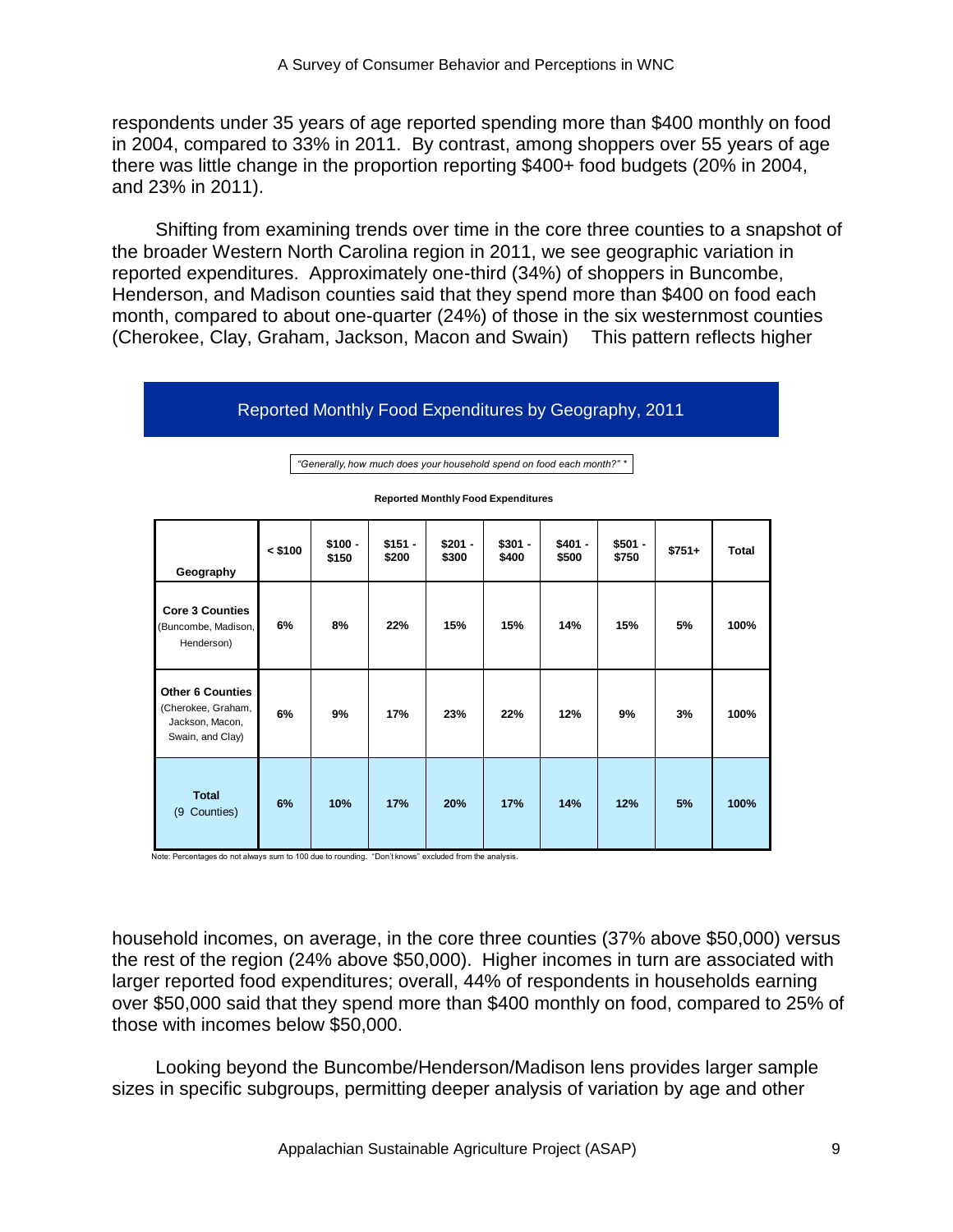respondents under 35 years of age reported spending more than $400 monthly on food in 2004, compared to 33% in 2011. By contrast, among shoppers over 55 years of age there was little change in the proportion reporting $400+ food budgets (20% in 2004, and 23% in 2011).

Shifting from examining trends over time in the core three counties to a snapshot of the broader Western North Carolina region in 2011, we see geographic variation in reported expenditures. Approximately one-third (34%) of shoppers in Buncombe, Henderson, and Madison counties said that they spend more than $400 on food each month, compared to about one-quarter (24%) of those in the six westernmost counties (Cherokee, Clay, Graham, Jackson, Macon and Swain) This pattern reflects higher

**Reported Monthly Food Expenditures by Geography, 2011**

*"Generally, how much does your household spend on food each month?" **

**Reported Monthly Food Expenditures**

| Geography | < $100 | $100 - $150 | $151 - $200 | $201 - $300 | $301 - $400 | $401 - $500 | $501 - $750 | $751+ | Total |
|---|---|---|---|---|---|---|---|---|---|
| **Core 3 Counties** (Buncombe, Madison, Henderson) | 6% | 8% | 22% | 15% | 15% | 14% | 15% | 5% | 100% |
| **Other 6 Counties** (Cherokee, Graham, Jackson, Macon, Swain, and Clay) | 6% | 9% | 17% | 23% | 22% | 12% | 9% | 3% | 100% |
| **Total** (9 Counties) | 6% | 10% | 17% | 20% | 17% | 14% | 12% | 5% | 100% |

Note: Percentages do not always sum to 100 due to rounding. "Don't knows" excluded from the analysis.

household incomes, on average, in the core three counties (37% above $50,000) versus the rest of the region (24% above $50,000). Higher incomes in turn are associated with larger reported food expenditures; overall, 44% of respondents in households earning over $50,000 said that they spend more than $400 monthly on food, compared to 25% of those with incomes below $50,000.

Looking beyond the Buncombe/Henderson/Madison lens provides larger sample sizes in specific subgroups, permitting deeper analysis of variation by age and other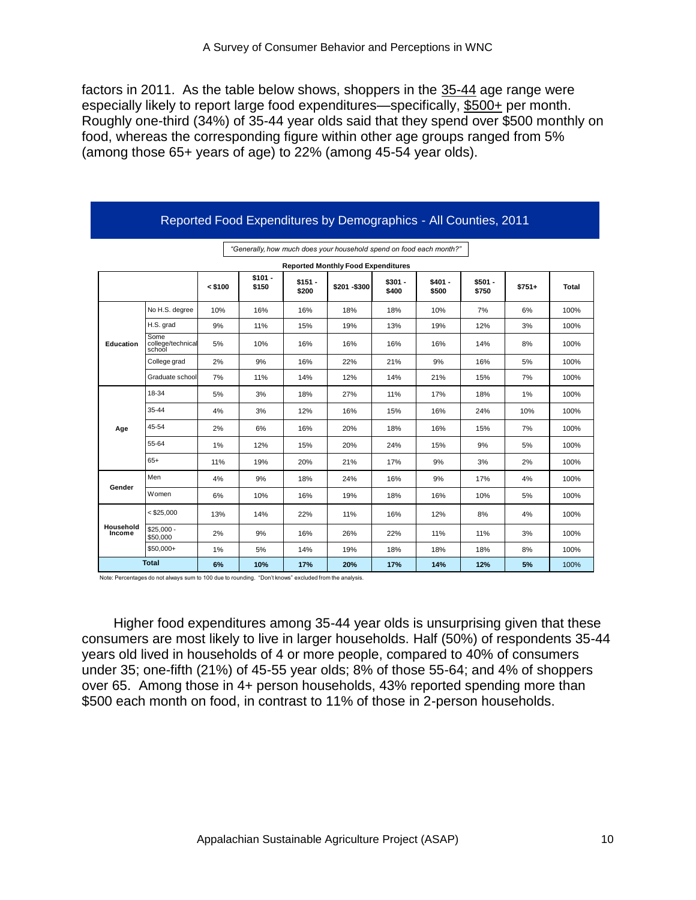factors in 2011. As the table below shows, shoppers in the 35-44 age range were especially likely to report large food expenditures—specifically, $500+ per month. Roughly one-third (34%) of 35-44 year olds said that they spend over $500 monthly on food, whereas the corresponding figure within other age groups ranged from 5% (among those 65+ years of age) to 22% (among 45-54 year olds).

**Reported Food Expenditures by Demographics - All Counties, 2011**

*"Generally, how much does your household spend on food each month?"*

| | | Reported Monthly Food Expenditures | | | | | | | | |
|---|---|---|---|---|---|---|---|---|---|---|
| | | < $100 | $101 - $150 | $151 - $200 | $201 -$300 | $301 - $400 | $401 - $500 | $501 - $750 | $751+ | Total |
| Education | No H.S. degree | 10% | 16% | 16% | 18% | 18% | 10% | 7% | 6% | 100% |
| | H.S. grad | 9% | 11% | 15% | 19% | 13% | 19% | 12% | 3% | 100% |
| | Some college/technical school | 5% | 10% | 16% | 16% | 16% | 16% | 14% | 8% | 100% |
| | College grad | 2% | 9% | 16% | 22% | 21% | 9% | 16% | 5% | 100% |
| | Graduate school | 7% | 11% | 14% | 12% | 14% | 21% | 15% | 7% | 100% |
| Age | 18-34 | 5% | 3% | 18% | 27% | 11% | 17% | 18% | 1% | 100% |
| | 35-44 | 4% | 3% | 12% | 16% | 15% | 16% | 24% | 10% | 100% |
| | 45-54 | 2% | 6% | 16% | 20% | 18% | 16% | 15% | 7% | 100% |
| | 55-64 | 1% | 12% | 15% | 20% | 24% | 15% | 9% | 5% | 100% |
| | 65+ | 11% | 19% | 20% | 21% | 17% | 9% | 3% | 2% | 100% |
| Gender | Men | 4% | 9% | 18% | 24% | 16% | 9% | 17% | 4% | 100% |
| | Women | 6% | 10% | 16% | 19% | 18% | 16% | 10% | 5% | 100% |
| Household Income | < $25,000 | 13% | 14% | 22% | 11% | 16% | 12% | 8% | 4% | 100% |
| | $25,000 - $50,000 | 2% | 9% | 16% | 26% | 22% | 11% | 11% | 3% | 100% |
| | $50,000+ | 1% | 5% | 14% | 19% | 18% | 18% | 18% | 8% | 100% |
| **Total** | | **6%** | **10%** | **17%** | **20%** | **17%** | **14%** | **12%** | **5%** | 100% |

Note: Percentages do not always sum to 100 due to rounding. "Don't knows" excluded from the analysis.

Higher food expenditures among 35-44 year olds is unsurprising given that these consumers are most likely to live in larger households. Half (50%) of respondents 35-44 years old lived in households of 4 or more people, compared to 40% of consumers under 35; one-fifth (21%) of 45-55 year olds; 8% of those 55-64; and 4% of shoppers over 65. Among those in 4+ person households, 43% reported spending more than $500 each month on food, in contrast to 11% of those in 2-person households.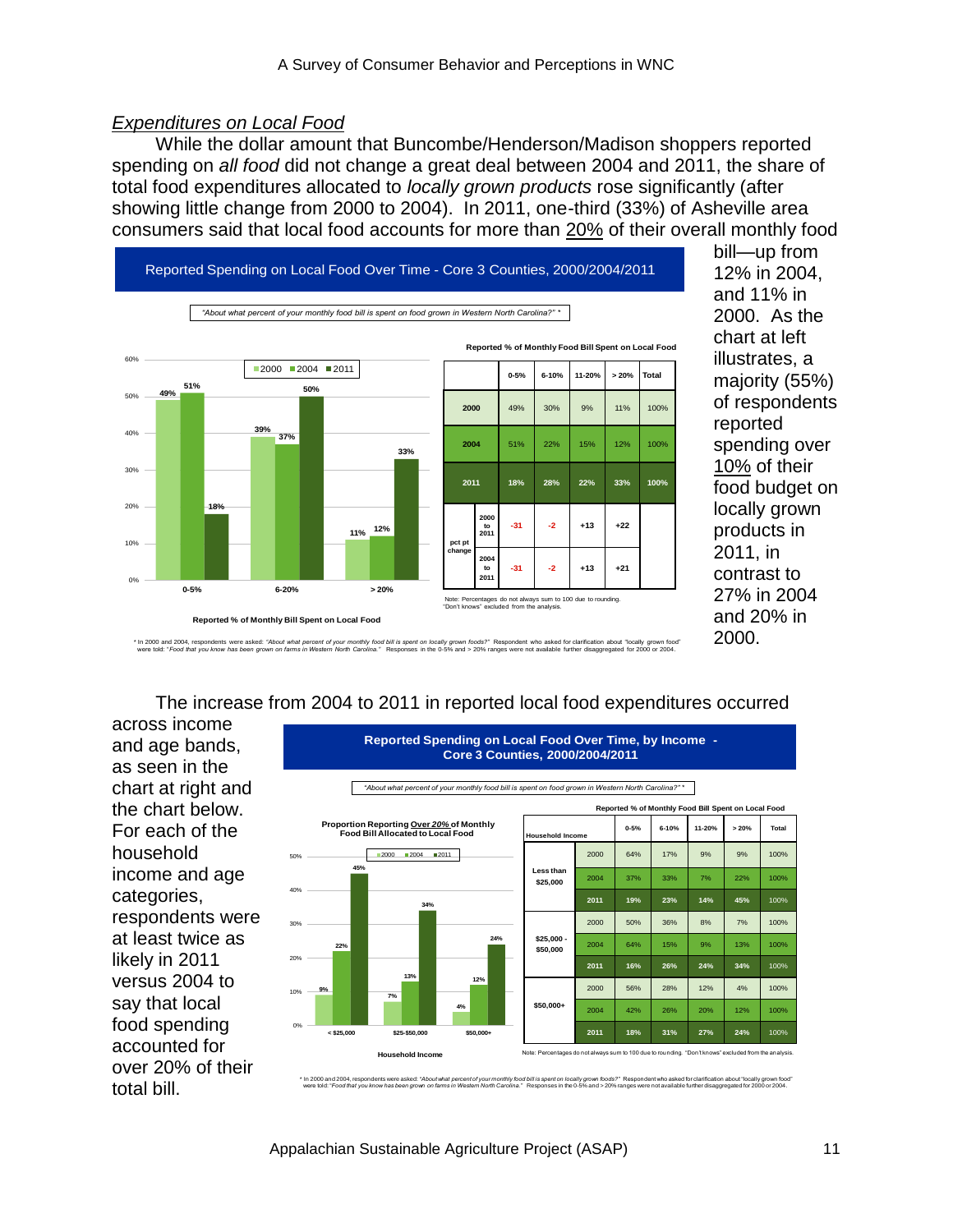## *Expenditures on Local Food*

While the dollar amount that Buncombe/Henderson/Madison shoppers reported spending on *all food* did not change a great deal between 2004 and 2011, the share of total food expenditures allocated to *locally grown products* rose significantly (after showing little change from 2000 to 2004). In 2011, one-third (33%) of Asheville area consumers said that local food accounts for more than 20% of their overall monthly food bill—up from 12% in 2004, and 11% in 2000. As the chart at left illustrates, a majority (55%) of respondents reported spending over 10% of their food budget on locally grown products in 2011, in contrast to 27% in 2004 and 20% in 2000.

**Reported Spending on Local Food Over Time - Core 3 Counties, 2000/2004/2011**

*"About what percent of your monthly food bill is spent on food grown in Western North Carolina?" \**

Reported % of Monthly Bill Spent on Local Food

| | 2000 | 2004 | 2011 |
|---|---|---|---|
| 0-5% | 49% | 51% | 18% |
| 6-20% | 39% | 37% | 50% |
| > 20% | 11% | 12% | 33% |

**Reported % of Monthly Food Bill Spent on Local Food**

| | | 0-5% | 6-10% | 11-20% | > 20% | Total |
|---|---|---|---|---|---|---|
| 2000 | | 49% | 30% | 9% | 11% | 100% |
| 2004 | | 51% | 22% | 15% | 12% | 100% |
| 2011 | | 18% | 28% | 22% | 33% | 100% |
| pct pt change | 2000 to 2011 | -31 | -2 | +13 | +22 | |
| | 2004 to 2011 | -31 | -2 | +13 | +21 | |

Note: Percentages do not always sum to 100 due to rounding. "Don't knows" excluded from the analysis.

\* In 2000 and 2004, respondents were asked: *"About what percent of your monthly food bill is spent on locally grown foods?"* Respondent who asked for clarification about "locally grown food" were told: "*Food that you know has been grown on farms in Western North Carolina.*" Responses in the 0-5% and > 20% ranges were not available further disaggregated for 2000 or 2004.

The increase from 2004 to 2011 in reported local food expenditures occurred across income and age bands, as seen in the chart at right and the chart below. For each of the household income and age categories, respondents were at least twice as likely in 2011 versus 2004 to say that local food spending accounted for over 20% of their total bill.

**Reported Spending on Local Food Over Time, by Income - Core 3 Counties, 2000/2004/2011**

*"About what percent of your monthly food bill is spent on food grown in Western North Carolina?" \**

**Proportion Reporting *Over 20%* of Monthly Food Bill Allocated to Local Food**

| Household Income | 2000 | 2004 | 2011 |
|---|---|---|---|
| < $25,000 | 9% | 22% | 45% |
| $25-$50,000 | 7% | 13% | 34% |
| $50,000+ | 4% | 12% | 24% |

**Reported % of Monthly Food Bill Spent on Local Food**

| Household Income | | 0-5% | 6-10% | 11-20% | > 20% | Total |
|---|---|---|---|---|---|---|
| Less than $25,000 | 2000 | 64% | 17% | 9% | 9% | 100% |
| | 2004 | 37% | 33% | 7% | 22% | 100% |
| | 2011 | 19% | 23% | 14% | 45% | 100% |
| $25,000 - $50,000 | 2000 | 50% | 36% | 8% | 7% | 100% |
| | 2004 | 64% | 15% | 9% | 13% | 100% |
| | 2011 | 16% | 26% | 24% | 34% | 100% |
| $50,000+ | 2000 | 56% | 28% | 12% | 4% | 100% |
| | 2004 | 42% | 26% | 20% | 12% | 100% |
| | 2011 | 18% | 31% | 27% | 24% | 100% |

Note: Percentages do not always sum to 100 due to rounding. "Don't knows" excluded from the analysis.

\* In 2000 and 2004, respondents were asked: *"About what percent of your monthly food bill is spent on locally grown foods?"* Respondent who asked for clarification about "locally grown food" were told: "*Food that you know has been grown on farms in Western North Carolina.*" Responses in the 0-5% and > 20% ranges were not available further disaggregated for 2000 or 2004.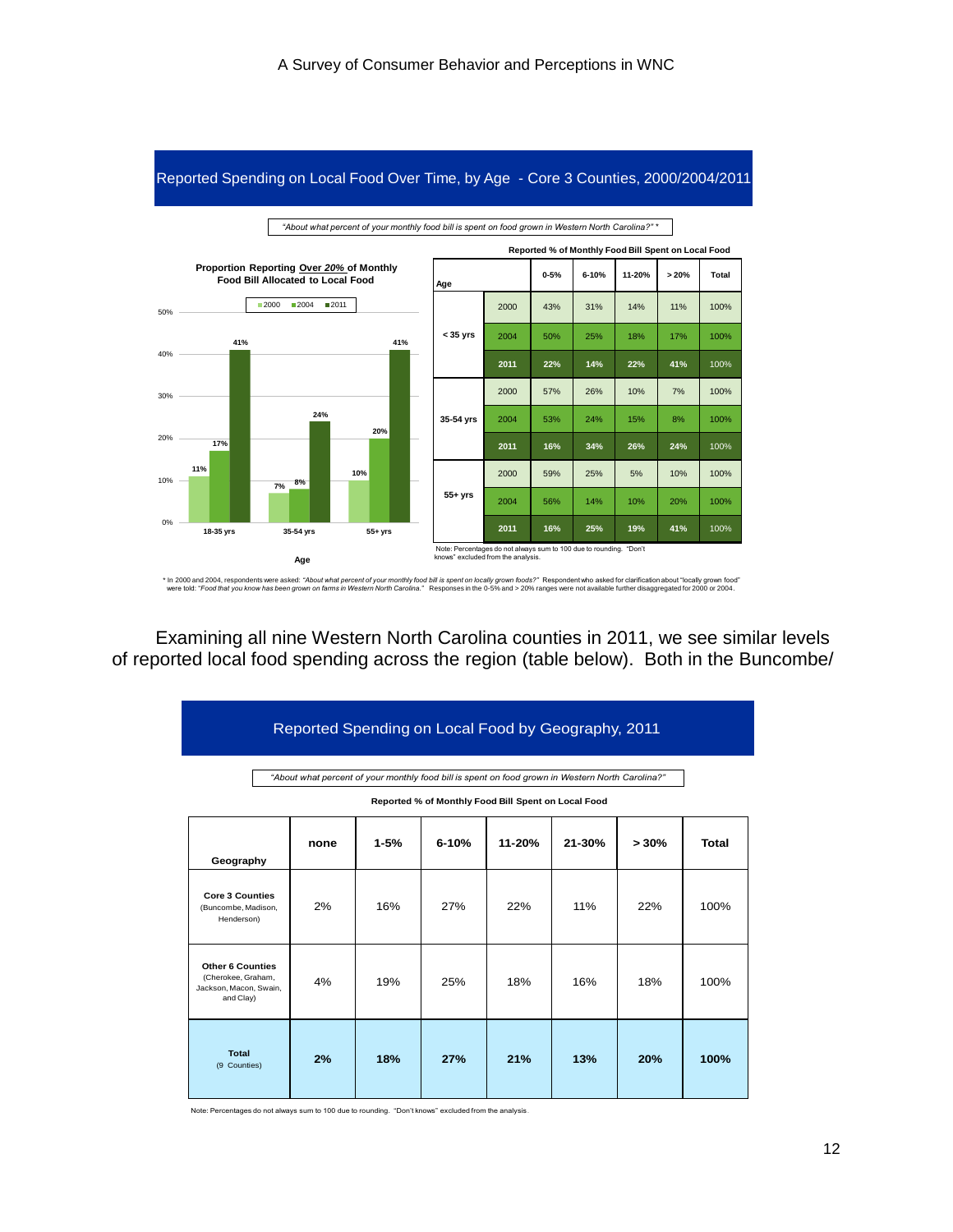## Reported Spending on Local Food Over Time, by Age - Core 3 Counties, 2000/2004/2011

*"About what percent of your monthly food bill is spent on food grown in Western North Carolina?"* *

**Proportion Reporting Over 20% of Monthly Food Bill Allocated to Local Food**

| Age | 2000 | 2004 | 2011 |
|---|---|---|---|
| 18-35 yrs | 11% | 17% | 41% |
| 35-54 yrs | 7% | 8% | 24% |
| 55+ yrs | 10% | 20% | 41% |

**Reported % of Monthly Food Bill Spent on Local Food**

| Age | | 0-5% | 6-10% | 11-20% | > 20% | Total |
|---|---|---|---|---|---|---|
| < 35 yrs | 2000 | 43% | 31% | 14% | 11% | 100% |
| | 2004 | 50% | 25% | 18% | 17% | 100% |
| | 2011 | 22% | 14% | 22% | 41% | 100% |
| 35-54 yrs | 2000 | 57% | 26% | 10% | 7% | 100% |
| | 2004 | 53% | 24% | 15% | 8% | 100% |
| | 2011 | 16% | 34% | 26% | 24% | 100% |
| 55+ yrs | 2000 | 59% | 25% | 5% | 10% | 100% |
| | 2004 | 56% | 14% | 10% | 20% | 100% |
| | 2011 | 16% | 25% | 19% | 41% | 100% |

Note: Percentages do not always sum to 100 due to rounding. "Don't knows" excluded from the analysis.

* In 2000 and 2004, respondents were asked: *"About what percent of your monthly food bill is spent on locally grown foods?"* Respondent who asked for clarification about "locally grown food" were told: *"Food that you know has been grown on farms in Western North Carolina."* Responses in the 0-5% and > 20% ranges were not available further disaggregated for 2000 or 2004.

Examining all nine Western North Carolina counties in 2011, we see similar levels of reported local food spending across the region (table below). Both in the Buncombe/

## Reported Spending on Local Food by Geography, 2011

*"About what percent of your monthly food bill is spent on food grown in Western North Carolina?"*

**Reported % of Monthly Food Bill Spent on Local Food**

| Geography | none | 1-5% | 6-10% | 11-20% | 21-30% | > 30% | Total |
|---|---|---|---|---|---|---|---|
| **Core 3 Counties** (Buncombe, Madison, Henderson) | 2% | 16% | 27% | 22% | 11% | 22% | 100% |
| **Other 6 Counties** (Cherokee, Graham, Jackson, Macon, Swain, and Clay) | 4% | 19% | 25% | 18% | 16% | 18% | 100% |
| **Total** (9 Counties) | **2%** | **18%** | **27%** | **21%** | **13%** | **20%** | **100%** |

Note: Percentages do not always sum to 100 due to rounding. "Don't knows" excluded from the analysis.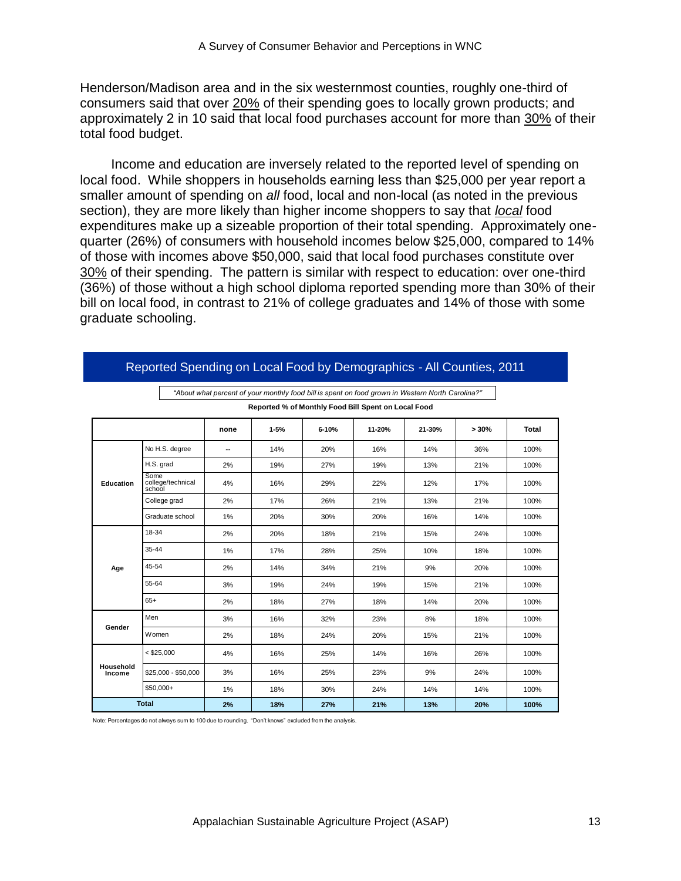Henderson/Madison area and in the six westernmost counties, roughly one-third of consumers said that over <u>20%</u> of their spending goes to locally grown products; and approximately 2 in 10 said that local food purchases account for more than <u>30%</u> of their total food budget.

Income and education are inversely related to the reported level of spending on local food. While shoppers in households earning less than $25,000 per year report a smaller amount of spending on *all* food, local and non-local (as noted in the previous section), they are more likely than higher income shoppers to say that ***local*** food expenditures make up a sizeable proportion of their total spending. Approximately one-quarter (26%) of consumers with household incomes below $25,000, compared to 14% of those with incomes above $50,000, said that local food purchases constitute over <u>30%</u> of their spending. The pattern is similar with respect to education: over one-third (36%) of those without a high school diploma reported spending more than 30% of their bill on local food, in contrast to 21% of college graduates and 14% of those with some graduate schooling.

## Reported Spending on Local Food by Demographics - All Counties, 2011

*"About what percent of your monthly food bill is spent on food grown in Western North Carolina?"*

**Reported % of Monthly Food Bill Spent on Local Food**

| | | none | 1-5% | 6-10% | 11-20% | 21-30% | > 30% | Total |
|---|---|---|---|---|---|---|---|---|
| **Education** | No H.S. degree | -- | 14% | 20% | 16% | 14% | 36% | 100% |
| | H.S. grad | 2% | 19% | 27% | 19% | 13% | 21% | 100% |
| | Some college/technical school | 4% | 16% | 29% | 22% | 12% | 17% | 100% |
| | College grad | 2% | 17% | 26% | 21% | 13% | 21% | 100% |
| | Graduate school | 1% | 20% | 30% | 20% | 16% | 14% | 100% |
| **Age** | 18-34 | 2% | 20% | 18% | 21% | 15% | 24% | 100% |
| | 35-44 | 1% | 17% | 28% | 25% | 10% | 18% | 100% |
| | 45-54 | 2% | 14% | 34% | 21% | 9% | 20% | 100% |
| | 55-64 | 3% | 19% | 24% | 19% | 15% | 21% | 100% |
| | 65+ | 2% | 18% | 27% | 18% | 14% | 20% | 100% |
| **Gender** | Men | 3% | 16% | 32% | 23% | 8% | 18% | 100% |
| | Women | 2% | 18% | 24% | 20% | 15% | 21% | 100% |
| **Household Income** | < $25,000 | 4% | 16% | 25% | 14% | 16% | 26% | 100% |
| | $25,000 - $50,000 | 3% | 16% | 25% | 23% | 9% | 24% | 100% |
| | $50,000+ | 1% | 18% | 30% | 24% | 14% | 14% | 100% |
| **Total** | | **2%** | **18%** | **27%** | **21%** | **13%** | **20%** | **100%** |

Note: Percentages do not always sum to 100 due to rounding. "Don't knows" excluded from the analysis.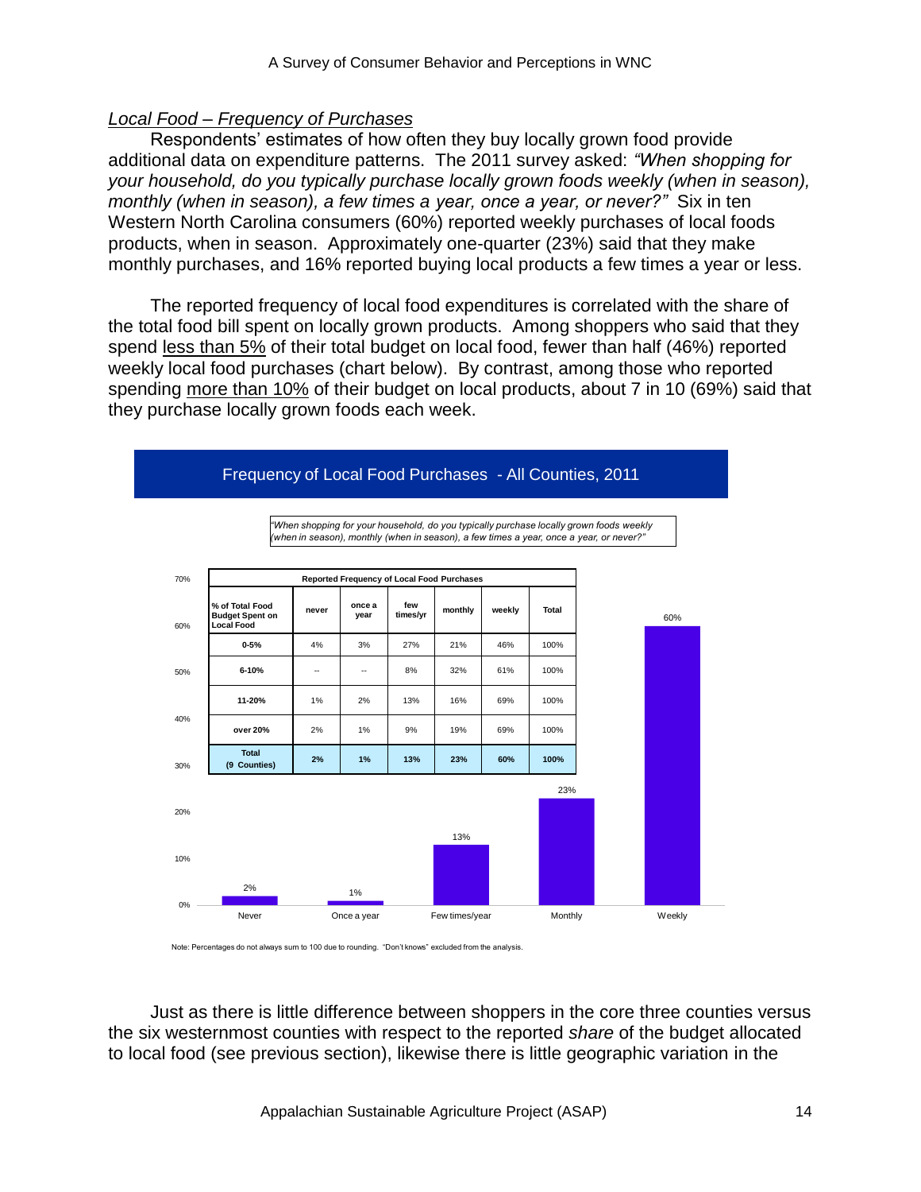## *Local Food – Frequency of Purchases*

Respondents' estimates of how often they buy locally grown food provide additional data on expenditure patterns. The 2011 survey asked: *"When shopping for your household, do you typically purchase locally grown foods weekly (when in season), monthly (when in season), a few times a year, once a year, or never?"* Six in ten Western North Carolina consumers (60%) reported weekly purchases of local foods products, when in season. Approximately one-quarter (23%) said that they make monthly purchases, and 16% reported buying local products a few times a year or less.

The reported frequency of local food expenditures is correlated with the share of the total food bill spent on locally grown products. Among shoppers who said that they spend less than 5% of their total budget on local food, fewer than half (46%) reported weekly local food purchases (chart below). By contrast, among those who reported spending more than 10% of their budget on local products, about 7 in 10 (69%) said that they purchase locally grown foods each week.

**Frequency of Local Food Purchases - All Counties, 2011**

*"When shopping for your household, do you typically purchase locally grown foods weekly (when in season), monthly (when in season), a few times a year, once a year, or never?"*

**Reported Frequency of Local Food Purchases**

| % of Total Food Budget Spent on Local Food | never | once a year | few times/yr | monthly | weekly | Total |
|---|---|---|---|---|---|---|
| 0-5% | 4% | 3% | 27% | 21% | 46% | 100% |
| 6-10% | -- | -- | 8% | 32% | 61% | 100% |
| 11-20% | 1% | 2% | 13% | 16% | 69% | 100% |
| over 20% | 2% | 1% | 9% | 19% | 69% | 100% |
| **Total (9 Counties)** | **2%** | **1%** | **13%** | **23%** | **60%** | **100%** |

| Frequency | Percent |
|---|---|
| Never | 2% |
| Once a year | 1% |
| Few times/year | 13% |
| Monthly | 23% |
| Weekly | 60% |

Note: Percentages do not always sum to 100 due to rounding. "Don't knows" excluded from the analysis.

Just as there is little difference between shoppers in the core three counties versus the six westernmost counties with respect to the reported *share* of the budget allocated to local food (see previous section), likewise there is little geographic variation in the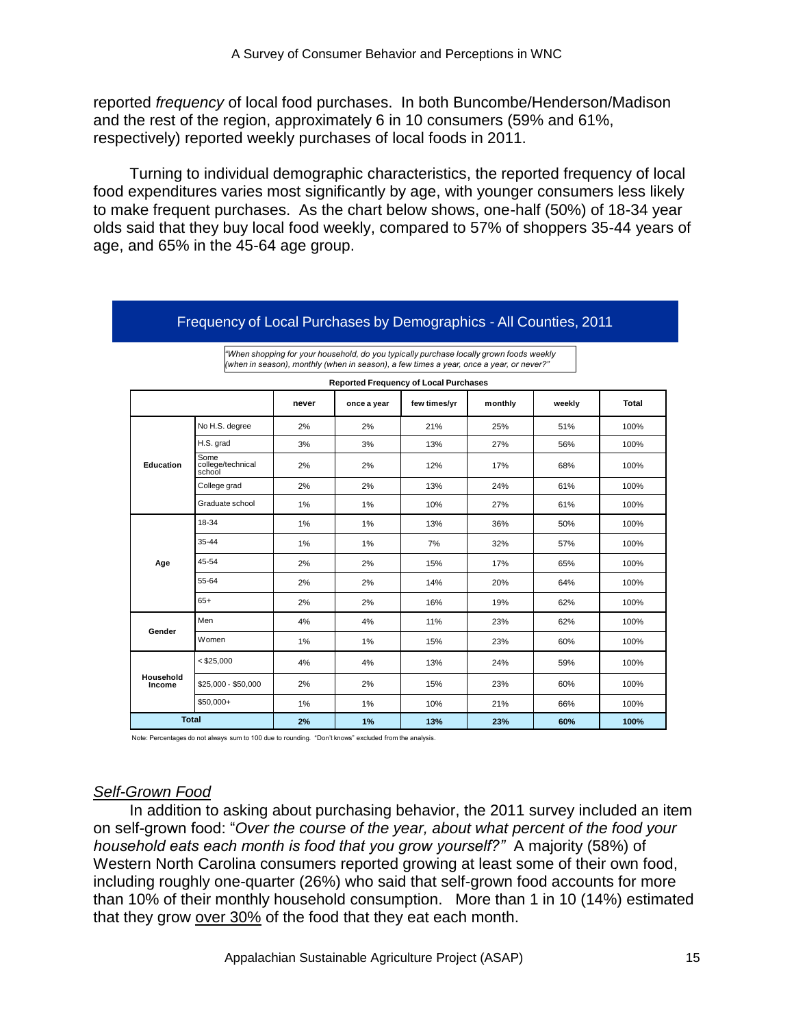reported *frequency* of local food purchases. In both Buncombe/Henderson/Madison and the rest of the region, approximately 6 in 10 consumers (59% and 61%, respectively) reported weekly purchases of local foods in 2011.

Turning to individual demographic characteristics, the reported frequency of local food expenditures varies most significantly by age, with younger consumers less likely to make frequent purchases. As the chart below shows, one-half (50%) of 18-34 year olds said that they buy local food weekly, compared to 57% of shoppers 35-44 years of age, and 65% in the 45-64 age group.

**Frequency of Local Purchases by Demographics - All Counties, 2011**

*"When shopping for your household, do you typically purchase locally grown foods weekly (when in season), monthly (when in season), a few times a year, once a year, or never?"*

**Reported Frequency of Local Purchases**

| | | never | once a year | few times/yr | monthly | weekly | Total |
|---|---|---|---|---|---|---|---|
| **Education** | No H.S. degree | 2% | 2% | 21% | 25% | 51% | 100% |
| | H.S. grad | 3% | 3% | 13% | 27% | 56% | 100% |
| | Some college/technical school | 2% | 2% | 12% | 17% | 68% | 100% |
| | College grad | 2% | 2% | 13% | 24% | 61% | 100% |
| | Graduate school | 1% | 1% | 10% | 27% | 61% | 100% |
| **Age** | 18-34 | 1% | 1% | 13% | 36% | 50% | 100% |
| | 35-44 | 1% | 1% | 7% | 32% | 57% | 100% |
| | 45-54 | 2% | 2% | 15% | 17% | 65% | 100% |
| | 55-64 | 2% | 2% | 14% | 20% | 64% | 100% |
| | 65+ | 2% | 2% | 16% | 19% | 62% | 100% |
| **Gender** | Men | 4% | 4% | 11% | 23% | 62% | 100% |
| | Women | 1% | 1% | 15% | 23% | 60% | 100% |
| **Household Income** | < $25,000 | 4% | 4% | 13% | 24% | 59% | 100% |
| | $25,000 - $50,000 | 2% | 2% | 15% | 23% | 60% | 100% |
| | $50,000+ | 1% | 1% | 10% | 21% | 66% | 100% |
| **Total** | | **2%** | **1%** | **13%** | **23%** | **60%** | **100%** |

Note: Percentages do not always sum to 100 due to rounding. "Don't knows" excluded from the analysis.

## *Self-Grown Food*

In addition to asking about purchasing behavior, the 2011 survey included an item on self-grown food: "*Over the course of the year, about what percent of the food your household eats each month is food that you grow yourself?"* A majority (58%) of Western North Carolina consumers reported growing at least some of their own food, including roughly one-quarter (26%) who said that self-grown food accounts for more than 10% of their monthly household consumption. More than 1 in 10 (14%) estimated that they grow over 30% of the food that they eat each month.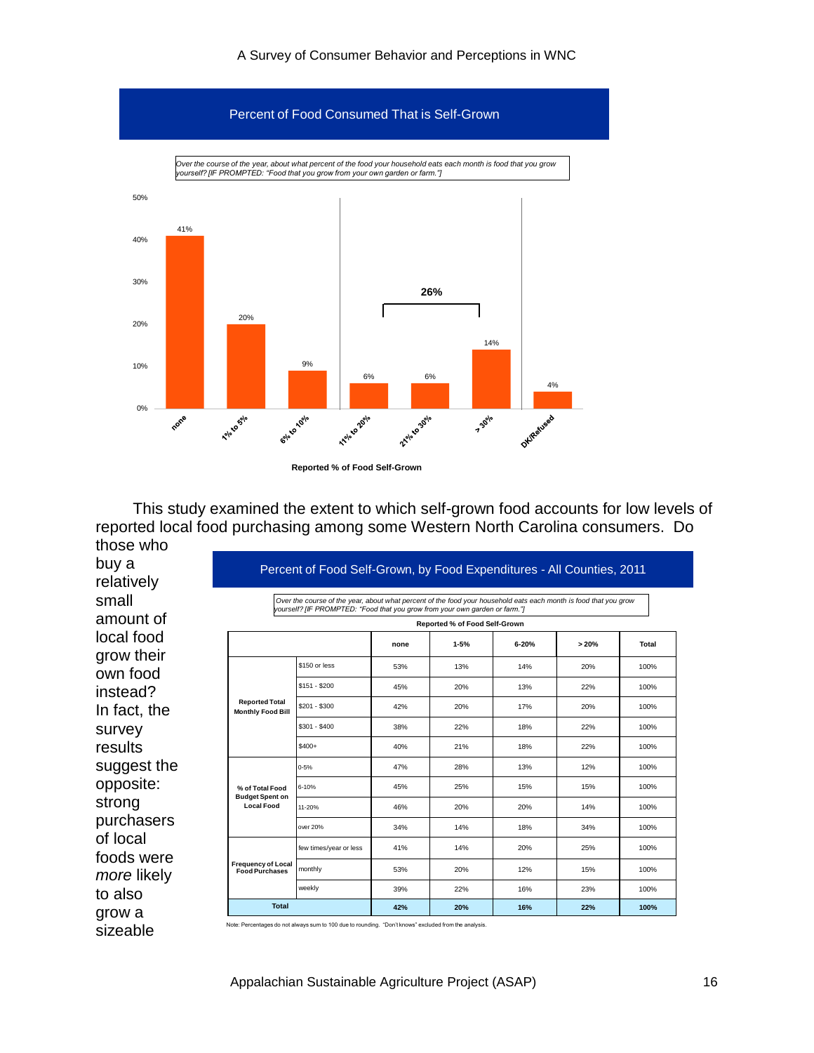## Percent of Food Consumed That is Self-Grown

*Over the course of the year, about what percent of the food your household eats each month is food that you grow yourself? [IF PROMPTED: "Food that you grow from your own garden or farm."]*

| Reported % of Food Self-Grown | Percent |
|---|---|
| none | 41% |
| 1% to 5% | 20% |
| 6% to 10% | 9% |
| 11% to 20% | 6% |
| 21% to 30% | 6% |
| > 30% | 14% |
| DK/Refused | 4% |

(11% to 20%, 21% to 30%, and > 30% combined: 26%)

**Reported % of Food Self-Grown**

This study examined the extent to which self-grown food accounts for low levels of reported local food purchasing among some Western North Carolina consumers. Do those who buy a relatively small amount of local food grow their own food instead? In fact, the survey results suggest the opposite: strong purchasers of local foods were *more* likely to also grow a sizeable

## Percent of Food Self-Grown, by Food Expenditures - All Counties, 2011

*Over the course of the year, about what percent of the food your household eats each month is food that you grow yourself? [IF PROMPTED: "Food that you grow from your own garden or farm."]*

| | | Reported % of Food Self-Grown | | | | |
|---|---|---|---|---|---|---|
| | | **none** | **1-5%** | **6-20%** | **> 20%** | **Total** |
| **Reported Total Monthly Food Bill** | $150 or less | 53% | 13% | 14% | 20% | 100% |
| | $151 - $200 | 45% | 20% | 13% | 22% | 100% |
| | $201 - $300 | 42% | 20% | 17% | 20% | 100% |
| | $301 - $400 | 38% | 22% | 18% | 22% | 100% |
| | $400+ | 40% | 21% | 18% | 22% | 100% |
| **% of Total Food Budget Spent on Local Food** | 0-5% | 47% | 28% | 13% | 12% | 100% |
| | 6-10% | 45% | 25% | 15% | 15% | 100% |
| | 11-20% | 46% | 20% | 20% | 14% | 100% |
| | over 20% | 34% | 14% | 18% | 34% | 100% |
| **Frequency of Local Food Purchases** | few times/year or less | 41% | 14% | 20% | 25% | 100% |
| | monthly | 53% | 20% | 12% | 15% | 100% |
| | weekly | 39% | 22% | 16% | 23% | 100% |
| **Total** | | **42%** | **20%** | **16%** | **22%** | **100%** |

Note: Percentages do not always sum to 100 due to rounding. "Don't knows" excluded from the analysis.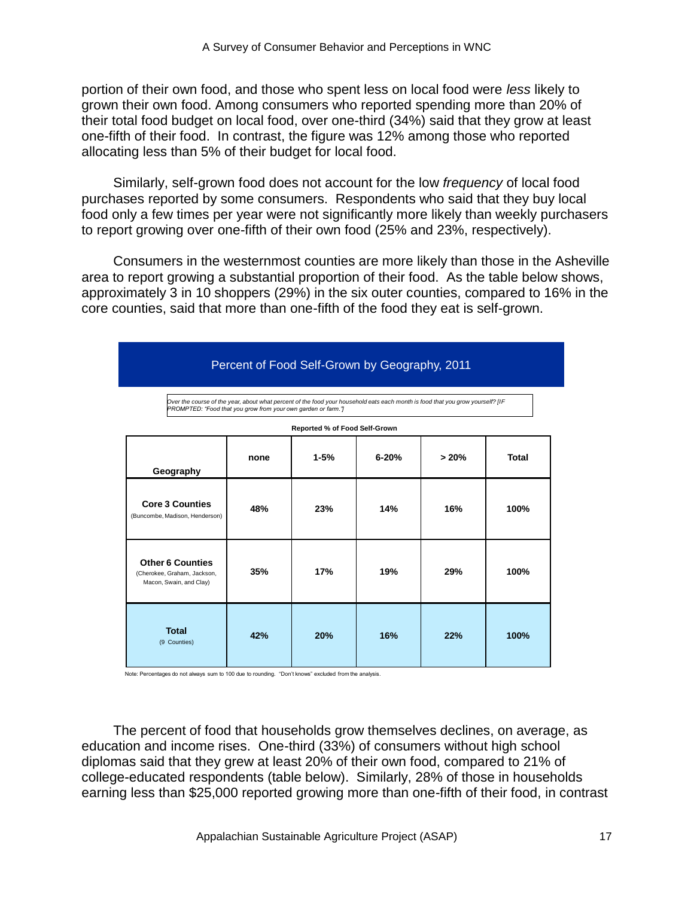portion of their own food, and those who spent less on local food were *less* likely to grown their own food. Among consumers who reported spending more than 20% of their total food budget on local food, over one-third (34%) said that they grow at least one-fifth of their food. In contrast, the figure was 12% among those who reported allocating less than 5% of their budget for local food.

Similarly, self-grown food does not account for the low *frequency* of local food purchases reported by some consumers. Respondents who said that they buy local food only a few times per year were not significantly more likely than weekly purchasers to report growing over one-fifth of their own food (25% and 23%, respectively).

Consumers in the westernmost counties are more likely than those in the Asheville area to report growing a substantial proportion of their food. As the table below shows, approximately 3 in 10 shoppers (29%) in the six outer counties, compared to 16% in the core counties, said that more than one-fifth of the food they eat is self-grown.

**Percent of Food Self-Grown by Geography, 2011**

*Over the course of the year, about what percent of the food your household eats each month is food that you grow yourself? [IF PROMPTED: "Food that you grow from your own garden or farm."]*

| | Reported % of Food Self-Grown | | | | |
|---|---|---|---|---|---|
| **Geography** | **none** | **1-5%** | **6-20%** | **> 20%** | **Total** |
| **Core 3 Counties** (Buncombe, Madison, Henderson) | **48%** | **23%** | **14%** | **16%** | **100%** |
| **Other 6 Counties** (Cherokee, Graham, Jackson, Macon, Swain, and Clay) | **35%** | **17%** | **19%** | **29%** | **100%** |
| **Total** (9 Counties) | **42%** | **20%** | **16%** | **22%** | **100%** |

Note: Percentages do not always sum to 100 due to rounding. "Don't knows" excluded from the analysis.

The percent of food that households grow themselves declines, on average, as education and income rises. One-third (33%) of consumers without high school diplomas said that they grew at least 20% of their own food, compared to 21% of college-educated respondents (table below). Similarly, 28% of those in households earning less than $25,000 reported growing more than one-fifth of their food, in contrast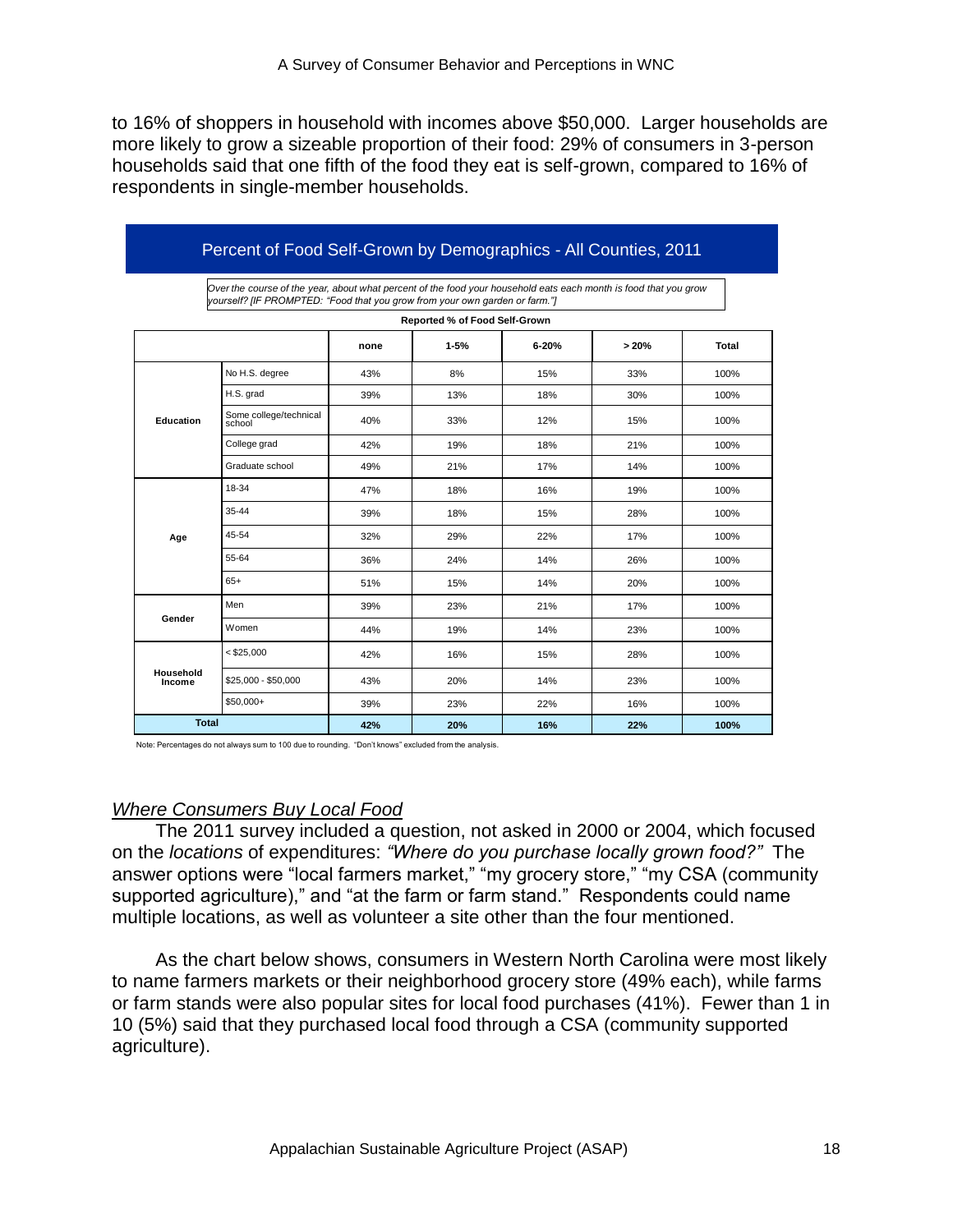to 16% of shoppers in household with incomes above $50,000. Larger households are more likely to grow a sizeable proportion of their food: 29% of consumers in 3-person households said that one fifth of the food they eat is self-grown, compared to 16% of respondents in single-member households.

**Percent of Food Self-Grown by Demographics - All Counties, 2011**

*Over the course of the year, about what percent of the food your household eats each month is food that you grow yourself? [IF PROMPTED: "Food that you grow from your own garden or farm."]*

**Reported % of Food Self-Grown**

| | | none | 1-5% | 6-20% | > 20% | Total |
|---|---|---|---|---|---|---|
| **Education** | No H.S. degree | 43% | 8% | 15% | 33% | 100% |
| | H.S. grad | 39% | 13% | 18% | 30% | 100% |
| | Some college/technical school | 40% | 33% | 12% | 15% | 100% |
| | College grad | 42% | 19% | 18% | 21% | 100% |
| | Graduate school | 49% | 21% | 17% | 14% | 100% |
| **Age** | 18-34 | 47% | 18% | 16% | 19% | 100% |
| | 35-44 | 39% | 18% | 15% | 28% | 100% |
| | 45-54 | 32% | 29% | 22% | 17% | 100% |
| | 55-64 | 36% | 24% | 14% | 26% | 100% |
| | 65+ | 51% | 15% | 14% | 20% | 100% |
| **Gender** | Men | 39% | 23% | 21% | 17% | 100% |
| | Women | 44% | 19% | 14% | 23% | 100% |
| **Household Income** | < $25,000 | 42% | 16% | 15% | 28% | 100% |
| | $25,000 - $50,000 | 43% | 20% | 14% | 23% | 100% |
| | $50,000+ | 39% | 23% | 22% | 16% | 100% |
| **Total** | | **42%** | **20%** | **16%** | **22%** | **100%** |

Note: Percentages do not always sum to 100 due to rounding. "Don't knows" excluded from the analysis.

### *Where Consumers Buy Local Food*

The 2011 survey included a question, not asked in 2000 or 2004, which focused on the *locations* of expenditures: *"Where do you purchase locally grown food?"* The answer options were "local farmers market," "my grocery store," "my CSA (community supported agriculture)," and "at the farm or farm stand." Respondents could name multiple locations, as well as volunteer a site other than the four mentioned.

As the chart below shows, consumers in Western North Carolina were most likely to name farmers markets or their neighborhood grocery store (49% each), while farms or farm stands were also popular sites for local food purchases (41%). Fewer than 1 in 10 (5%) said that they purchased local food through a CSA (community supported agriculture).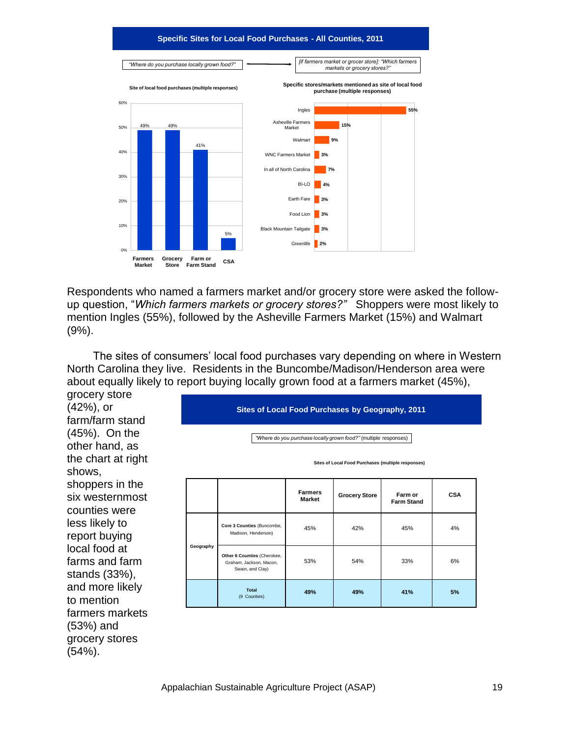**Specific Sites for Local Food Purchases - All Counties, 2011**

*"Where do you purchase locally grown food?"* → *[if farmers market or grocer store]: "Which farmers markets or grocery stores?"*

**Site of local food purchases (multiple responses)**

| Site | Percent |
|---|---|
| Farmers Market | 49% |
| Grocery Store | 49% |
| Farm or Farm Stand | 41% |
| CSA | 5% |

**Specific stores/markets mentioned as site of local food purchase (multiple responses)**

| Store/Market | Percent |
|---|---|
| Ingles | 55% |
| Asheville Farmers Market | 15% |
| Walmart | 9% |
| WNC Farmers Market | 3% |
| In all of North Carolina | 7% |
| BI-LO | 4% |
| Earth Fare | 3% |
| Food Lion | 3% |
| Black Mountain Tailgate | 3% |
| Greenlife | 2% |

Respondents who named a farmers market and/or grocery store were asked the follow-up question, "*Which farmers markets or grocery stores?"* Shoppers were most likely to mention Ingles (55%), followed by the Asheville Farmers Market (15%) and Walmart (9%).

The sites of consumers' local food purchases vary depending on where in Western North Carolina they live. Residents in the Buncombe/Madison/Henderson area were about equally likely to report buying locally grown food at a farmers market (45%), grocery store (42%), or farm/farm stand (45%). On the other hand, as the chart at right shows, shoppers in the six westernmost counties were less likely to report buying local food at farms and farm stands (33%), and more likely to mention farmers markets (53%) and grocery stores (54%).

**Sites of Local Food Purchases by Geography, 2011**

*"Where do you purchase locally grown food?"* (multiple responses)

**Sites of Local Food Purchases (multiple responses)**

| | | Farmers Market | Grocery Store | Farm or Farm Stand | CSA |
|---|---|---|---|---|---|
| Geography | **Core 3 Counties** (Buncombe, Madison, Henderson) | 45% | 42% | 45% | 4% |
| | **Other 6 Counties** (Cherokee, Graham, Jackson, Macon, Swain, and Clay) | 53% | 54% | 33% | 6% |
| | **Total** (9 Counties) | **49%** | **49%** | **41%** | **5%** |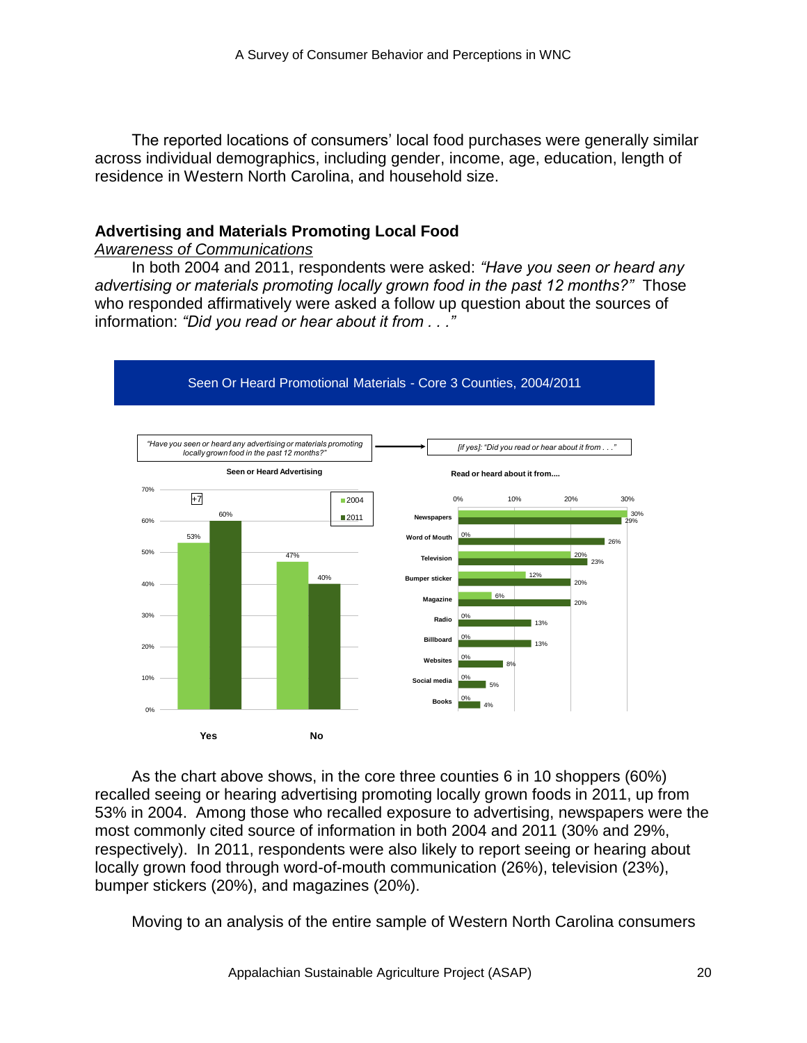The reported locations of consumers' local food purchases were generally similar across individual demographics, including gender, income, age, education, length of residence in Western North Carolina, and household size.

## Advertising and Materials Promoting Local Food

*Awareness of Communications*

In both 2004 and 2011, respondents were asked: *"Have you seen or heard any advertising or materials promoting locally grown food in the past 12 months?"* Those who responded affirmatively were asked a follow up question about the sources of information: *"Did you read or hear about it from . . ."*

**Seen Or Heard Promotional Materials - Core 3 Counties, 2004/2011**

*"Have you seen or heard any advertising or materials promoting locally grown food in the past 12 months?"* → *[if yes]: "Did you read or hear about it from . . ."*

**Seen or Heard Advertising**

| | 2004 | 2011 |
|---|---|---|
| Yes | 53% | 60% (+7) |
| No | 47% | 40% |

**Read or heard about it from....**

| Source | 2004 | 2011 |
|---|---|---|
| Newspapers | 30% | 29% |
| Word of Mouth | 0% | 26% |
| Television | 20% | 23% |
| Bumper sticker | 12% | 20% |
| Magazine | 6% | 20% |
| Radio | 0% | 13% |
| Billboard | 0% | 13% |
| Websites | 0% | 8% |
| Social media | 0% | 5% |
| Books | 0% | 4% |

As the chart above shows, in the core three counties 6 in 10 shoppers (60%) recalled seeing or hearing advertising promoting locally grown foods in 2011, up from 53% in 2004. Among those who recalled exposure to advertising, newspapers were the most commonly cited source of information in both 2004 and 2011 (30% and 29%, respectively). In 2011, respondents were also likely to report seeing or hearing about locally grown food through word-of-mouth communication (26%), television (23%), bumper stickers (20%), and magazines (20%).

Moving to an analysis of the entire sample of Western North Carolina consumers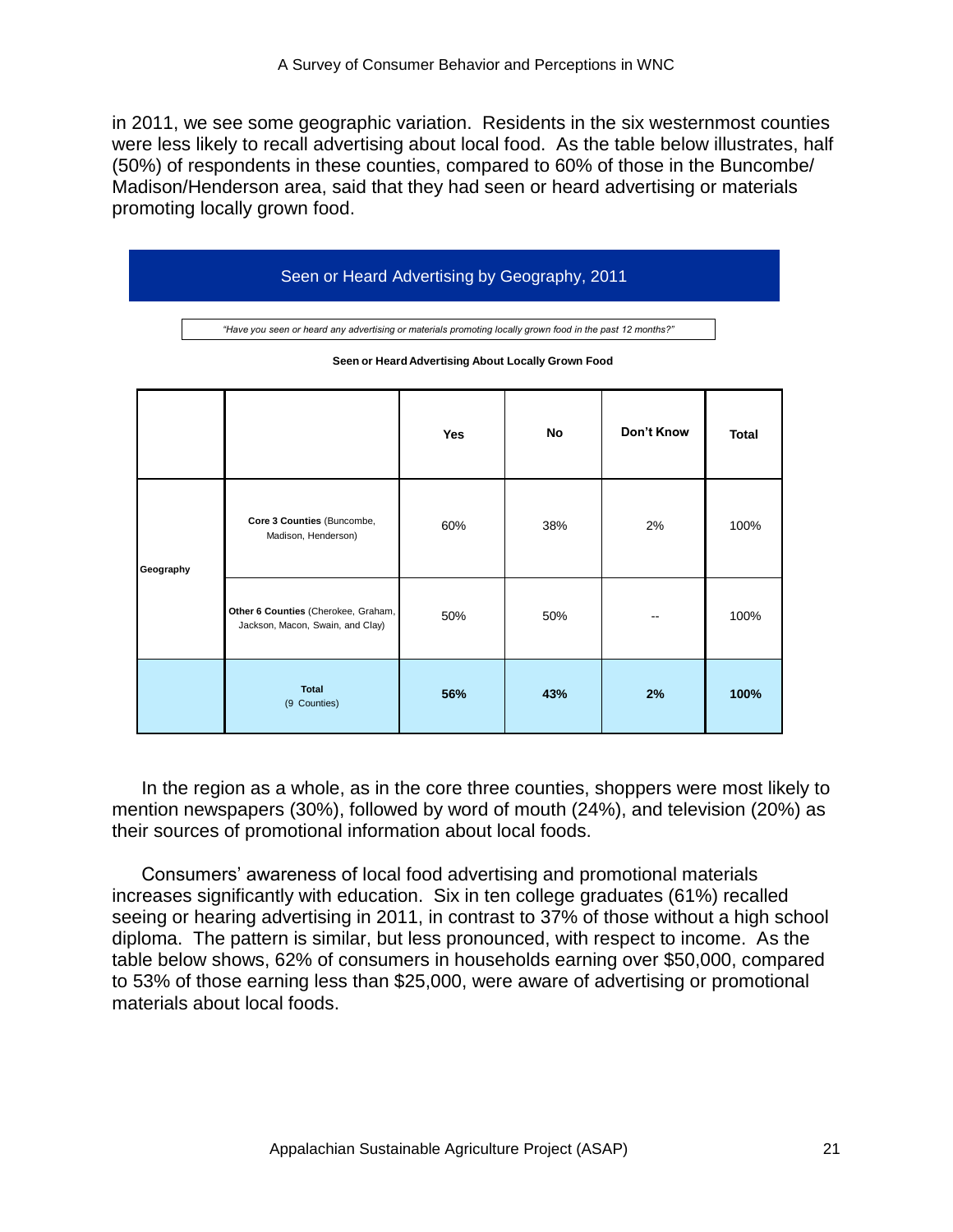in 2011, we see some geographic variation. Residents in the six westernmost counties were less likely to recall advertising about local food. As the table below illustrates, half (50%) of respondents in these counties, compared to 60% of those in the Buncombe/ Madison/Henderson area, said that they had seen or heard advertising or materials promoting locally grown food.

**Seen or Heard Advertising by Geography, 2011**

*"Have you seen or heard any advertising or materials promoting locally grown food in the past 12 months?"*

**Seen or Heard Advertising About Locally Grown Food**

| | | Yes | No | Don't Know | Total |
|---|---|---|---|---|---|
| Geography | **Core 3 Counties** (Buncombe, Madison, Henderson) | 60% | 38% | 2% | 100% |
| | **Other 6 Counties** (Cherokee, Graham, Jackson, Macon, Swain, and Clay) | 50% | 50% | -- | 100% |
| | **Total** (9 Counties) | **56%** | **43%** | **2%** | **100%** |

In the region as a whole, as in the core three counties, shoppers were most likely to mention newspapers (30%), followed by word of mouth (24%), and television (20%) as their sources of promotional information about local foods.

Consumers' awareness of local food advertising and promotional materials increases significantly with education. Six in ten college graduates (61%) recalled seeing or hearing advertising in 2011, in contrast to 37% of those without a high school diploma. The pattern is similar, but less pronounced, with respect to income. As the table below shows, 62% of consumers in households earning over $50,000, compared to 53% of those earning less than $25,000, were aware of advertising or promotional materials about local foods.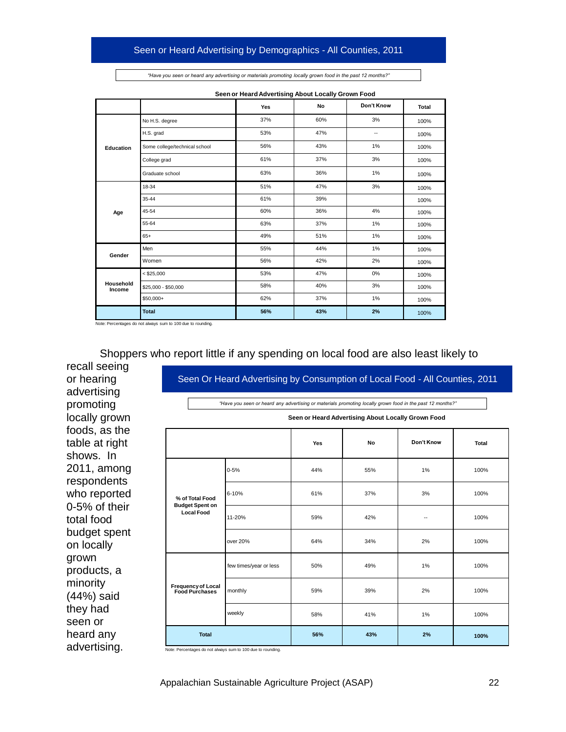## Seen or Heard Advertising by Demographics - All Counties, 2011

*"Have you seen or heard any advertising or materials promoting locally grown food in the past 12 months?"*

**Seen or Heard Advertising About Locally Grown Food**

| | | Yes | No | Don't Know | Total |
|---|---|---|---|---|---|
| **Education** | No H.S. degree | 37% | 60% | 3% | 100% |
| | H.S. grad | 53% | 47% | -- | 100% |
| | Some college/technical school | 56% | 43% | 1% | 100% |
| | College grad | 61% | 37% | 3% | 100% |
| | Graduate school | 63% | 36% | 1% | 100% |
| **Age** | 18-34 | 51% | 47% | 3% | 100% |
| | 35-44 | 61% | 39% | | 100% |
| | 45-54 | 60% | 36% | 4% | 100% |
| | 55-64 | 63% | 37% | 1% | 100% |
| | 65+ | 49% | 51% | 1% | 100% |
| **Gender** | Men | 55% | 44% | 1% | 100% |
| | Women | 56% | 42% | 2% | 100% |
| **Household Income** | < $25,000 | 53% | 47% | 0% | 100% |
| | $25,000 - $50,000 | 58% | 40% | 3% | 100% |
| | $50,000+ | 62% | 37% | 1% | 100% |
| | **Total** | **56%** | **43%** | **2%** | 100% |

Note: Percentages do not always sum to 100 due to rounding.

Shoppers who report little if any spending on local food are also least likely to recall seeing or hearing advertising promoting locally grown foods, as the table at right shows. In 2011, among respondents who reported 0-5% of their total food budget spent on locally grown products, a minority (44%) said they had seen or heard any advertising.

## Seen Or Heard Advertising by Consumption of Local Food - All Counties, 2011

*"Have you seen or heard any advertising or materials promoting locally grown food in the past 12 months?"*

**Seen or Heard Advertising About Locally Grown Food**

| | | Yes | No | Don't Know | Total |
|---|---|---|---|---|---|
| **% of Total Food Budget Spent on Local Food** | 0-5% | 44% | 55% | 1% | 100% |
| | 6-10% | 61% | 37% | 3% | 100% |
| | 11-20% | 59% | 42% | -- | 100% |
| | over 20% | 64% | 34% | 2% | 100% |
| **Frequency of Local Food Purchases** | few times/year or less | 50% | 49% | 1% | 100% |
| | monthly | 59% | 39% | 2% | 100% |
| | weekly | 58% | 41% | 1% | 100% |
| **Total** | | **56%** | **43%** | **2%** | **100%** |

Note: Percentages do not always sum to 100 due to rounding.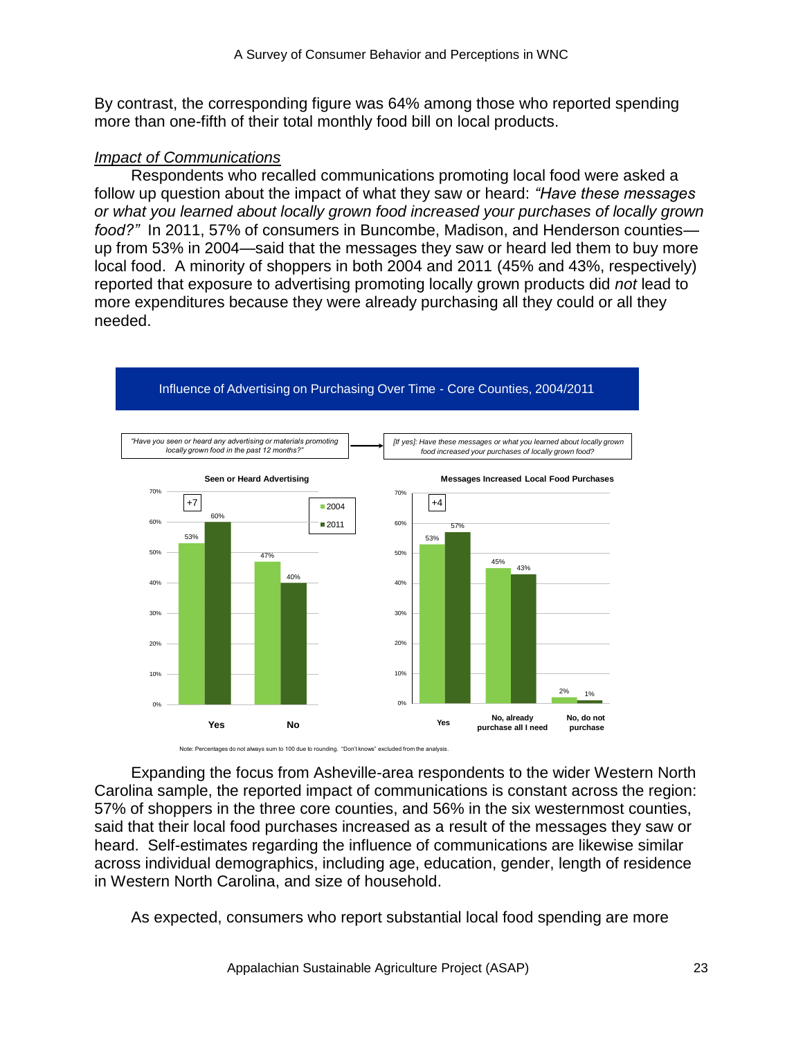By contrast, the corresponding figure was 64% among those who reported spending more than one-fifth of their total monthly food bill on local products.

*Impact of Communications*

Respondents who recalled communications promoting local food were asked a follow up question about the impact of what they saw or heard: *"Have these messages or what you learned about locally grown food increased your purchases of locally grown food?"* In 2011, 57% of consumers in Buncombe, Madison, and Henderson counties—up from 53% in 2004—said that the messages they saw or heard led them to buy more local food. A minority of shoppers in both 2004 and 2011 (45% and 43%, respectively) reported that exposure to advertising promoting locally grown products did *not* lead to more expenditures because they were already purchasing all they could or all they needed.

**Influence of Advertising on Purchasing Over Time - Core Counties, 2004/2011**

*"Have you seen or heard any advertising or materials promoting locally grown food in the past 12 months?"* → *[If yes]: Have these messages or what you learned about locally grown food increased your purchases of locally grown food?*

**Seen or Heard Advertising** (+7)

| | 2004 | 2011 |
|---|---|---|
| Yes | 53% | 60% |
| No | 47% | 40% |

**Messages Increased Local Food Purchases** (+4)

| | 2004 | 2011 |
|---|---|---|
| Yes | 53% | 57% |
| No, already purchase all I need | 45% | 43% |
| No, do not purchase | 2% | 1% |

Note: Percentages do not always sum to 100 due to rounding. "Don't knows" excluded from the analysis.

Expanding the focus from Asheville-area respondents to the wider Western North Carolina sample, the reported impact of communications is constant across the region: 57% of shoppers in the three core counties, and 56% in the six westernmost counties, said that their local food purchases increased as a result of the messages they saw or heard. Self-estimates regarding the influence of communications are likewise similar across individual demographics, including age, education, gender, length of residence in Western North Carolina, and size of household.

As expected, consumers who report substantial local food spending are more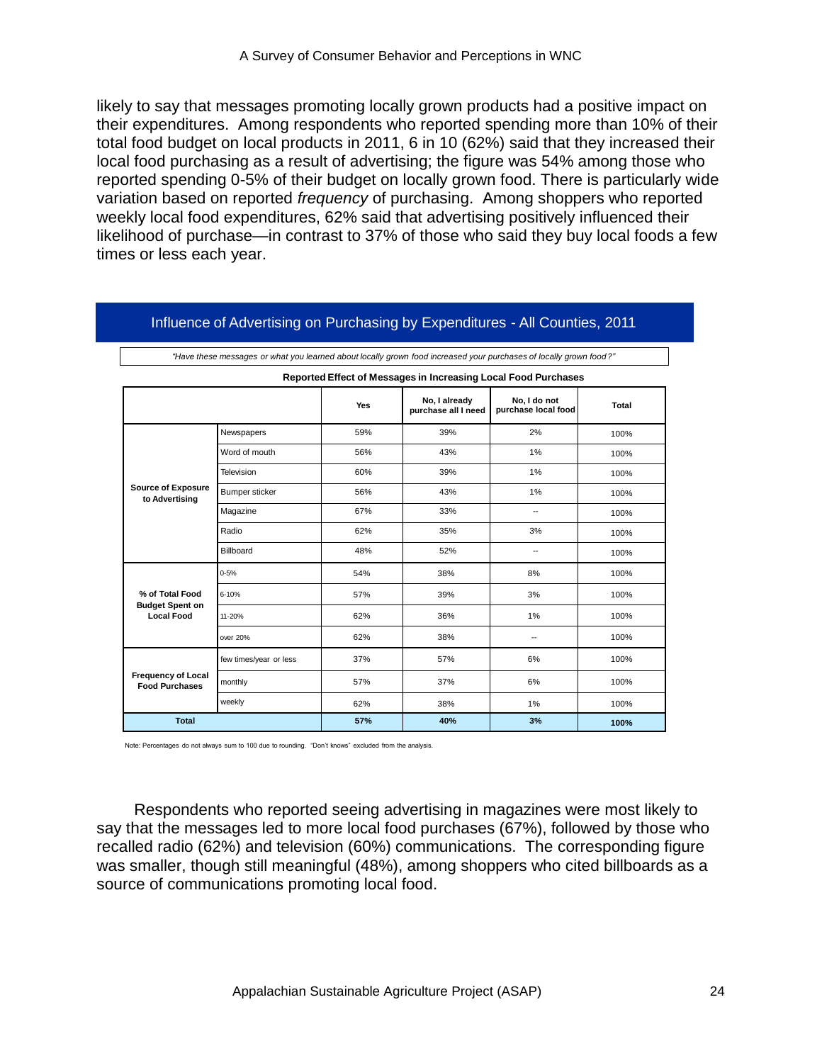likely to say that messages promoting locally grown products had a positive impact on their expenditures. Among respondents who reported spending more than 10% of their total food budget on local products in 2011, 6 in 10 (62%) said that they increased their local food purchasing as a result of advertising; the figure was 54% among those who reported spending 0-5% of their budget on locally grown food. There is particularly wide variation based on reported *frequency* of purchasing. Among shoppers who reported weekly local food expenditures, 62% said that advertising positively influenced their likelihood of purchase—in contrast to 37% of those who said they buy local foods a few times or less each year.

## Influence of Advertising on Purchasing by Expenditures - All Counties, 2011

*"Have these messages or what you learned about locally grown food increased your purchases of locally grown food?"*

**Reported Effect of Messages in Increasing Local Food Purchases**

| | | Yes | No, I already purchase all I need | No, I do not purchase local food | Total |
|---|---|---|---|---|---|
| **Source of Exposure to Advertising** | Newspapers | 59% | 39% | 2% | 100% |
| | Word of mouth | 56% | 43% | 1% | 100% |
| | Television | 60% | 39% | 1% | 100% |
| | Bumper sticker | 56% | 43% | 1% | 100% |
| | Magazine | 67% | 33% | -- | 100% |
| | Radio | 62% | 35% | 3% | 100% |
| | Billboard | 48% | 52% | -- | 100% |
| **% of Total Food Budget Spent on Local Food** | 0-5% | 54% | 38% | 8% | 100% |
| | 6-10% | 57% | 39% | 3% | 100% |
| | 11-20% | 62% | 36% | 1% | 100% |
| | over 20% | 62% | 38% | -- | 100% |
| **Frequency of Local Food Purchases** | few times/year or less | 37% | 57% | 6% | 100% |
| | monthly | 57% | 37% | 6% | 100% |
| | weekly | 62% | 38% | 1% | 100% |
| **Total** | | **57%** | **40%** | **3%** | **100%** |

Note: Percentages do not always sum to 100 due to rounding. "Don't knows" excluded from the analysis.

Respondents who reported seeing advertising in magazines were most likely to say that the messages led to more local food purchases (67%), followed by those who recalled radio (62%) and television (60%) communications. The corresponding figure was smaller, though still meaningful (48%), among shoppers who cited billboards as a source of communications promoting local food.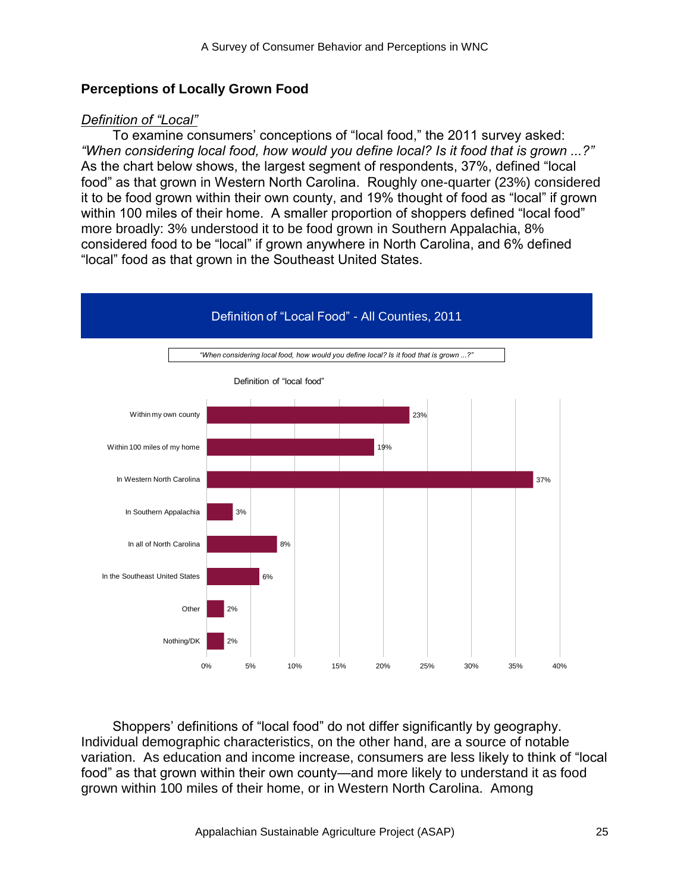## Perceptions of Locally Grown Food

### *Definition of "Local"*

To examine consumers' conceptions of "local food," the 2011 survey asked: *"When considering local food, how would you define local? Is it food that is grown ...?"* As the chart below shows, the largest segment of respondents, 37%, defined "local food" as that grown in Western North Carolina. Roughly one-quarter (23%) considered it to be food grown within their own county, and 19% thought of food as "local" if grown within 100 miles of their home. A smaller proportion of shoppers defined "local food" more broadly: 3% understood it to be food grown in Southern Appalachia, 8% considered food to be "local" if grown anywhere in North Carolina, and 6% defined "local" food as that grown in the Southeast United States.

**Definition of "Local Food" - All Counties, 2011**

*"When considering local food, how would you define local? Is it food that is grown ...?"*

| Definition of "local food" | % |
|---|---|
| Within my own county | 23% |
| Within 100 miles of my home | 19% |
| In Western North Carolina | 37% |
| In Southern Appalachia | 3% |
| In all of North Carolina | 8% |
| In the Southeast United States | 6% |
| Other | 2% |
| Nothing/DK | 2% |

Shoppers' definitions of "local food" do not differ significantly by geography. Individual demographic characteristics, on the other hand, are a source of notable variation. As education and income increase, consumers are less likely to think of "local food" as that grown within their own county—and more likely to understand it as food grown within 100 miles of their home, or in Western North Carolina. Among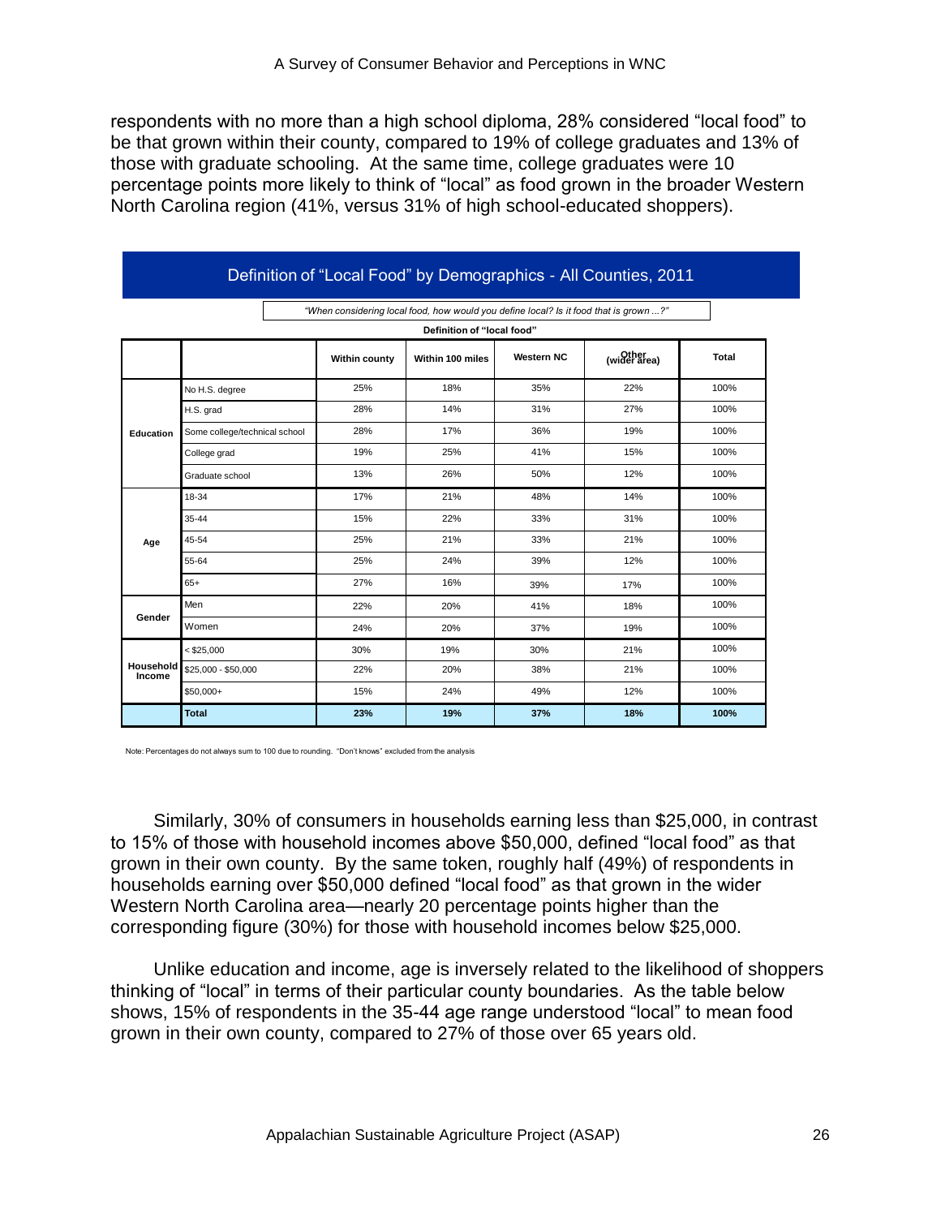respondents with no more than a high school diploma, 28% considered "local food" to be that grown within their county, compared to 19% of college graduates and 13% of those with graduate schooling. At the same time, college graduates were 10 percentage points more likely to think of "local" as food grown in the broader Western North Carolina region (41%, versus 31% of high school-educated shoppers).

**Definition of "Local Food" by Demographics - All Counties, 2011**

*"When considering local food, how would you define local? Is it food that is grown ...?"*

| | | Definition of "local food" | | | | |
|---|---|---|---|---|---|---|
| | | Within county | Within 100 miles | Western NC | Other (wider area) | Total |
| Education | No H.S. degree | 25% | 18% | 35% | 22% | 100% |
| | H.S. grad | 28% | 14% | 31% | 27% | 100% |
| | Some college/technical school | 28% | 17% | 36% | 19% | 100% |
| | College grad | 19% | 25% | 41% | 15% | 100% |
| | Graduate school | 13% | 26% | 50% | 12% | 100% |
| Age | 18-34 | 17% | 21% | 48% | 14% | 100% |
| | 35-44 | 15% | 22% | 33% | 31% | 100% |
| | 45-54 | 25% | 21% | 33% | 21% | 100% |
| | 55-64 | 25% | 24% | 39% | 12% | 100% |
| | 65+ | 27% | 16% | 39% | 17% | 100% |
| Gender | Men | 22% | 20% | 41% | 18% | 100% |
| | Women | 24% | 20% | 37% | 19% | 100% |
| Household Income | < $25,000 | 30% | 19% | 30% | 21% | 100% |
| | $25,000 - $50,000 | 22% | 20% | 38% | 21% | 100% |
| | $50,000+ | 15% | 24% | 49% | 12% | 100% |
| | **Total** | **23%** | **19%** | **37%** | **18%** | **100%** |

Note: Percentages do not always sum to 100 due to rounding. "Don't knows" excluded from the analysis

Similarly, 30% of consumers in households earning less than $25,000, in contrast to 15% of those with household incomes above $50,000, defined "local food" as that grown in their own county. By the same token, roughly half (49%) of respondents in households earning over $50,000 defined "local food" as that grown in the wider Western North Carolina area—nearly 20 percentage points higher than the corresponding figure (30%) for those with household incomes below $25,000.

Unlike education and income, age is inversely related to the likelihood of shoppers thinking of "local" in terms of their particular county boundaries. As the table below shows, 15% of respondents in the 35-44 age range understood "local" to mean food grown in their own county, compared to 27% of those over 65 years old.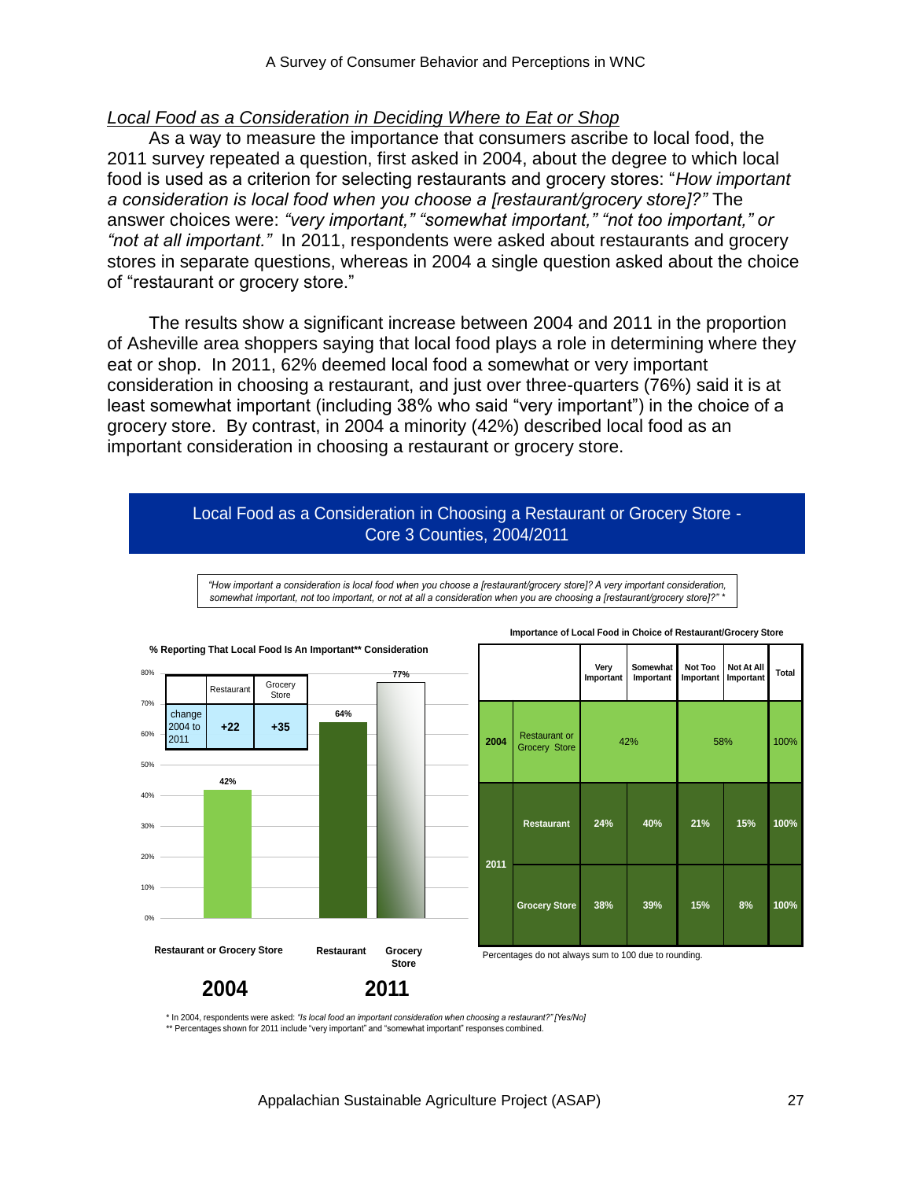## *Local Food as a Consideration in Deciding Where to Eat or Shop*

As a way to measure the importance that consumers ascribe to local food, the 2011 survey repeated a question, first asked in 2004, about the degree to which local food is used as a criterion for selecting restaurants and grocery stores: "*How important a consideration is local food when you choose a [restaurant/grocery store]?"* The answer choices were: *"very important," "somewhat important," "not too important," or "not at all important."* In 2011, respondents were asked about restaurants and grocery stores in separate questions, whereas in 2004 a single question asked about the choice of "restaurant or grocery store."

The results show a significant increase between 2004 and 2011 in the proportion of Asheville area shoppers saying that local food plays a role in determining where they eat or shop. In 2011, 62% deemed local food a somewhat or very important consideration in choosing a restaurant, and just over three-quarters (76%) said it is at least somewhat important (including 38% who said "very important") in the choice of a grocery store. By contrast, in 2004 a minority (42%) described local food as an important consideration in choosing a restaurant or grocery store.

### Local Food as a Consideration in Choosing a Restaurant or Grocery Store - Core 3 Counties, 2004/2011

*"How important a consideration is local food when you choose a [restaurant/grocery store]? A very important consideration, somewhat important, not too important, or not at all a consideration when you are choosing a [restaurant/grocery store]?"* *

**% Reporting That Local Food Is An Important** Consideration**

| | Restaurant or Grocery Store (2004) | Restaurant (2011) | Grocery Store (2011) |
|---|---|---|---|
| % | 42% | 64% | 77% |

| | Restaurant | Grocery Store |
|---|---|---|
| change 2004 to 2011 | +22 | +35 |

**Importance of Local Food in Choice of Restaurant/Grocery Store**

| | | Very Important | Somewhat Important | Not Too Important | Not At All Important | Total |
|---|---|---|---|---|---|---|
| 2004 | Restaurant or Grocery Store | 42% | | 58% | | 100% |
| 2011 | Restaurant | 24% | 40% | 21% | 15% | 100% |
| | Grocery Store | 38% | 39% | 15% | 8% | 100% |

Percentages do not always sum to 100 due to rounding.

\* In 2004, respondents were asked: *"Is local food an important consideration when choosing a restaurant?" [Yes/No]*
\** Percentages shown for 2011 include "very important" and "somewhat important" responses combined.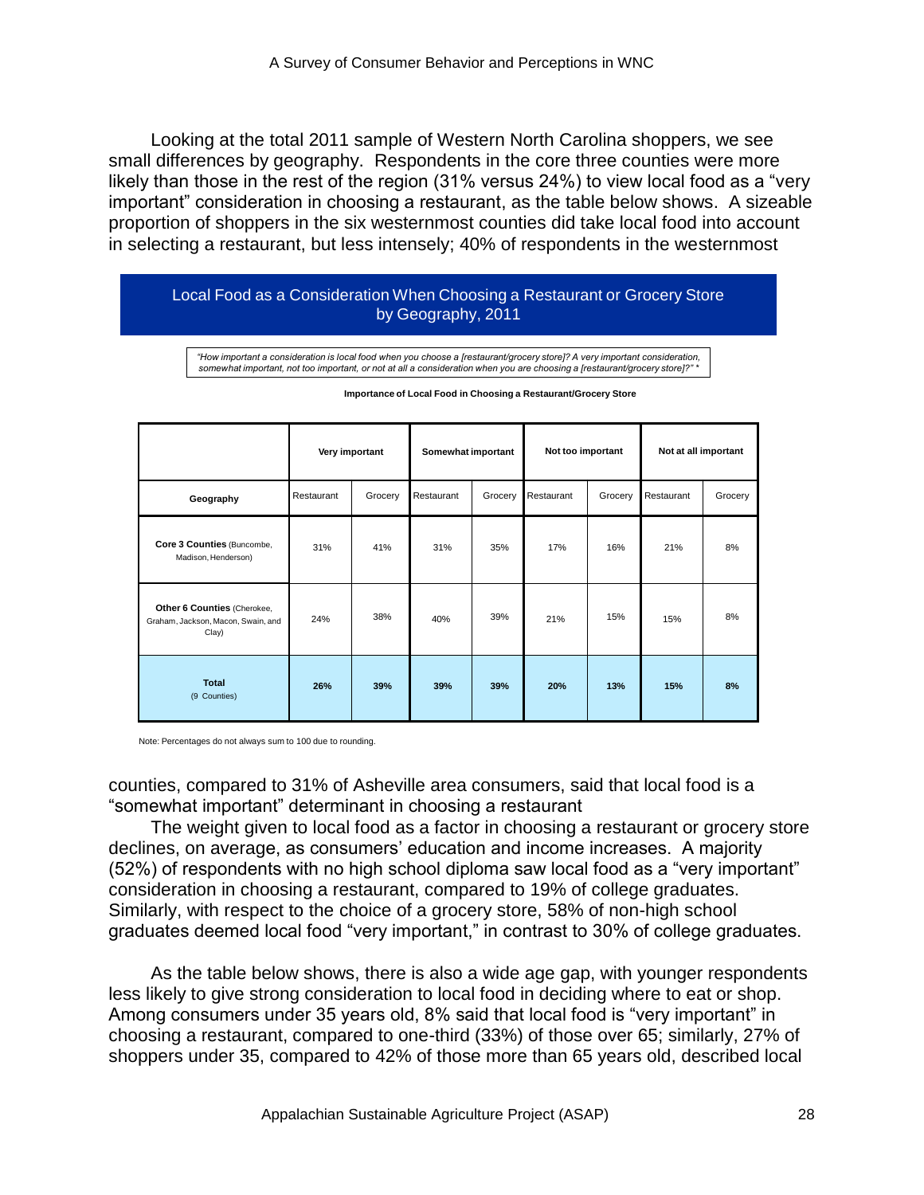Looking at the total 2011 sample of Western North Carolina shoppers, we see small differences by geography. Respondents in the core three counties were more likely than those in the rest of the region (31% versus 24%) to view local food as a "very important" consideration in choosing a restaurant, as the table below shows. A sizeable proportion of shoppers in the six westernmost counties did take local food into account in selecting a restaurant, but less intensely; 40% of respondents in the westernmost

**Local Food as a Consideration When Choosing a Restaurant or Grocery Store by Geography, 2011**

*"How important a consideration is local food when you choose a [restaurant/grocery store]? A very important consideration, somewhat important, not too important, or not at all a consideration when you are choosing a [restaurant/grocery store]?" \**

**Importance of Local Food in Choosing a Restaurant/Grocery Store**

| | Very important | | Somewhat important | | Not too important | | Not at all important | |
|---|---|---|---|---|---|---|---|---|
| **Geography** | Restaurant | Grocery | Restaurant | Grocery | Restaurant | Grocery | Restaurant | Grocery |
| **Core 3 Counties** (Buncombe, Madison, Henderson) | 31% | 41% | 31% | 35% | 17% | 16% | 21% | 8% |
| **Other 6 Counties** (Cherokee, Graham, Jackson, Macon, Swain, and Clay) | 24% | 38% | 40% | 39% | 21% | 15% | 15% | 8% |
| **Total** (9 Counties) | **26%** | **39%** | **39%** | **39%** | **20%** | **13%** | **15%** | **8%** |

Note: Percentages do not always sum to 100 due to rounding.

counties, compared to 31% of Asheville area consumers, said that local food is a "somewhat important" determinant in choosing a restaurant

The weight given to local food as a factor in choosing a restaurant or grocery store declines, on average, as consumers' education and income increases. A majority (52%) of respondents with no high school diploma saw local food as a "very important" consideration in choosing a restaurant, compared to 19% of college graduates. Similarly, with respect to the choice of a grocery store, 58% of non-high school graduates deemed local food "very important," in contrast to 30% of college graduates.

As the table below shows, there is also a wide age gap, with younger respondents less likely to give strong consideration to local food in deciding where to eat or shop. Among consumers under 35 years old, 8% said that local food is "very important" in choosing a restaurant, compared to one-third (33%) of those over 65; similarly, 27% of shoppers under 35, compared to 42% of those more than 65 years old, described local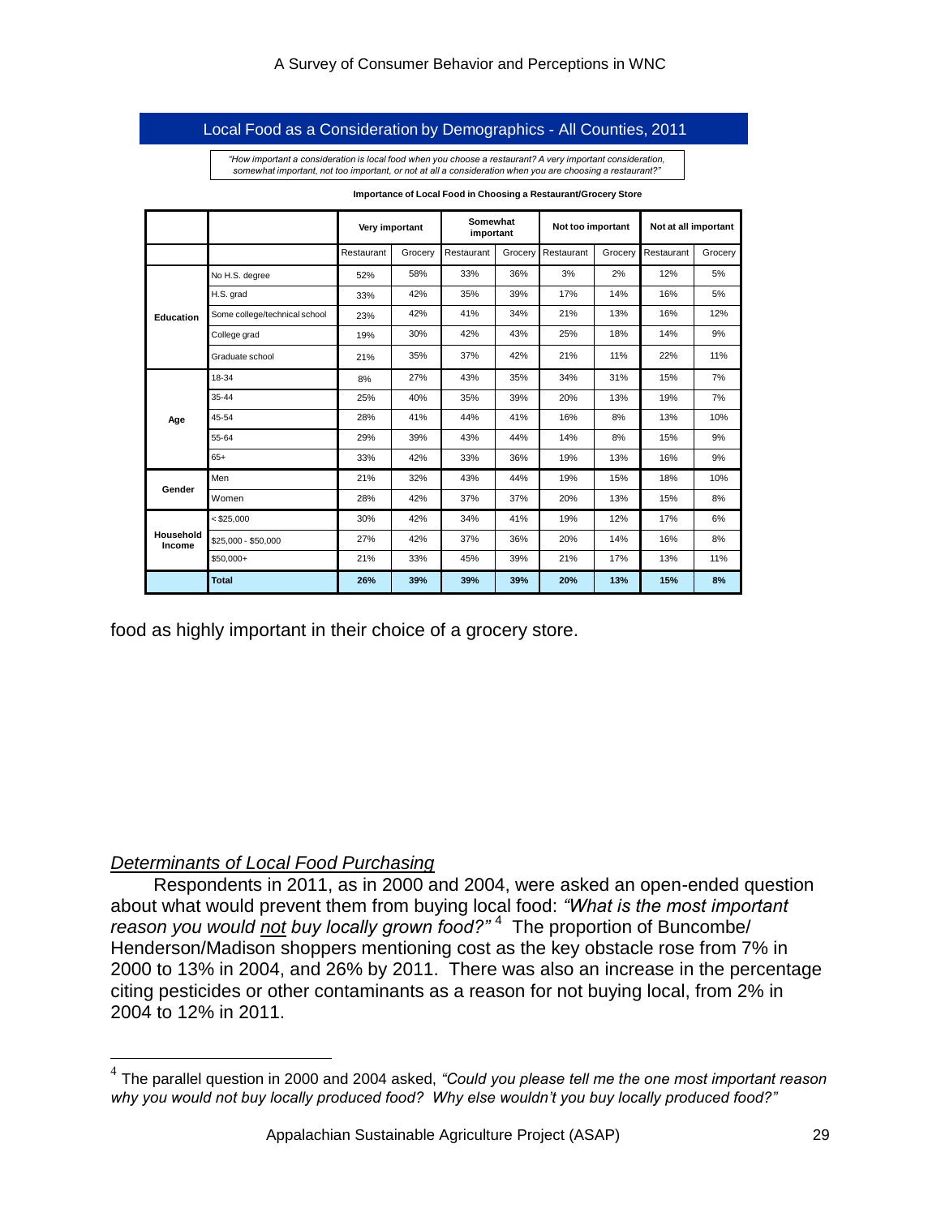## Local Food as a Consideration by Demographics - All Counties, 2011

*"How important a consideration is local food when you choose a restaurant? A very important consideration, somewhat important, not too important, or not at all a consideration when you are choosing a restaurant?"*

**Importance of Local Food in Choosing a Restaurant/Grocery Store**

| | | Very important | | Somewhat important | | Not too important | | Not at all important | |
|---|---|---|---|---|---|---|---|---|---|
| | | Restaurant | Grocery | Restaurant | Grocery | Restaurant | Grocery | Restaurant | Grocery |
| **Education** | No H.S. degree | 52% | 58% | 33% | 36% | 3% | 2% | 12% | 5% |
| | H.S. grad | 33% | 42% | 35% | 39% | 17% | 14% | 16% | 5% |
| | Some college/technical school | 23% | 42% | 41% | 34% | 21% | 13% | 16% | 12% |
| | College grad | 19% | 30% | 42% | 43% | 25% | 18% | 14% | 9% |
| | Graduate school | 21% | 35% | 37% | 42% | 21% | 11% | 22% | 11% |
| **Age** | 18-34 | 8% | 27% | 43% | 35% | 34% | 31% | 15% | 7% |
| | 35-44 | 25% | 40% | 35% | 39% | 20% | 13% | 19% | 7% |
| | 45-54 | 28% | 41% | 44% | 41% | 16% | 8% | 13% | 10% |
| | 55-64 | 29% | 39% | 43% | 44% | 14% | 8% | 15% | 9% |
| | 65+ | 33% | 42% | 33% | 36% | 19% | 13% | 16% | 9% |
| **Gender** | Men | 21% | 32% | 43% | 44% | 19% | 15% | 18% | 10% |
| | Women | 28% | 42% | 37% | 37% | 20% | 13% | 15% | 8% |
| **Household Income** | < $25,000 | 30% | 42% | 34% | 41% | 19% | 12% | 17% | 6% |
| | $25,000 - $50,000 | 27% | 42% | 37% | 36% | 20% | 14% | 16% | 8% |
| | $50,000+ | 21% | 33% | 45% | 39% | 21% | 17% | 13% | 11% |
| | **Total** | **26%** | **39%** | **39%** | **39%** | **20%** | **13%** | **15%** | **8%** |

food as highly important in their choice of a grocery store.

### *Determinants of Local Food Purchasing*

Respondents in 2011, as in 2000 and 2004, were asked an open-ended question about what would prevent them from buying local food: *"What is the most important reason you would not buy locally grown food?"* [4] The proportion of Buncombe/ Henderson/Madison shoppers mentioning cost as the key obstacle rose from 7% in 2000 to 13% in 2004, and 26% by 2011. There was also an increase in the percentage citing pesticides or other contaminants as a reason for not buying local, from 2% in 2004 to 12% in 2011.

[4] The parallel question in 2000 and 2004 asked, *"Could you please tell me the one most important reason why you would not buy locally produced food? Why else wouldn't you buy locally produced food?"*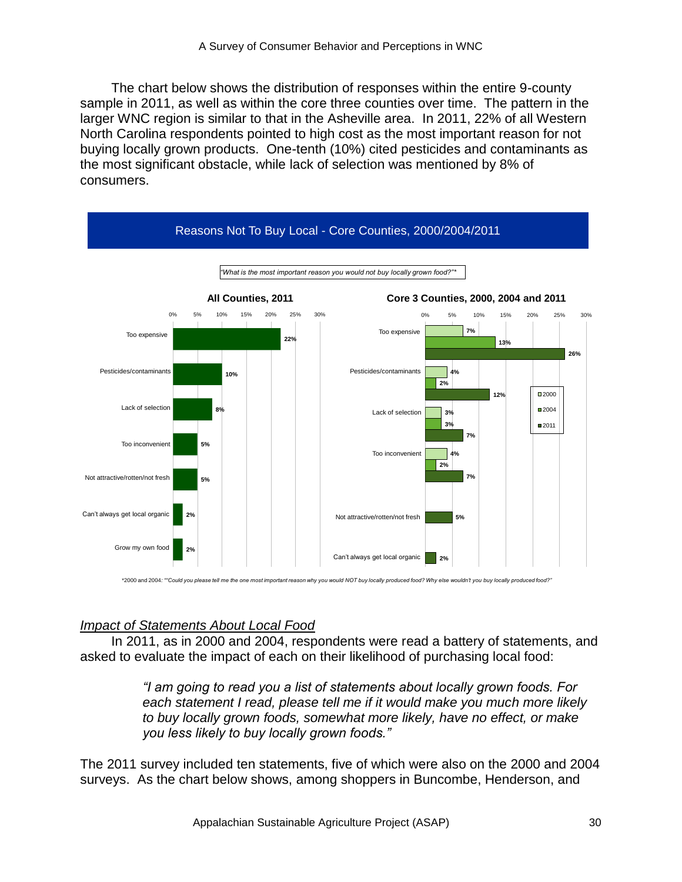The chart below shows the distribution of responses within the entire 9-county sample in 2011, as well as within the core three counties over time. The pattern in the larger WNC region is similar to that in the Asheville area. In 2011, 22% of all Western North Carolina respondents pointed to high cost as the most important reason for not buying locally grown products. One-tenth (10%) cited pesticides and contaminants as the most significant obstacle, while lack of selection was mentioned by 8% of consumers.

**Reasons Not To Buy Local - Core Counties, 2000/2004/2011**

*"What is the most important reason you would not buy locally grown food?"\**

**All Counties, 2011**

| Reason | 2011 |
|---|---|
| Too expensive | 22% |
| Pesticides/contaminants | 10% |
| Lack of selection | 8% |
| Too inconvenient | 5% |
| Not attractive/rotten/not fresh | 5% |
| Can't always get local organic | 2% |
| Grow my own food | 2% |

**Core 3 Counties, 2000, 2004 and 2011**

| Reason | 2000 | 2004 | 2011 |
|---|---|---|---|
| Too expensive | 7% | 13% | 26% |
| Pesticides/contaminants | 4% | 2% | 12% |
| Lack of selection | 3% | 3% | 7% |
| Too inconvenient | 4% | 2% | 7% |
| Not attractive/rotten/not fresh | | | 5% |
| Can't always get local organic | | | 2% |

\*2000 and 2004: *"Could you please tell me the one most important reason why you would NOT buy locally produced food? Why else wouldn't you buy locally produced food?"*

### *Impact of Statements About Local Food*

In 2011, as in 2000 and 2004, respondents were read a battery of statements, and asked to evaluate the impact of each on their likelihood of purchasing local food:

> *"I am going to read you a list of statements about locally grown foods. For each statement I read, please tell me if it would make you much more likely to buy locally grown foods, somewhat more likely, have no effect, or make you less likely to buy locally grown foods."*

The 2011 survey included ten statements, five of which were also on the 2000 and 2004 surveys. As the chart below shows, among shoppers in Buncombe, Henderson, and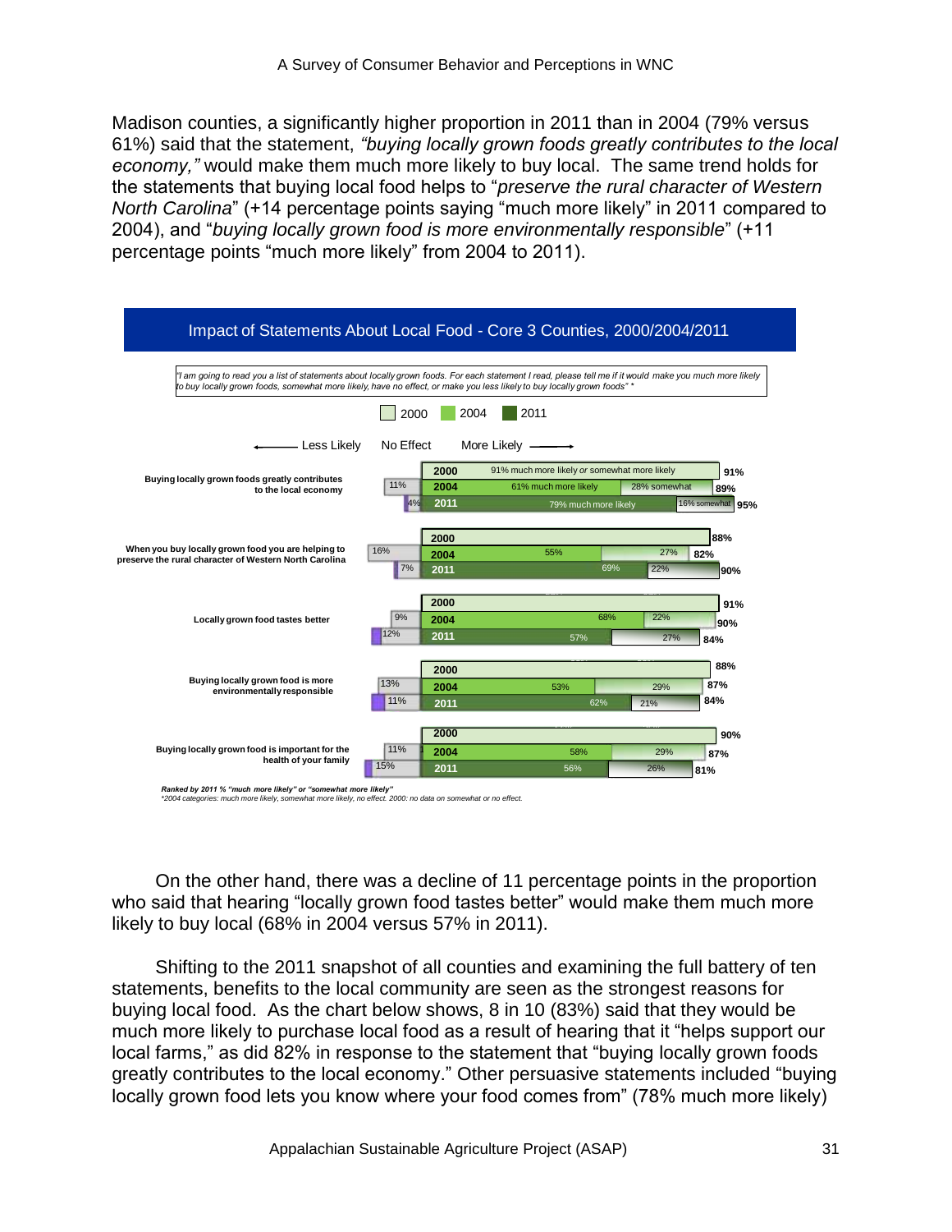Madison counties, a significantly higher proportion in 2011 than in 2004 (79% versus 61%) said that the statement, *"buying locally grown foods greatly contributes to the local economy,"* would make them much more likely to buy local. The same trend holds for the statements that buying local food helps to "*preserve the rural character of Western North Carolina*" (+14 percentage points saying "much more likely" in 2011 compared to 2004), and "*buying locally grown food is more environmentally responsible*" (+11 percentage points "much more likely" from 2004 to 2011).

**Impact of Statements About Local Food - Core 3 Counties, 2000/2004/2011**

*"I am going to read you a list of statements about locally grown foods. For each statement I read, please tell me if it would make you much more likely to buy locally grown foods, somewhat more likely, have no effect, or make you less likely to buy locally grown foods" \**

| Statement | Year | No Effect | Much more likely | Somewhat more likely | Total more likely |
|---|---|---|---|---|---|
| Buying locally grown foods greatly contributes to the local economy | 2000 | | 91% much more likely *or* somewhat more likely | | 91% |
| | 2004 | 11% | 61% | 28% | 89% |
| | 2011 | 4% | 79% | 16% | 95% |
| When you buy locally grown food you are helping to preserve the rural character of Western North Carolina | 2000 | | | | 88% |
| | 2004 | 16% | 55% | 27% | 82% |
| | 2011 | 7% | 69% | 22% | 90% |
| Locally grown food tastes better | 2000 | | | | 91% |
| | 2004 | 9% | 68% | 22% | 90% |
| | 2011 | 12% | 57% | 27% | 84% |
| Buying locally grown food is more environmentally responsible | 2000 | | | | 88% |
| | 2004 | 13% | 53% | 29% | 87% |
| | 2011 | 11% | 62% | 21% | 84% |
| Buying locally grown food is important for the health of your family | 2000 | | | | 90% |
| | 2004 | 11% | 58% | 29% | 87% |
| | 2011 | 15% | 56% | 26% | 81% |

*Ranked by 2011 % "much more likely" or "somewhat more likely"*
*\*2004 categories: much more likely, somewhat more likely, no effect. 2000: no data on somewhat or no effect.*

On the other hand, there was a decline of 11 percentage points in the proportion who said that hearing "locally grown food tastes better" would make them much more likely to buy local (68% in 2004 versus 57% in 2011).

Shifting to the 2011 snapshot of all counties and examining the full battery of ten statements, benefits to the local community are seen as the strongest reasons for buying local food. As the chart below shows, 8 in 10 (83%) said that they would be much more likely to purchase local food as a result of hearing that it "helps support our local farms," as did 82% in response to the statement that "buying locally grown foods greatly contributes to the local economy." Other persuasive statements included "buying locally grown food lets you know where your food comes from" (78% much more likely)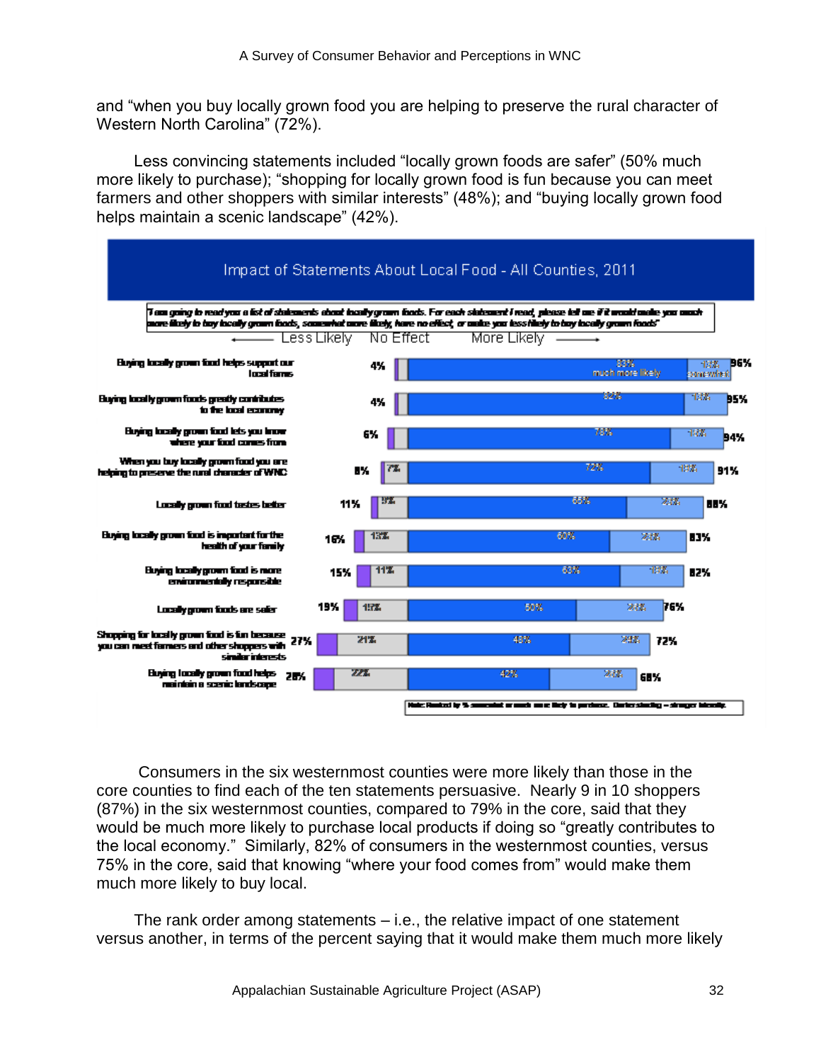and "when you buy locally grown food you are helping to preserve the rural character of Western North Carolina" (72%).

Less convincing statements included "locally grown foods are safer" (50% much more likely to purchase); "shopping for locally grown food is fun because you can meet farmers and other shoppers with similar interests" (48%); and "buying locally grown food helps maintain a scenic landscape" (42%).

**Impact of Statements About Local Food - All Counties, 2011**

*"I am going to read you a list of statements about locally grown foods. For each statement I read, please tell me if it would make you much more likely to buy locally grown foods, somewhat more likely, have no effect, or make you less likely to buy locally grown foods"*

← Less Likely | No Effect | More Likely →

| Statement | Less Likely / No Effect (total) | No Effect | Much more likely | Somewhat more likely | More Likely (total) |
|---|---|---|---|---|---|
| Buying locally grown food helps support our local farms | 4% | | 83% | 13% | 96% |
| Buying locally grown foods greatly contributes to the local economy | 4% | | 82% | 13% | 95% |
| Buying locally grown food lets you know where your food comes from | 6% | | 78% | 16% | 94% |
| When you buy locally grown food you are helping to preserve the rural character of WNC | 8% | 7% | 72% | 19% | 91% |
| Locally grown food tastes better | 11% | 9% | 65% | 23% | 88% |
| Buying locally grown food is important for the health of your family | 16% | 13% | 60% | 23% | 83% |
| Buying locally grown food is more environmentally responsible | 15% | 11% | 63% | 19% | 82% |
| Locally grown foods are safer | 19% | 15% | 50% | 26% | 76% |
| Shopping for locally grown food is fun because you can meet farmers and other shoppers with similar interests | 27% | 21% | 48% | 24% | 72% |
| Buying locally grown food helps maintain a scenic landscape | 28% | 22% | 42% | 26% | 68% |

Note: Ranked by % somewhat or much more likely to purchase. Darker shading = stronger intensity.

Consumers in the six westernmost counties were more likely than those in the core counties to find each of the ten statements persuasive. Nearly 9 in 10 shoppers (87%) in the six westernmost counties, compared to 79% in the core, said that they would be much more likely to purchase local products if doing so "greatly contributes to the local economy." Similarly, 82% of consumers in the westernmost counties, versus 75% in the core, said that knowing "where your food comes from" would make them much more likely to buy local.

The rank order among statements – i.e., the relative impact of one statement versus another, in terms of the percent saying that it would make them much more likely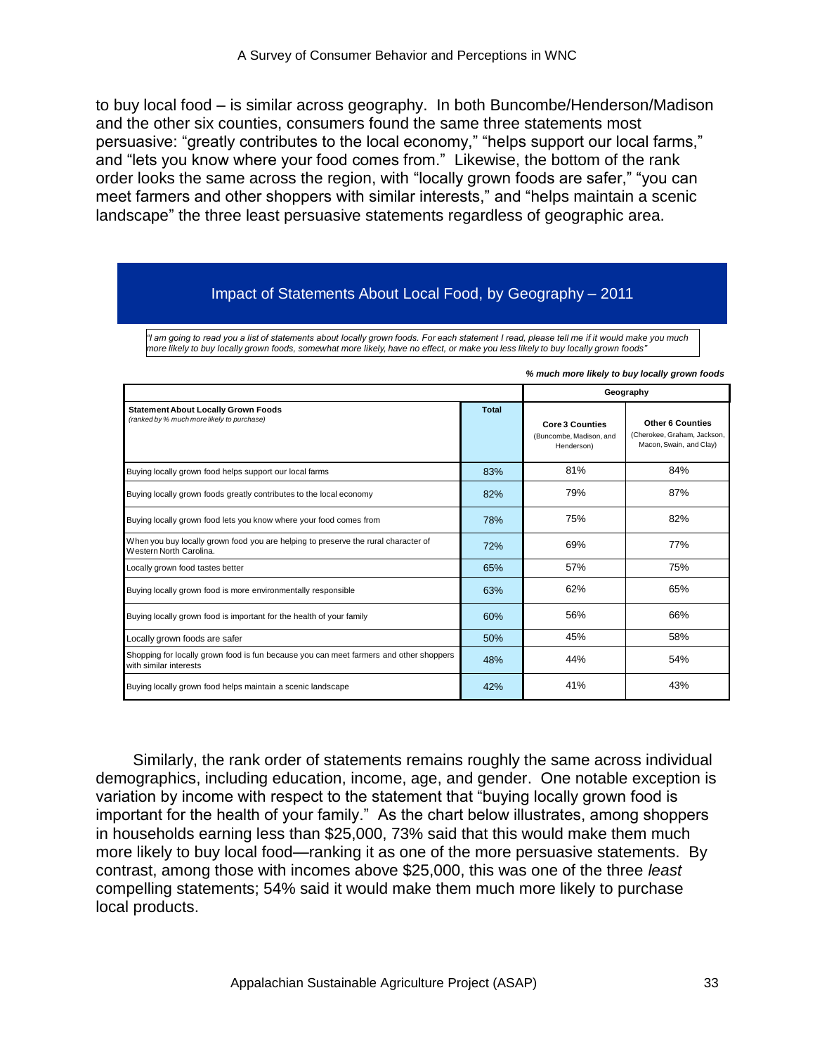to buy local food – is similar across geography. In both Buncombe/Henderson/Madison and the other six counties, consumers found the same three statements most persuasive: "greatly contributes to the local economy," "helps support our local farms," and "lets you know where your food comes from." Likewise, the bottom of the rank order looks the same across the region, with "locally grown foods are safer," "you can meet farmers and other shoppers with similar interests," and "helps maintain a scenic landscape" the three least persuasive statements regardless of geographic area.

### Impact of Statements About Local Food, by Geography – 2011

*"I am going to read you a list of statements about locally grown foods. For each statement I read, please tell me if it would make you much more likely to buy locally grown foods, somewhat more likely, have no effect, or make you less likely to buy locally grown foods"*

***% much more likely to buy locally grown foods***

| | | Geography | |
|---|---|---|---|
| **Statement About Locally Grown Foods** *(ranked by % much more likely to purchase)* | **Total** | **Core 3 Counties** (Buncombe, Madison, and Henderson) | **Other 6 Counties** (Cherokee, Graham, Jackson, Macon, Swain, and Clay) |
| Buying locally grown food helps support our local farms | 83% | 81% | 84% |
| Buying locally grown foods greatly contributes to the local economy | 82% | 79% | 87% |
| Buying locally grown food lets you know where your food comes from | 78% | 75% | 82% |
| When you buy locally grown food you are helping to preserve the rural character of Western North Carolina. | 72% | 69% | 77% |
| Locally grown food tastes better | 65% | 57% | 75% |
| Buying locally grown food is more environmentally responsible | 63% | 62% | 65% |
| Buying locally grown food is important for the health of your family | 60% | 56% | 66% |
| Locally grown foods are safer | 50% | 45% | 58% |
| Shopping for locally grown food is fun because you can meet farmers and other shoppers with similar interests | 48% | 44% | 54% |
| Buying locally grown food helps maintain a scenic landscape | 42% | 41% | 43% |

Similarly, the rank order of statements remains roughly the same across individual demographics, including education, income, age, and gender. One notable exception is variation by income with respect to the statement that "buying locally grown food is important for the health of your family." As the chart below illustrates, among shoppers in households earning less than $25,000, 73% said that this would make them much more likely to buy local food—ranking it as one of the more persuasive statements. By contrast, among those with incomes above $25,000, this was one of the three *least* compelling statements; 54% said it would make them much more likely to purchase local products.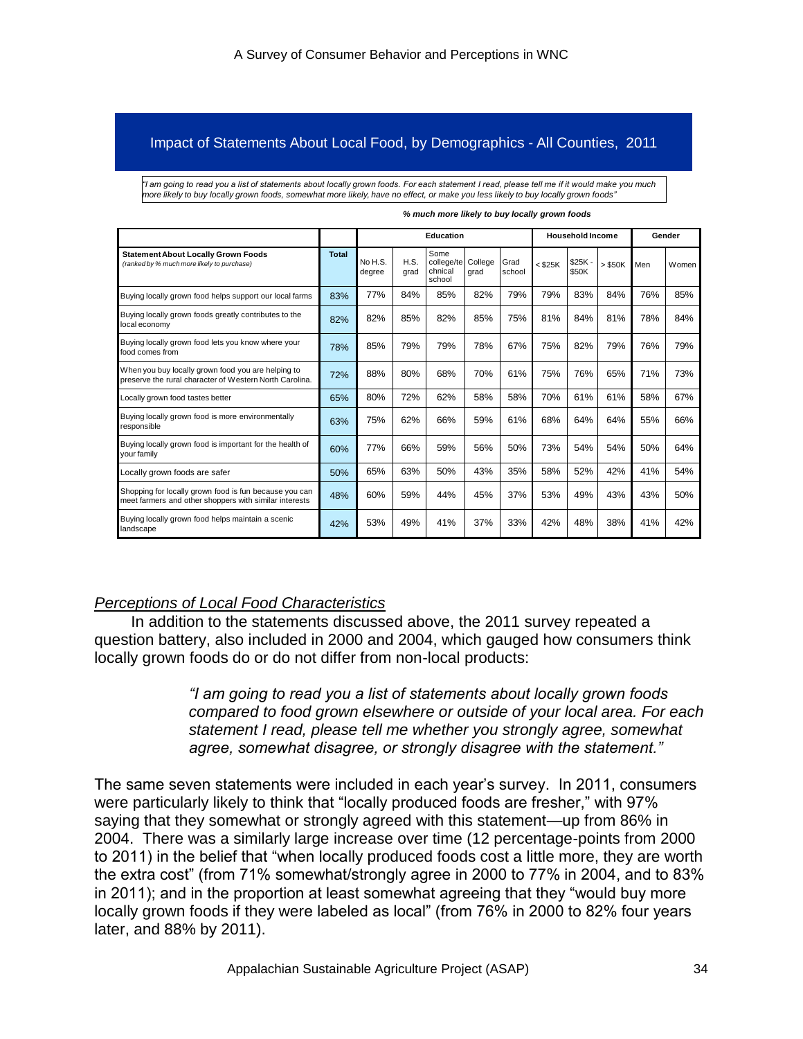## Impact of Statements About Local Food, by Demographics - All Counties, 2011

*"I am going to read you a list of statements about locally grown foods. For each statement I read, please tell me if it would make you much more likely to buy locally grown foods, somewhat more likely, have no effect, or make you less likely to buy locally grown foods"*

***% much more likely to buy locally grown foods***

| | | Education | | | | | Household Income | | | Gender | |
|---|---|---|---|---|---|---|---|---|---|---|---|
| **Statement About Locally Grown Foods** *(ranked by % much more likely to purchase)* | **Total** | No H.S. degree | H.S. grad | Some college/technical school | College grad | Grad school | < $25K | $25K - $50K | > $50K | Men | Women |
| Buying locally grown food helps support our local farms | 83% | 77% | 84% | 85% | 82% | 79% | 79% | 83% | 84% | 76% | 85% |
| Buying locally grown foods greatly contributes to the local economy | 82% | 82% | 85% | 82% | 85% | 75% | 81% | 84% | 81% | 78% | 84% |
| Buying locally grown food lets you know where your food comes from | 78% | 85% | 79% | 79% | 78% | 67% | 75% | 82% | 79% | 76% | 79% |
| When you buy locally grown food you are helping to preserve the rural character of Western North Carolina. | 72% | 88% | 80% | 68% | 70% | 61% | 75% | 76% | 65% | 71% | 73% |
| Locally grown food tastes better | 65% | 80% | 72% | 62% | 58% | 58% | 70% | 61% | 61% | 58% | 67% |
| Buying locally grown food is more environmentally responsible | 63% | 75% | 62% | 66% | 59% | 61% | 68% | 64% | 64% | 55% | 66% |
| Buying locally grown food is important for the health of your family | 60% | 77% | 66% | 59% | 56% | 50% | 73% | 54% | 54% | 50% | 64% |
| Locally grown foods are safer | 50% | 65% | 63% | 50% | 43% | 35% | 58% | 52% | 42% | 41% | 54% |
| Shopping for locally grown food is fun because you can meet farmers and other shoppers with similar interests | 48% | 60% | 59% | 44% | 45% | 37% | 53% | 49% | 43% | 43% | 50% |
| Buying locally grown food helps maintain a scenic landscape | 42% | 53% | 49% | 41% | 37% | 33% | 42% | 48% | 38% | 41% | 42% |

### *Perceptions of Local Food Characteristics*

In addition to the statements discussed above, the 2011 survey repeated a question battery, also included in 2000 and 2004, which gauged how consumers think locally grown foods do or do not differ from non-local products:

> *"I am going to read you a list of statements about locally grown foods compared to food grown elsewhere or outside of your local area. For each statement I read, please tell me whether you strongly agree, somewhat agree, somewhat disagree, or strongly disagree with the statement."*

The same seven statements were included in each year's survey. In 2011, consumers were particularly likely to think that "locally produced foods are fresher," with 97% saying that they somewhat or strongly agreed with this statement—up from 86% in 2004. There was a similarly large increase over time (12 percentage-points from 2000 to 2011) in the belief that "when locally produced foods cost a little more, they are worth the extra cost" (from 71% somewhat/strongly agree in 2000 to 77% in 2004, and to 83% in 2011); and in the proportion at least somewhat agreeing that they "would buy more locally grown foods if they were labeled as local" (from 76% in 2000 to 82% four years later, and 88% by 2011).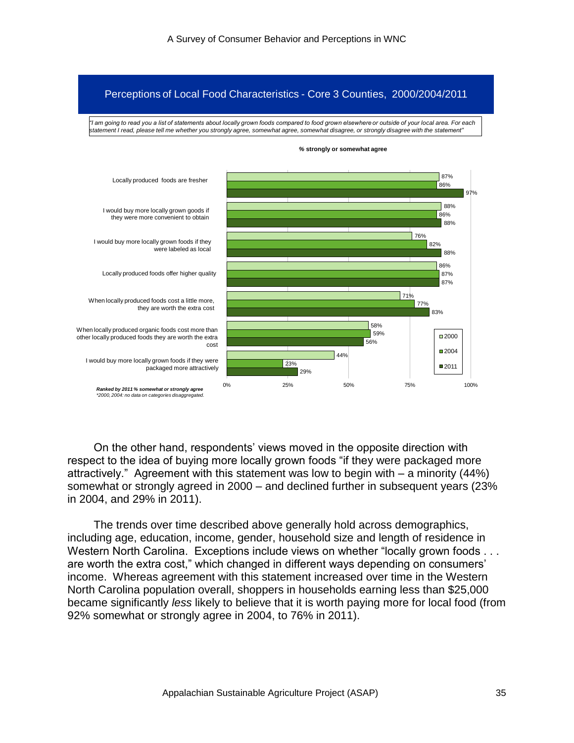## Perceptions of Local Food Characteristics - Core 3 Counties, 2000/2004/2011

*"I am going to read you a list of statements about locally grown foods compared to food grown elsewhere or outside of your local area. For each statement I read, please tell me whether you strongly agree, somewhat agree, somewhat disagree, or strongly disagree with the statement"*

**% strongly or somewhat agree**

| Statement | 2000 | 2004 | 2011 |
|---|---|---|---|
| Locally produced foods are fresher | 87% | 86% | 97% |
| I would buy more locally grown goods if they were more convenient to obtain | 88% | 86% | 88% |
| I would buy more locally grown foods if they were labeled as local | 76% | 82% | 88% |
| Locally produced foods offer higher quality | 86% | 87% | 87% |
| When locally produced foods cost a little more, they are worth the extra cost | 71% | 77% | 83% |
| When locally produced organic foods cost more than other locally produced foods they are worth the extra cost | 58% | 59% | 56% |
| I would buy more locally grown foods if they were packaged more attractively | 44% | 23% | 29% |

***Ranked by 2011 % somewhat or strongly agree***
*\*2000, 2004: no data on categories disaggregated.*

On the other hand, respondents' views moved in the opposite direction with respect to the idea of buying more locally grown foods "if they were packaged more attractively." Agreement with this statement was low to begin with – a minority (44%) somewhat or strongly agreed in 2000 – and declined further in subsequent years (23% in 2004, and 29% in 2011).

The trends over time described above generally hold across demographics, including age, education, income, gender, household size and length of residence in Western North Carolina. Exceptions include views on whether "locally grown foods . . . are worth the extra cost," which changed in different ways depending on consumers' income. Whereas agreement with this statement increased over time in the Western North Carolina population overall, shoppers in households earning less than $25,000 became significantly *less* likely to believe that it is worth paying more for local food (from 92% somewhat or strongly agree in 2004, to 76% in 2011).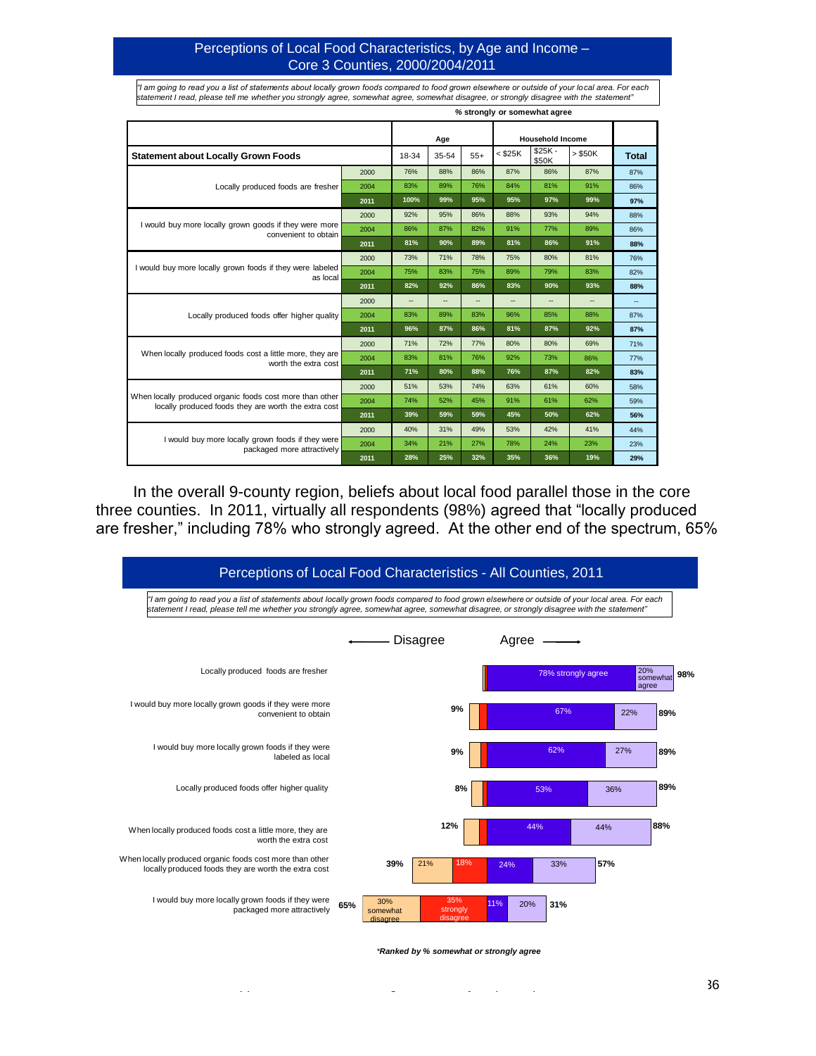## Perceptions of Local Food Characteristics, by Age and Income – Core 3 Counties, 2000/2004/2011

*"I am going to read you a list of statements about locally grown foods compared to food grown elsewhere or outside of your local area. For each statement I read, please tell me whether you strongly agree, somewhat agree, somewhat disagree, or strongly disagree with the statement"*

% strongly or somewhat agree

| Statement about Locally Grown Foods | | Age 18-34 | Age 35-54 | Age 55+ | Household Income < $25K | Household Income $25K - $50K | Household Income > $50K | Total |
|---|---|---|---|---|---|---|---|---|
| Locally produced foods are fresher | 2000 | 76% | 88% | 86% | 87% | 86% | 87% | 87% |
| | 2004 | 83% | 89% | 76% | 84% | 81% | 91% | 86% |
| | **2011** | **100%** | **99%** | **95%** | **95%** | **97%** | **99%** | **97%** |
| I would buy more locally grown goods if they were more convenient to obtain | 2000 | 92% | 95% | 86% | 88% | 93% | 94% | 88% |
| | 2004 | 86% | 87% | 82% | 91% | 77% | 89% | 86% |
| | **2011** | **81%** | **90%** | **89%** | **81%** | **86%** | **91%** | **88%** |
| I would buy more locally grown foods if they were labeled as local | 2000 | 73% | 71% | 78% | 75% | 80% | 81% | 76% |
| | 2004 | 75% | 83% | 75% | 89% | 79% | 83% | 82% |
| | **2011** | **82%** | **92%** | **86%** | **83%** | **90%** | **93%** | **88%** |
| Locally produced foods offer higher quality | 2000 | -- | -- | -- | -- | -- | -- | -- |
| | 2004 | 83% | 89% | 83% | 96% | 85% | 88% | 87% |
| | **2011** | **96%** | **87%** | **86%** | **81%** | **87%** | **92%** | **87%** |
| When locally produced foods cost a little more, they are worth the extra cost | 2000 | 71% | 72% | 77% | 80% | 80% | 69% | 71% |
| | 2004 | 83% | 81% | 76% | 92% | 73% | 86% | 77% |
| | **2011** | **71%** | **80%** | **88%** | **76%** | **87%** | **82%** | **83%** |
| When locally produced organic foods cost more than other locally produced foods they are worth the extra cost | 2000 | 51% | 53% | 74% | 63% | 61% | 60% | 58% |
| | 2004 | 74% | 52% | 45% | 91% | 61% | 62% | 59% |
| | **2011** | **39%** | **59%** | **59%** | **45%** | **50%** | **62%** | **56%** |
| I would buy more locally grown foods if they were packaged more attractively | 2000 | 40% | 31% | 49% | 53% | 42% | 41% | 44% |
| | 2004 | 34% | 21% | 27% | 78% | 24% | 23% | 23% |
| | **2011** | **28%** | **25%** | **32%** | **35%** | **36%** | **19%** | **29%** |

In the overall 9-county region, beliefs about local food parallel those in the core three counties. In 2011, virtually all respondents (98%) agreed that "locally produced are fresher," including 78% who strongly agreed. At the other end of the spectrum, 65%

## Perceptions of Local Food Characteristics - All Counties, 2011

*"I am going to read you a list of statements about locally grown foods compared to food grown elsewhere or outside of your local area. For each statement I read, please tell me whether you strongly agree, somewhat agree, somewhat disagree, or strongly disagree with the statement"*

| Statement | Total Disagree | Somewhat disagree | Strongly disagree | Strongly agree | Somewhat agree | Total Agree |
|---|---|---|---|---|---|---|
| Locally produced foods are fresher | | | | 78% | 20% | 98% |
| I would buy more locally grown goods if they were more convenient to obtain | 9% | | | 67% | 22% | 89% |
| I would buy more locally grown foods if they were labeled as local | 9% | | | 62% | 27% | 89% |
| Locally produced foods offer higher quality | 8% | | | 53% | 36% | 89% |
| When locally produced foods cost a little more, they are worth the extra cost | 12% | | | 44% | 44% | 88% |
| When locally produced organic foods cost more than other locally produced foods they are worth the extra cost | 39% | 21% | 18% | 24% | 33% | 57% |
| I would buy more locally grown foods if they were packaged more attractively | 65% | 30% | 35% | 11% | 20% | 31% |

*\*Ranked by % somewhat or strongly agree*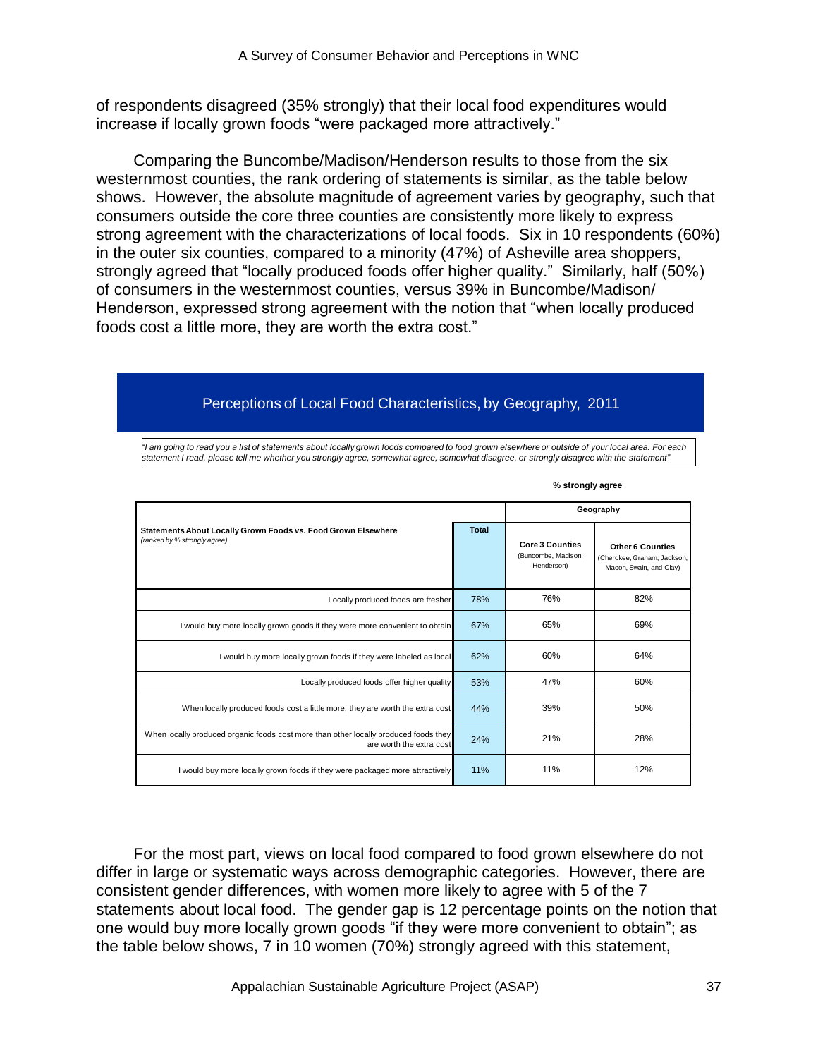of respondents disagreed (35% strongly) that their local food expenditures would increase if locally grown foods “were packaged more attractively.”

Comparing the Buncombe/Madison/Henderson results to those from the six westernmost counties, the rank ordering of statements is similar, as the table below shows. However, the absolute magnitude of agreement varies by geography, such that consumers outside the core three counties are consistently more likely to express strong agreement with the characterizations of local foods. Six in 10 respondents (60%) in the outer six counties, compared to a minority (47%) of Asheville area shoppers, strongly agreed that “locally produced foods offer higher quality.” Similarly, half (50%) of consumers in the westernmost counties, versus 39% in Buncombe/Madison/Henderson, expressed strong agreement with the notion that “when locally produced foods cost a little more, they are worth the extra cost.”

**Perceptions of Local Food Characteristics, by Geography, 2011**

*"I am going to read you a list of statements about locally grown foods compared to food grown elsewhere or outside of your local area. For each statement I read, please tell me whether you strongly agree, somewhat agree, somewhat disagree, or strongly disagree with the statement"*

**% strongly agree**

| | | Geography | |
|---|---|---|---|
| **Statements About Locally Grown Foods vs. Food Grown Elsewhere** *(ranked by % strongly agree)* | **Total** | **Core 3 Counties** (Buncombe, Madison, Henderson) | **Other 6 Counties** (Cherokee, Graham, Jackson, Macon, Swain, and Clay) |
| Locally produced foods are fresher | 78% | 76% | 82% |
| I would buy more locally grown goods if they were more convenient to obtain | 67% | 65% | 69% |
| I would buy more locally grown foods if they were labeled as local | 62% | 60% | 64% |
| Locally produced foods offer higher quality | 53% | 47% | 60% |
| When locally produced foods cost a little more, they are worth the extra cost | 44% | 39% | 50% |
| When locally produced organic foods cost more than other locally produced foods they are worth the extra cost | 24% | 21% | 28% |
| I would buy more locally grown foods if they were packaged more attractively | 11% | 11% | 12% |

For the most part, views on local food compared to food grown elsewhere do not differ in large or systematic ways across demographic categories. However, there are consistent gender differences, with women more likely to agree with 5 of the 7 statements about local food. The gender gap is 12 percentage points on the notion that one would buy more locally grown goods “if they were more convenient to obtain”; as the table below shows, 7 in 10 women (70%) strongly agreed with this statement,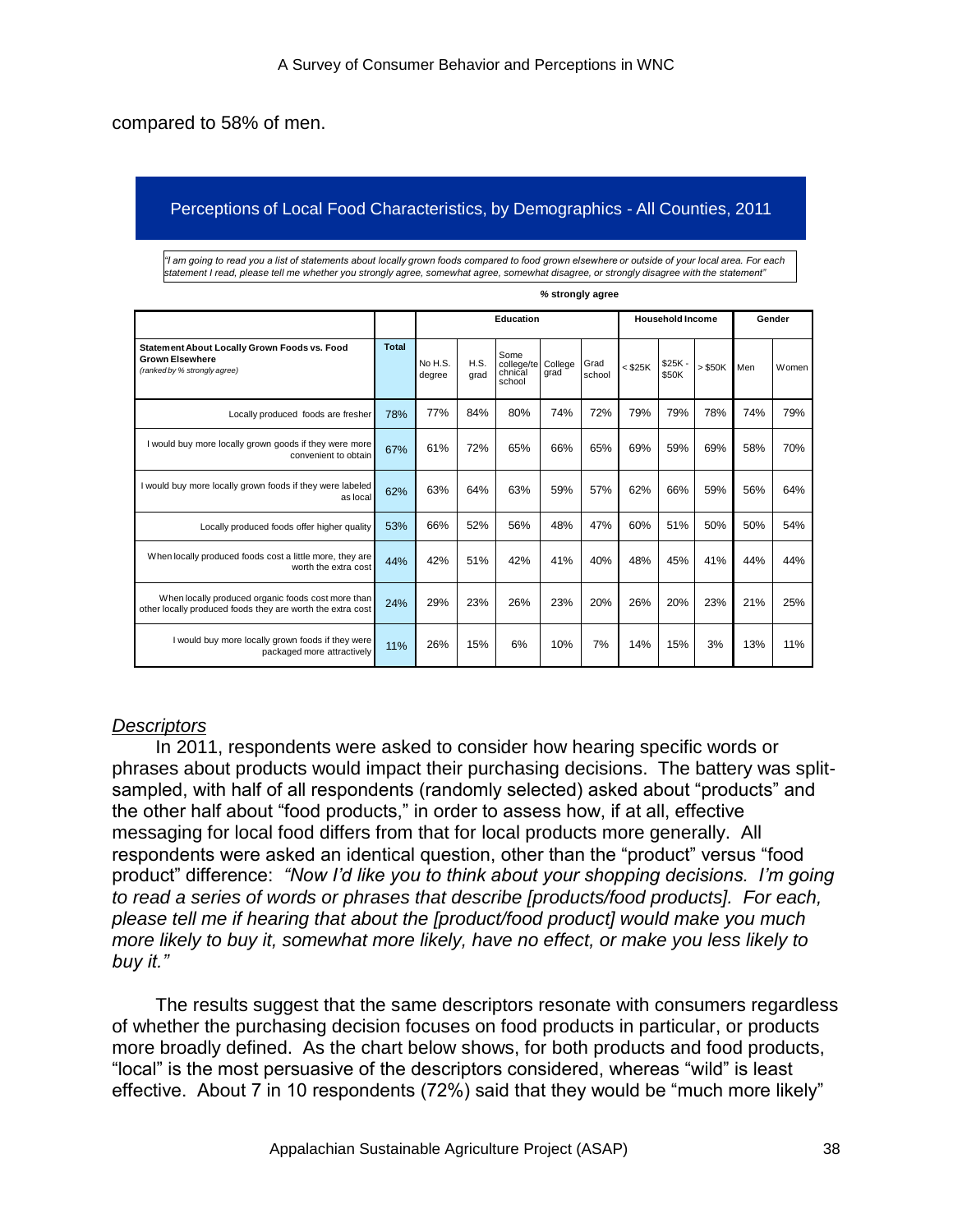compared to 58% of men.

**Perceptions of Local Food Characteristics, by Demographics - All Counties, 2011**

*"I am going to read you a list of statements about locally grown foods compared to food grown elsewhere or outside of your local area. For each statement I read, please tell me whether you strongly agree, somewhat agree, somewhat disagree, or strongly disagree with the statement"*

**% strongly agree**

| | | Education | | | | | Household Income | | | Gender | |
|---|---|---|---|---|---|---|---|---|---|---|---|
| **Statement About Locally Grown Foods vs. Food Grown Elsewhere** *(ranked by % strongly agree)* | **Total** | No H.S. degree | H.S. grad | Some college/technical school | College grad | Grad school | < $25K | $25K - $50K | > $50K | Men | Women |
| Locally produced foods are fresher | 78% | 77% | 84% | 80% | 74% | 72% | 79% | 79% | 78% | 74% | 79% |
| I would buy more locally grown goods if they were more convenient to obtain | 67% | 61% | 72% | 65% | 66% | 65% | 69% | 59% | 69% | 58% | 70% |
| I would buy more locally grown foods if they were labeled as local | 62% | 63% | 64% | 63% | 59% | 57% | 62% | 66% | 59% | 56% | 64% |
| Locally produced foods offer higher quality | 53% | 66% | 52% | 56% | 48% | 47% | 60% | 51% | 50% | 50% | 54% |
| When locally produced foods cost a little more, they are worth the extra cost | 44% | 42% | 51% | 42% | 41% | 40% | 48% | 45% | 41% | 44% | 44% |
| When locally produced organic foods cost more than other locally produced foods they are worth the extra cost | 24% | 29% | 23% | 26% | 23% | 20% | 26% | 20% | 23% | 21% | 25% |
| I would buy more locally grown foods if they were packaged more attractively | 11% | 26% | 15% | 6% | 10% | 7% | 14% | 15% | 3% | 13% | 11% |

*Descriptors*

In 2011, respondents were asked to consider how hearing specific words or phrases about products would impact their purchasing decisions. The battery was split-sampled, with half of all respondents (randomly selected) asked about "products" and the other half about "food products," in order to assess how, if at all, effective messaging for local food differs from that for local products more generally. All respondents were asked an identical question, other than the "product" versus "food product" difference: *"Now I'd like you to think about your shopping decisions. I'm going to read a series of words or phrases that describe [products/food products]. For each, please tell me if hearing that about the [product/food product] would make you much more likely to buy it, somewhat more likely, have no effect, or make you less likely to buy it."*

The results suggest that the same descriptors resonate with consumers regardless of whether the purchasing decision focuses on food products in particular, or products more broadly defined. As the chart below shows, for both products and food products, "local" is the most persuasive of the descriptors considered, whereas "wild" is least effective. About 7 in 10 respondents (72%) said that they would be "much more likely"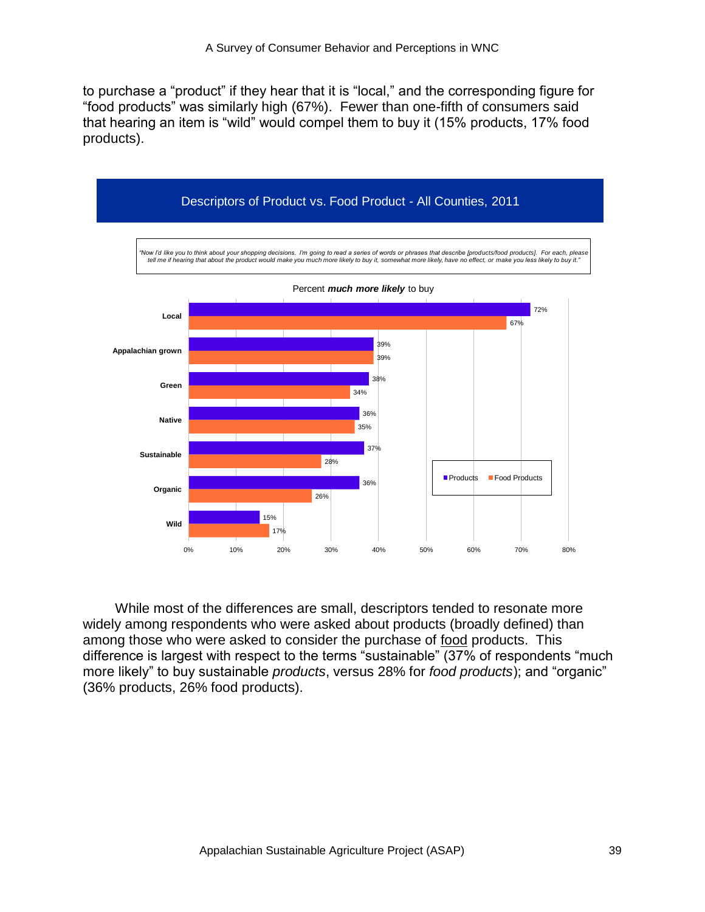to purchase a "product" if they hear that it is "local," and the corresponding figure for "food products" was similarly high (67%). Fewer than one-fifth of consumers said that hearing an item is "wild" would compel them to buy it (15% products, 17% food products).

**Descriptors of Product vs. Food Product - All Counties, 2011**

*"Now I'd like you to think about your shopping decisions. I'm going to read a series of words or phrases that describe [products/food products]. For each, please tell me if hearing that about the product would make you much more likely to buy it, somewhat more likely, have no effect, or make you less likely to buy it."*

Percent ***much more likely*** to buy

| Descriptor | Products | Food Products |
|---|---|---|
| Local | 72% | 67% |
| Appalachian grown | 39% | 39% |
| Green | 38% | 34% |
| Native | 36% | 35% |
| Sustainable | 37% | 28% |
| Organic | 36% | 26% |
| Wild | 15% | 17% |

While most of the differences are small, descriptors tended to resonate more widely among respondents who were asked about products (broadly defined) than among those who were asked to consider the purchase of food products. This difference is largest with respect to the terms "sustainable" (37% of respondents "much more likely" to buy sustainable *products*, versus 28% for *food products*); and "organic" (36% products, 26% food products).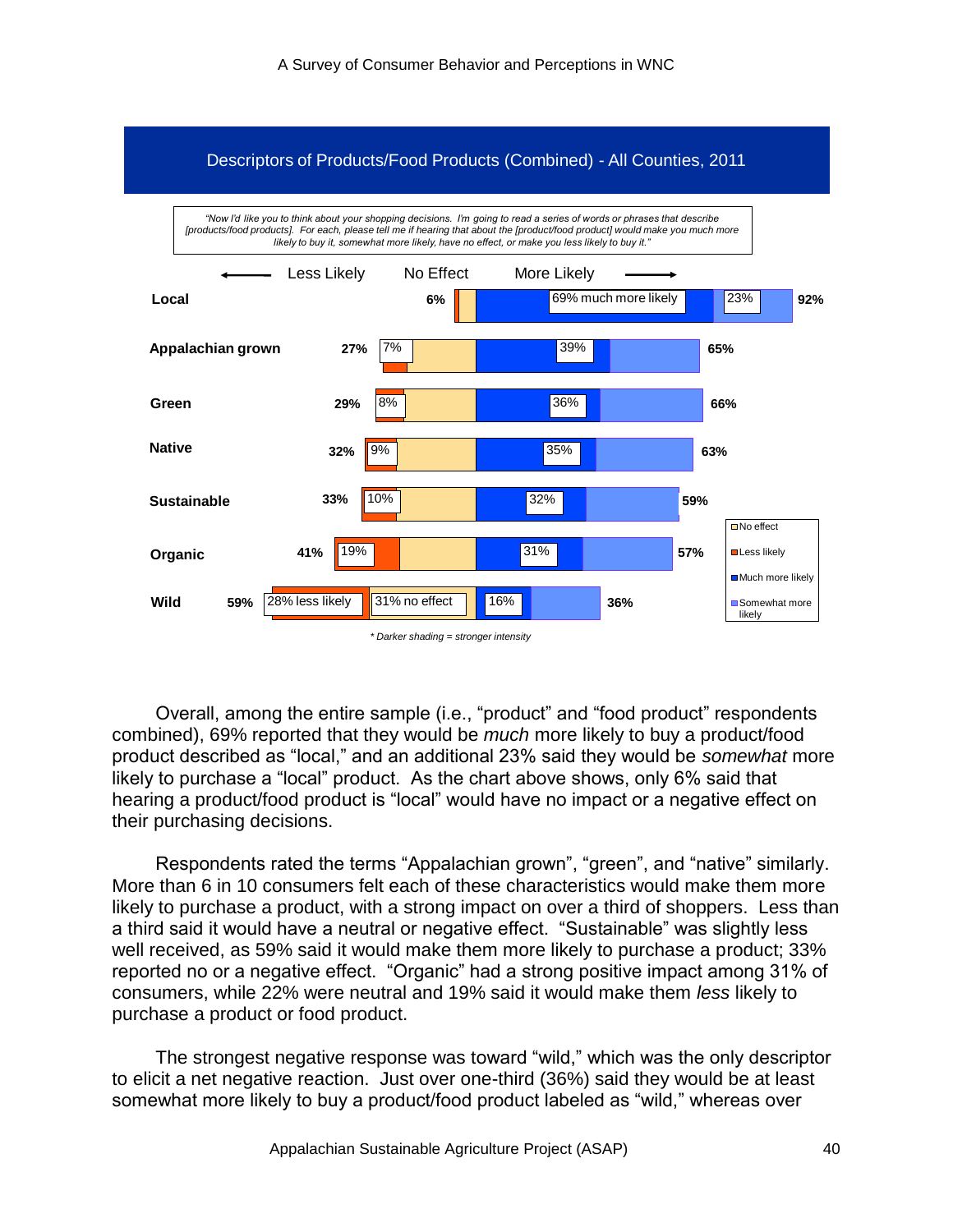## Descriptors of Products/Food Products (Combined) - All Counties, 2011

*"Now I'd like you to think about your shopping decisions. I'm going to read a series of words or phrases that describe [products/food products]. For each, please tell me if hearing that about the [product/food product] would make you much more likely to buy it, somewhat more likely, have no effect, or make you less likely to buy it."*

| Descriptor | Less likely / No effect (total) | Less likely | No effect | Much more likely | Somewhat more likely | More likely (total) |
|---|---|---|---|---|---|---|
| Local | 6% | | | 69% much more likely | 23% | 92% |
| Appalachian grown | 27% | 7% | | 39% | | 65% |
| Green | 29% | 8% | | 36% | | 66% |
| Native | 32% | 9% | | 35% | | 63% |
| Sustainable | 33% | 10% | | 32% | | 59% |
| Organic | 41% | 19% | | 31% | | 57% |
| Wild | 59% | 28% less likely | 31% no effect | 16% | | 36% |

*\* Darker shading = stronger intensity*

Overall, among the entire sample (i.e., "product" and "food product" respondents combined), 69% reported that they would be *much* more likely to buy a product/food product described as "local," and an additional 23% said they would be *somewhat* more likely to purchase a "local" product. As the chart above shows, only 6% said that hearing that a product/food product is "local" would have no impact or a negative effect on their purchasing decisions.

Respondents rated the terms "Appalachian grown", "green", and "native" similarly. More than 6 in 10 consumers felt each of these characteristics would make them more likely to purchase a product, with a strong impact on over a third of shoppers. Less than a third said it would have a neutral or negative effect. "Sustainable" was slightly less well received, as 59% said it would make them more likely to purchase a product; 33% reported no or a negative effect. "Organic" had a strong positive impact among 31% of consumers, while 22% were neutral and 19% said it would make them *less* likely to purchase a product or food product.

The strongest negative response was toward "wild," which was the only descriptor to elicit a net negative reaction. Just over one-third (36%) said they would be at least somewhat more likely to buy a product/food product labeled as "wild," whereas over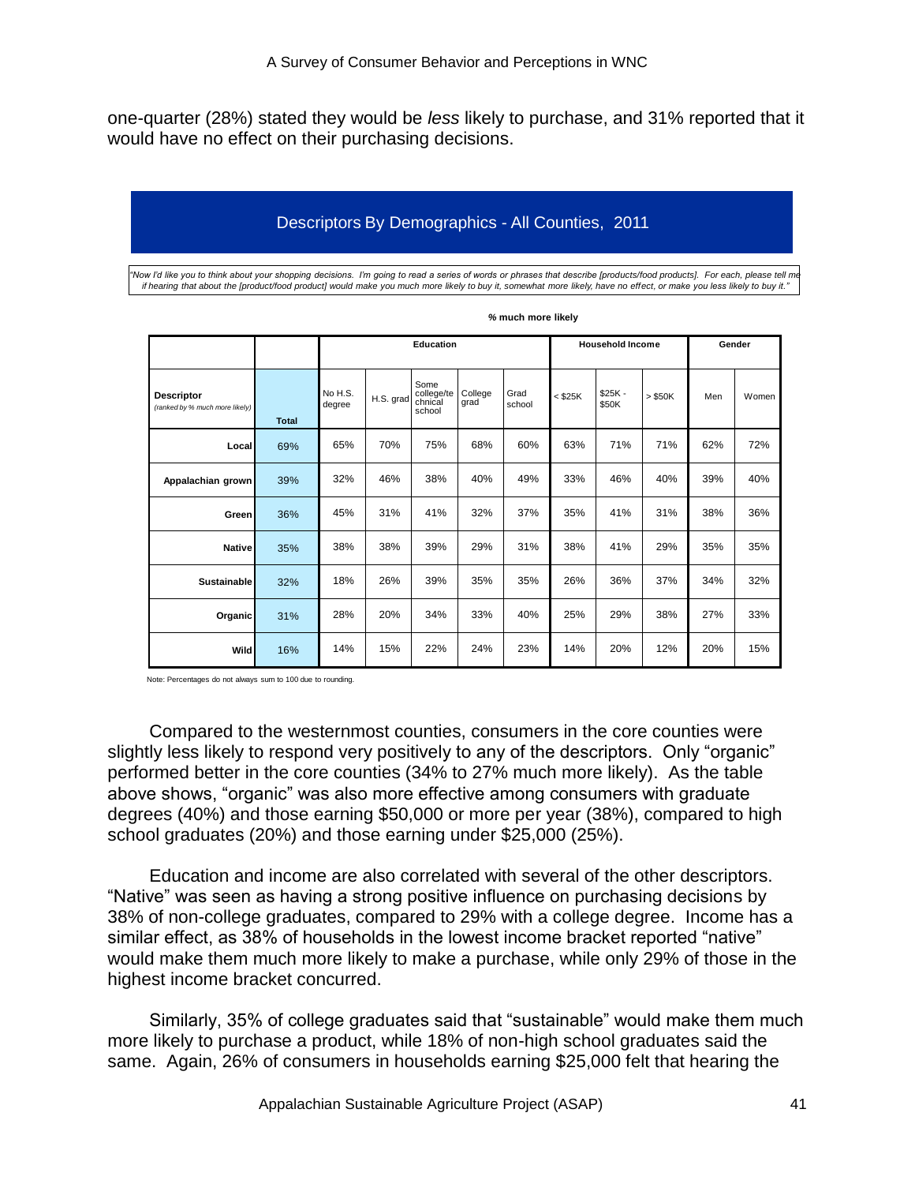one-quarter (28%) stated they would be *less* likely to purchase, and 31% reported that it would have no effect on their purchasing decisions.

**Descriptors By Demographics - All Counties, 2011**

*"Now I'd like you to think about your shopping decisions. I'm going to read a series of words or phrases that describe [products/food products]. For each, please tell me if hearing that about the [product/food product] would make you much more likely to buy it, somewhat more likely, have no effect, or make you less likely to buy it."*

**% much more likely**

| | | Education | | | | | Household Income | | | Gender | |
|---|---|---|---|---|---|---|---|---|---|---|---|
| **Descriptor** *(ranked by % much more likely)* | **Total** | No H.S. degree | H.S. grad | Some college/technical school | College grad | Grad school | < $25K | $25K - $50K | > $50K | Men | Women |
| **Local** | 69% | 65% | 70% | 75% | 68% | 60% | 63% | 71% | 71% | 62% | 72% |
| **Appalachian grown** | 39% | 32% | 46% | 38% | 40% | 49% | 33% | 46% | 40% | 39% | 40% |
| **Green** | 36% | 45% | 31% | 41% | 32% | 37% | 35% | 41% | 31% | 38% | 36% |
| **Native** | 35% | 38% | 38% | 39% | 29% | 31% | 38% | 41% | 29% | 35% | 35% |
| **Sustainable** | 32% | 18% | 26% | 39% | 35% | 35% | 26% | 36% | 37% | 34% | 32% |
| **Organic** | 31% | 28% | 20% | 34% | 33% | 40% | 25% | 29% | 38% | 27% | 33% |
| **Wild** | 16% | 14% | 15% | 22% | 24% | 23% | 14% | 20% | 12% | 20% | 15% |

Note: Percentages do not always sum to 100 due to rounding.

Compared to the westernmost counties, consumers in the core counties were slightly less likely to respond very positively to any of the descriptors. Only "organic" performed better in the core counties (34% to 27% much more likely). As the table above shows, "organic" was also more effective among consumers with graduate degrees (40%) and those earning $50,000 or more per year (38%), compared to high school graduates (20%) and those earning under $25,000 (25%).

Education and income are also correlated with several of the other descriptors. "Native" was seen as having a strong positive influence on purchasing decisions by 38% of non-college graduates, compared to 29% with a college degree. Income has a similar effect, as 38% of households in the lowest income bracket reported "native" would make them much more likely to make a purchase, while only 29% of those in the highest income bracket concurred.

Similarly, 35% of college graduates said that "sustainable" would make them much more likely to purchase a product, while 18% of non-high school graduates said the same. Again, 26% of consumers in households earning $25,000 felt that hearing the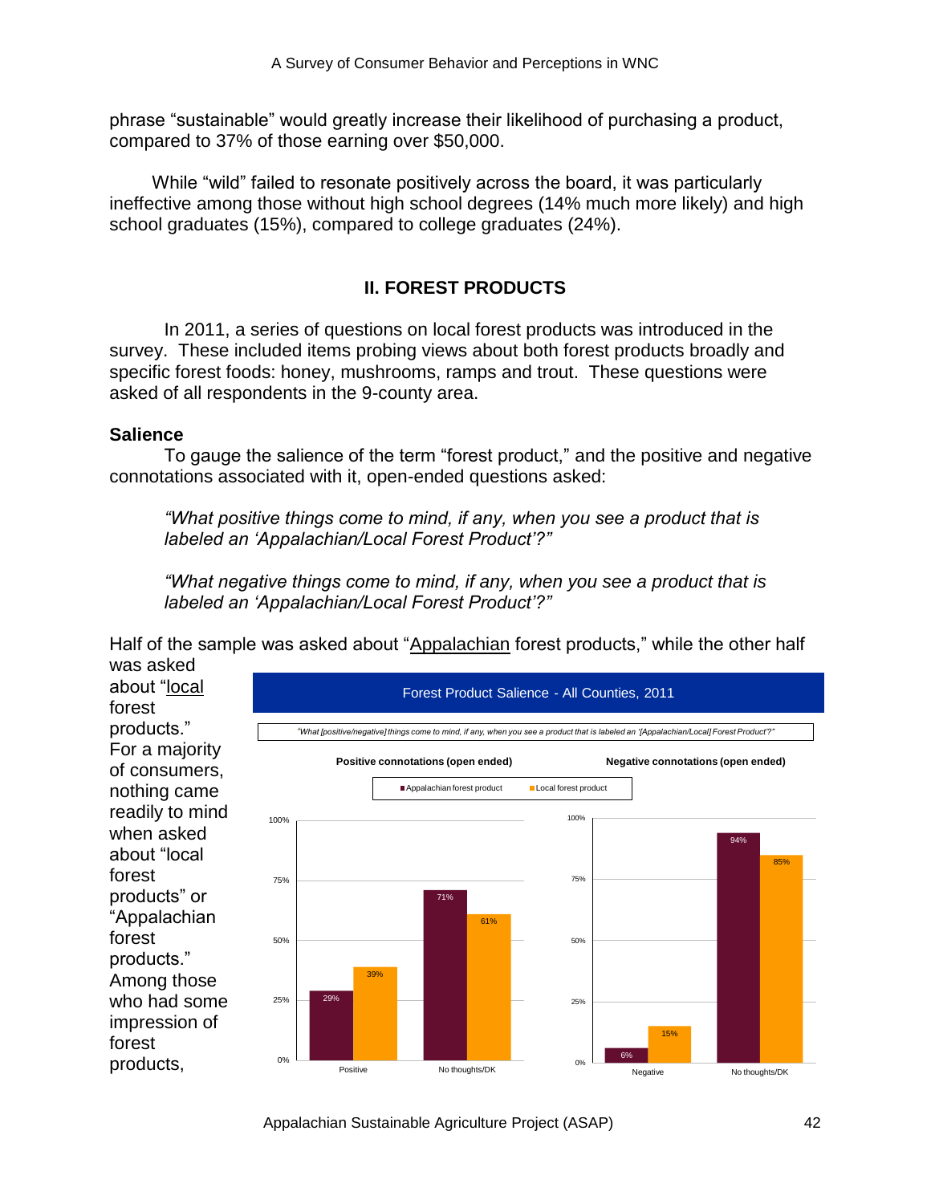phrase "sustainable" would greatly increase their likelihood of purchasing a product, compared to 37% of those earning over $50,000.

While "wild" failed to resonate positively across the board, it was particularly ineffective among those without high school degrees (14% much more likely) and high school graduates (15%), compared to college graduates (24%).

## II. FOREST PRODUCTS

In 2011, a series of questions on local forest products was introduced in the survey. These included items probing views about both forest products broadly and specific forest foods: honey, mushrooms, ramps and trout. These questions were asked of all respondents in the 9-county area.

### Salience

To gauge the salience of the term "forest product," and the positive and negative connotations associated with it, open-ended questions asked:

*"What positive things come to mind, if any, when you see a product that is labeled an 'Appalachian/Local Forest Product'?"*

*"What negative things come to mind, if any, when you see a product that is labeled an 'Appalachian/Local Forest Product'?"*

Half of the sample was asked about "Appalachian forest products," while the other half was asked about "local forest products." For a majority of consumers, nothing came readily to mind when asked about "local forest products" or "Appalachian forest products." Among those who had some impression of forest products,

**Forest Product Salience - All Counties, 2011**

*"What [positive/negative] things come to mind, if any, when you see a product that is labeled an '[Appalachian/Local] Forest Product'?"*

**Positive connotations (open ended)**

| | Appalachian forest product | Local forest product |
|---|---|---|
| Positive | 29% | 39% |
| No thoughts/DK | 71% | 61% |

**Negative connotations (open ended)**

| | Appalachian forest product | Local forest product |
|---|---|---|
| Negative | 6% | 15% |
| No thoughts/DK | 94% | 85% |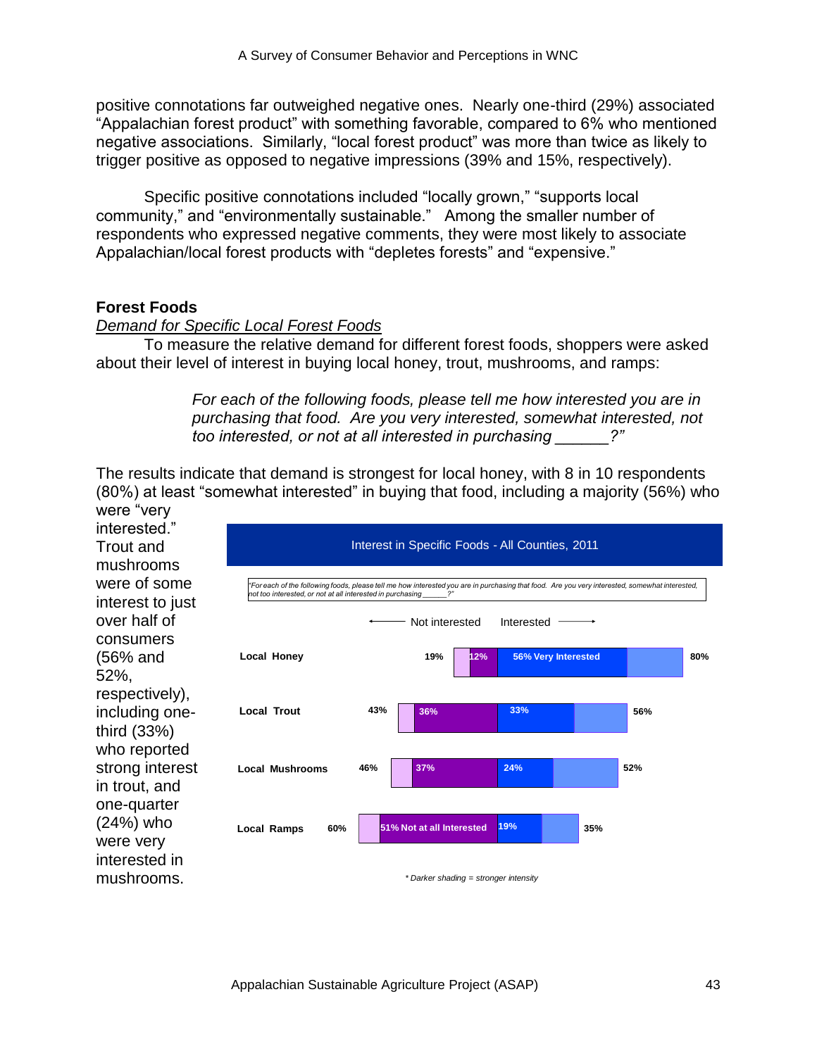positive connotations far outweighed negative ones. Nearly one-third (29%) associated "Appalachian forest product" with something favorable, compared to 6% who mentioned negative associations. Similarly, "local forest product" was more than twice as likely to trigger positive as opposed to negative impressions (39% and 15%, respectively).

Specific positive connotations included "locally grown," "supports local community," and "environmentally sustainable." Among the smaller number of respondents who expressed negative comments, they were most likely to associate Appalachian/local forest products with "depletes forests" and "expensive."

## Forest Foods

*Demand for Specific Local Forest Foods*

To measure the relative demand for different forest foods, shoppers were asked about their level of interest in buying local honey, trout, mushrooms, and ramps:

> *For each of the following foods, please tell me how interested you are in purchasing that food. Are you very interested, somewhat interested, not too interested, or not at all interested in purchasing ______?"*

The results indicate that demand is strongest for local honey, with 8 in 10 respondents (80%) at least "somewhat interested" in buying that food, including a majority (56%) who were "very interested." Trout and mushrooms were of some interest to just over half of consumers (56% and 52%, respectively), including one-third (33%) who reported strong interest in trout, and one-quarter (24%) who were very interested in mushrooms.

**Interest in Specific Foods - All Counties, 2011**

*"For each of the following foods, please tell me how interested you are in purchasing that food. Are you very interested, somewhat interested, not too interested, or not at all interested in purchasing ______?"*

| Food | Not interested (total) | Not at all interested | Very interested | Interested (total) |
|---|---|---|---|---|
| Local Honey | 19% | 12% | 56% Very Interested | 80% |
| Local Trout | 43% | 36% | 33% | 56% |
| Local Mushrooms | 46% | 37% | 24% | 52% |
| Local Ramps | 60% | 51% Not at all Interested | 19% | 35% |

*\* Darker shading = stronger intensity*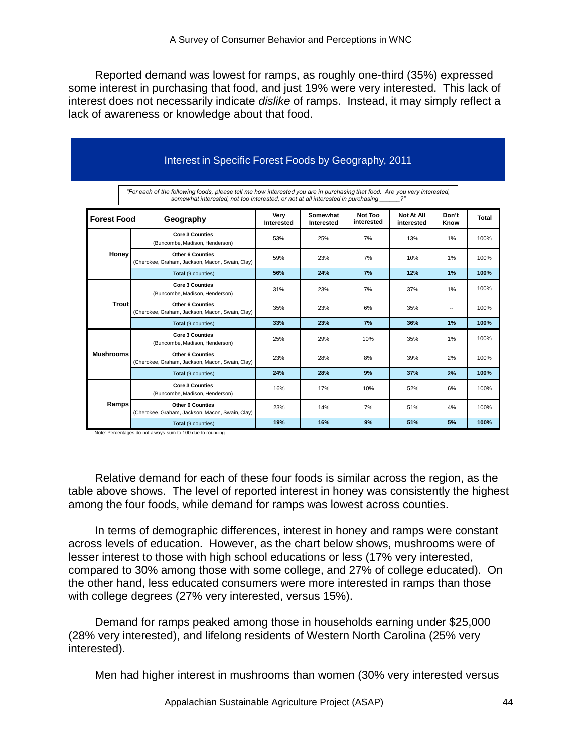Reported demand was lowest for ramps, as roughly one-third (35%) expressed some interest in purchasing that food, and just 19% were very interested. This lack of interest does not necessarily indicate *dislike* of ramps. Instead, it may simply reflect a lack of awareness or knowledge about that food.

## Interest in Specific Forest Foods by Geography, 2011

*"For each of the following foods, please tell me how interested you are in purchasing that food. Are you very interested, somewhat interested, not too interested, or not at all interested in purchasing ______?"*

| Forest Food | Geography | Very Interested | Somewhat Interested | Not Too interested | Not At All interested | Don't Know | Total |
|---|---|---|---|---|---|---|---|
| Honey | **Core 3 Counties** (Buncombe, Madison, Henderson) | 53% | 25% | 7% | 13% | 1% | 100% |
| | **Other 6 Counties** (Cherokee, Graham, Jackson, Macon, Swain, Clay) | 59% | 23% | 7% | 10% | 1% | 100% |
| | **Total** (9 counties) | **56%** | **24%** | **7%** | **12%** | **1%** | **100%** |
| Trout | **Core 3 Counties** (Buncombe, Madison, Henderson) | 31% | 23% | 7% | 37% | 1% | 100% |
| | **Other 6 Counties** (Cherokee, Graham, Jackson, Macon, Swain, Clay) | 35% | 23% | 6% | 35% | -- | 100% |
| | **Total** (9 counties) | **33%** | **23%** | **7%** | **36%** | **1%** | **100%** |
| Mushrooms | **Core 3 Counties** (Buncombe, Madison, Henderson) | 25% | 29% | 10% | 35% | 1% | 100% |
| | **Other 6 Counties** (Cherokee, Graham, Jackson, Macon, Swain, Clay) | 23% | 28% | 8% | 39% | 2% | 100% |
| | **Total** (9 counties) | **24%** | **28%** | **9%** | **37%** | **2%** | **100%** |
| Ramps | **Core 3 Counties** (Buncombe, Madison, Henderson) | 16% | 17% | 10% | 52% | 6% | 100% |
| | **Other 6 Counties** (Cherokee, Graham, Jackson, Macon, Swain, Clay) | 23% | 14% | 7% | 51% | 4% | 100% |
| | **Total** (9 counties) | **19%** | **16%** | **9%** | **51%** | **5%** | **100%** |

Note: Percentages do not always sum to 100 due to rounding.

Relative demand for each of these four foods is similar across the region, as the table above shows. The level of reported interest in honey was consistently the highest among the four foods, while demand for ramps was lowest across counties.

In terms of demographic differences, interest in honey and ramps were constant across levels of education. However, as the chart below shows, mushrooms were of lesser interest to those with high school educations or less (17% very interested, compared to 30% among those with some college, and 27% of college educated). On the other hand, less educated consumers were more interested in ramps than those with college degrees (27% very interested, versus 15%).

Demand for ramps peaked among those in households earning under $25,000 (28% very interested), and lifelong residents of Western North Carolina (25% very interested).

Men had higher interest in mushrooms than women (30% very interested versus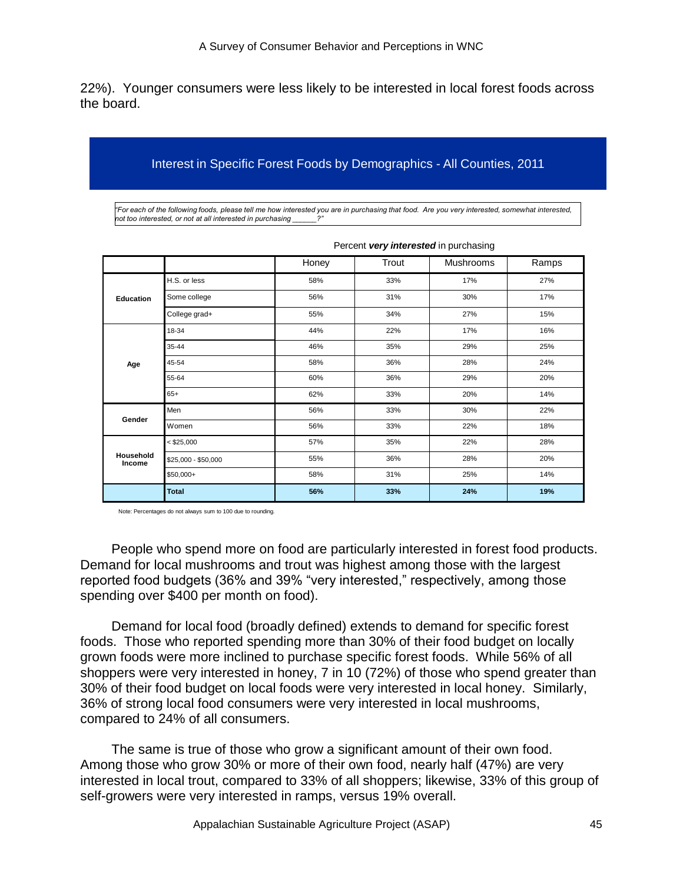22%). Younger consumers were less likely to be interested in local forest foods across the board.

### Interest in Specific Forest Foods by Demographics - All Counties, 2011

*"For each of the following foods, please tell me how interested you are in purchasing that food. Are you very interested, somewhat interested, not too interested, or not at all interested in purchasing ______?"*

Percent ***very interested*** in purchasing

| | | Honey | Trout | Mushrooms | Ramps |
|---|---|---|---|---|---|
| **Education** | H.S. or less | 58% | 33% | 17% | 27% |
| | Some college | 56% | 31% | 30% | 17% |
| | College grad+ | 55% | 34% | 27% | 15% |
| **Age** | 18-34 | 44% | 22% | 17% | 16% |
| | 35-44 | 46% | 35% | 29% | 25% |
| | 45-54 | 58% | 36% | 28% | 24% |
| | 55-64 | 60% | 36% | 29% | 20% |
| | 65+ | 62% | 33% | 20% | 14% |
| **Gender** | Men | 56% | 33% | 30% | 22% |
| | Women | 56% | 33% | 22% | 18% |
| **Household Income** | < $25,000 | 57% | 35% | 22% | 28% |
| | $25,000 - $50,000 | 55% | 36% | 28% | 20% |
| | $50,000+ | 58% | 31% | 25% | 14% |
| | **Total** | **56%** | **33%** | **24%** | **19%** |

Note: Percentages do not always sum to 100 due to rounding.

People who spend more on food are particularly interested in forest food products. Demand for local mushrooms and trout was highest among those with the largest reported food budgets (36% and 39% "very interested," respectively, among those spending over $400 per month on food).

Demand for local food (broadly defined) extends to demand for specific forest foods. Those who reported spending more than 30% of their food budget on locally grown foods were more inclined to purchase specific forest foods. While 56% of all shoppers were very interested in honey, 7 in 10 (72%) of those who spend greater than 30% of their food budget on local foods were very interested in local honey. Similarly, 36% of strong local food consumers were very interested in local mushrooms, compared to 24% of all consumers.

The same is true of those who grow a significant amount of their own food. Among those who grow 30% or more of their own food, nearly half (47%) are very interested in local trout, compared to 33% of all shoppers; likewise, 33% of this group of self-growers were very interested in ramps, versus 19% overall.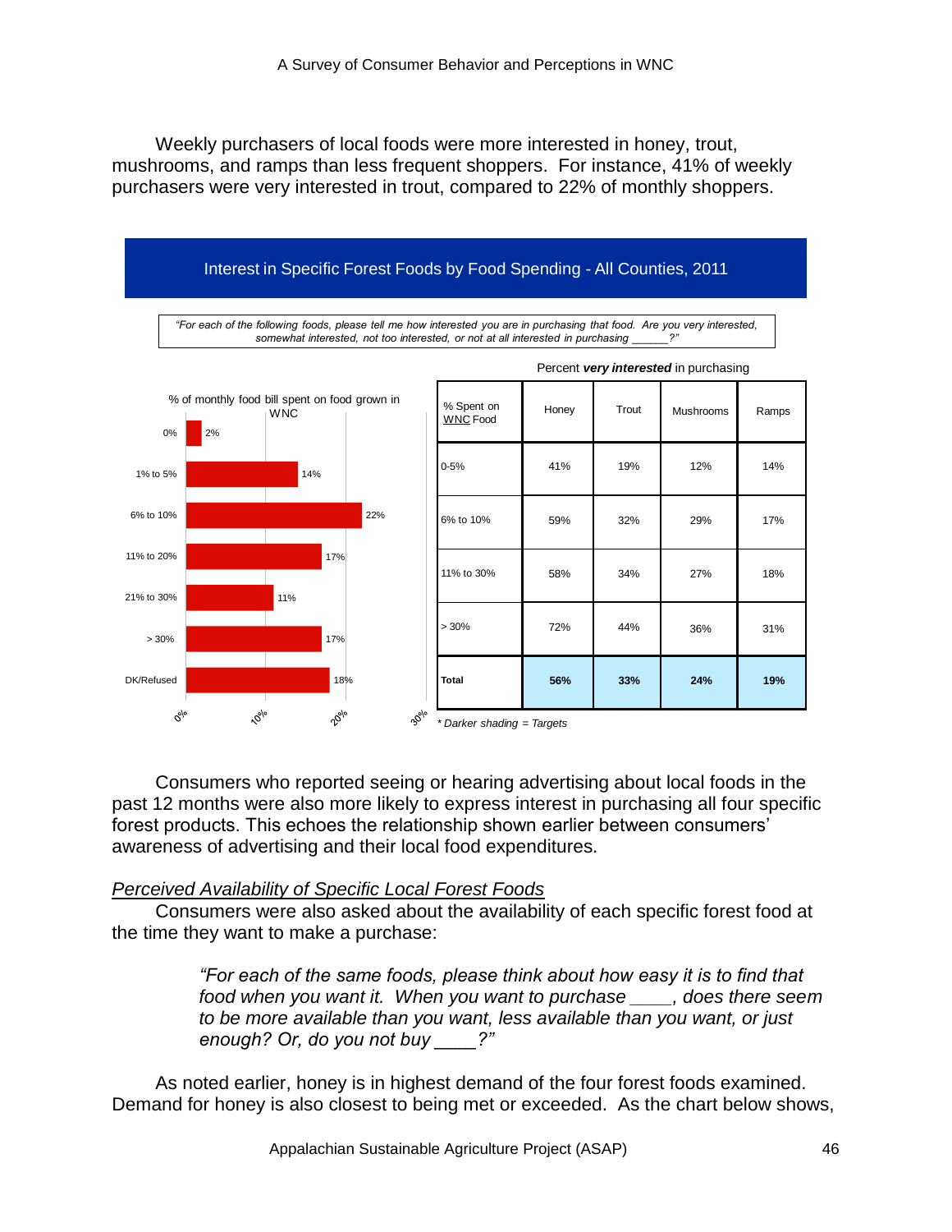Weekly purchasers of local foods were more interested in honey, trout, mushrooms, and ramps than less frequent shoppers. For instance, 41% of weekly purchasers were very interested in trout, compared to 22% of monthly shoppers.

**Interest in Specific Forest Foods by Food Spending - All Counties, 2011**

*"For each of the following foods, please tell me how interested you are in purchasing that food. Are you very interested, somewhat interested, not too interested, or not at all interested in purchasing ______?"*

% of monthly food bill spent on food grown in WNC

| % of monthly food bill spent on food grown in WNC | Percent |
|---|---|
| 0% | 2% |
| 1% to 5% | 14% |
| 6% to 10% | 22% |
| 11% to 20% | 17% |
| 21% to 30% | 11% |
| > 30% | 17% |
| DK/Refused | 18% |

Percent ***very interested*** in purchasing

| % Spent on WNC Food | Honey | Trout | Mushrooms | Ramps |
|---|---|---|---|---|
| 0-5% | 41% | 19% | 12% | 14% |
| 6% to 10% | 59% | 32% | 29% | 17% |
| 11% to 30% | 58% | 34% | 27% | 18% |
| > 30% | 72% | 44% | 36% | 31% |
| **Total** | **56%** | **33%** | **24%** | **19%** |

*\* Darker shading = Targets*

Consumers who reported seeing or hearing advertising about local foods in the past 12 months were also more likely to express interest in purchasing all four specific forest products. This echoes the relationship shown earlier between consumers' awareness of advertising and their local food expenditures.

### *Perceived Availability of Specific Local Forest Foods*

Consumers were also asked about the availability of each specific forest food at the time they want to make a purchase:

> *"For each of the same foods, please think about how easy it is to find that food when you want it. When you want to purchase ____, does there seem to be more available than you want, less available than you want, or just enough? Or, do you not buy ____?"*

As noted earlier, honey is in highest demand of the four forest foods examined. Demand for honey is also closest to being met or exceeded. As the chart below shows,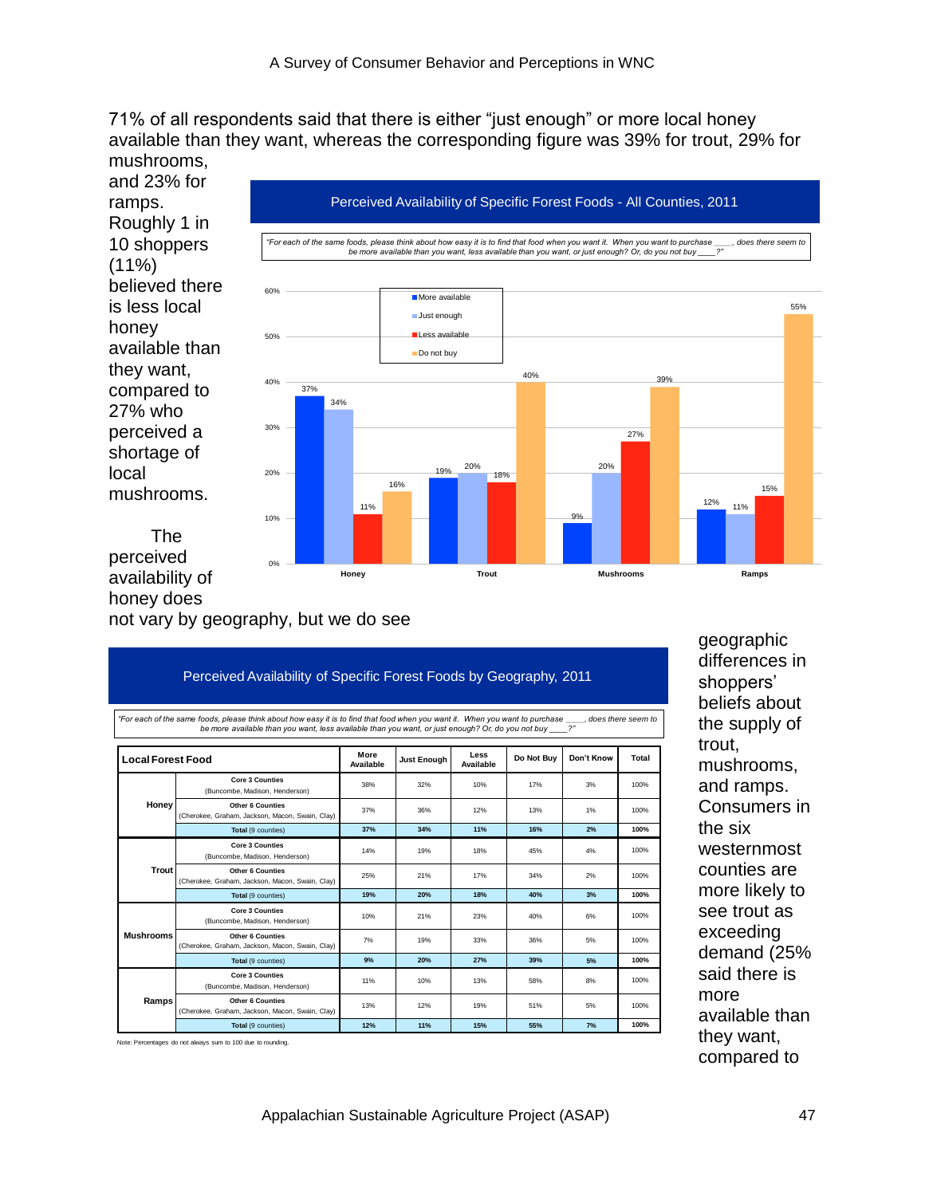71% of all respondents said that there is either "just enough" or more local honey available than they want, whereas the corresponding figure was 39% for trout, 29% for mushrooms, and 23% for ramps. Roughly 1 in 10 shoppers (11%) believed there is less local honey available than they want, compared to 27% who perceived a shortage of local mushrooms.

**Perceived Availability of Specific Forest Foods - All Counties, 2011**

*"For each of the same foods, please think about how easy it is to find that food when you want it. When you want to purchase ____, does there seem to be more available than you want, less available than you want, or just enough? Or, do you not buy ____?"*

| | More available | Just enough | Less available | Do not buy |
|---|---|---|---|---|
| Honey | 37% | 34% | 11% | 16% |
| Trout | 19% | 20% | 18% | 40% |
| Mushrooms | 9% | 20% | 27% | 39% |
| Ramps | 12% | 11% | 15% | 55% |

The perceived availability of honey does not vary by geography, but we do see geographic differences in shoppers' beliefs about the supply of trout, mushrooms, and ramps. Consumers in the six westernmost counties are more likely to see trout as exceeding demand (25% said there is more available than they want, compared to

**Perceived Availability of Specific Forest Foods by Geography, 2011**

*"For each of the same foods, please think about how easy it is to find that food when you want it. When you want to purchase ____, does there seem to be more available than you want, less available than you want, or just enough? Or, do you not buy ____?"*

| Local Forest Food | | More Available | Just Enough | Less Available | Do Not Buy | Don't Know | Total |
|---|---|---|---|---|---|---|---|
| Honey | Core 3 Counties (Buncombe, Madison, Henderson) | 38% | 32% | 10% | 17% | 3% | 100% |
| | Other 6 Counties (Cherokee, Graham, Jackson, Macon, Swain, Clay) | 37% | 36% | 12% | 13% | 1% | 100% |
| | **Total** (9 counties) | **37%** | **34%** | **11%** | **16%** | **2%** | **100%** |
| Trout | Core 3 Counties (Buncombe, Madison, Henderson) | 14% | 19% | 18% | 45% | 4% | 100% |
| | Other 6 Counties (Cherokee, Graham, Jackson, Macon, Swain, Clay) | 25% | 21% | 17% | 34% | 2% | 100% |
| | **Total** (9 counties) | **19%** | **20%** | **18%** | **40%** | **3%** | **100%** |
| Mushrooms | Core 3 Counties (Buncombe, Madison, Henderson) | 10% | 21% | 23% | 40% | 6% | 100% |
| | Other 6 Counties (Cherokee, Graham, Jackson, Macon, Swain, Clay) | 7% | 19% | 33% | 36% | 5% | 100% |
| | **Total** (9 counties) | **9%** | **20%** | **27%** | **39%** | **5%** | **100%** |
| Ramps | Core 3 Counties (Buncombe, Madison, Henderson) | 11% | 10% | 13% | 58% | 8% | 100% |
| | Other 6 Counties (Cherokee, Graham, Jackson, Macon, Swain, Clay) | 13% | 12% | 19% | 51% | 5% | 100% |
| | **Total** (9 counties) | **12%** | **11%** | **15%** | **55%** | **7%** | **100%** |

Note: Percentages do not always sum to 100 due to rounding.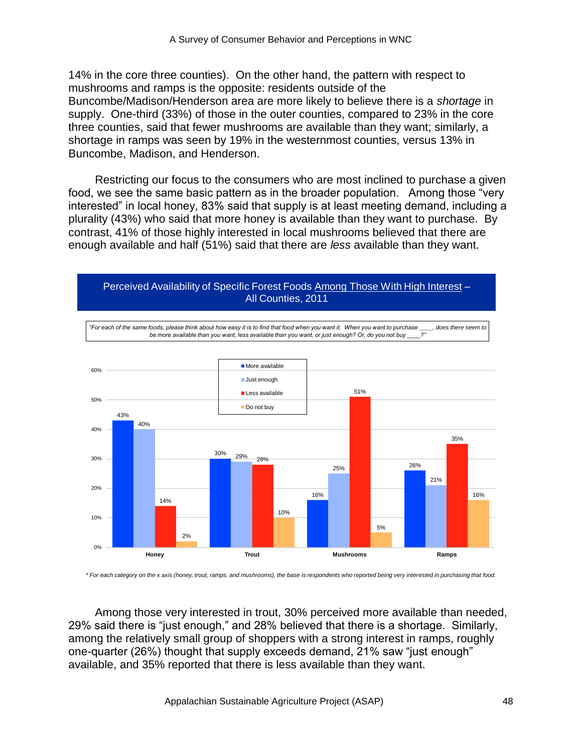14% in the core three counties). On the other hand, the pattern with respect to mushrooms and ramps is the opposite: residents outside of the Buncombe/Madison/Henderson area are more likely to believe there is a *shortage* in supply. One-third (33%) of those in the outer counties, compared to 23% in the core three counties, said that fewer mushrooms are available than they want; similarly, a shortage in ramps was seen by 19% in the westernmost counties, versus 13% in Buncombe, Madison, and Henderson.

Restricting our focus to the consumers who are most inclined to purchase a given food, we see the same basic pattern as in the broader population. Among those "very interested" in local honey, 83% said that supply is at least meeting demand, including a plurality (43%) who said that more honey is available than they want to purchase. By contrast, 41% of those highly interested in local mushrooms believed that there are enough available and half (51%) said that there are *less* available than they want.

**Perceived Availability of Specific Forest Foods Among Those With High Interest – All Counties, 2011**

*"For each of the same foods, please think about how easy it is to find that food when you want it. When you want to purchase ____, does there seem to be more available than you want, less available than you want, or just enough? Or, do you not buy ____?"*

| | More available | Just enough | Less available | Do not buy |
|---|---|---|---|---|
| Honey | 43% | 40% | 14% | 2% |
| Trout | 30% | 29% | 28% | 10% |
| Mushrooms | 16% | 25% | 51% | 5% |
| Ramps | 26% | 21% | 35% | 16% |

*\* For each category on the x axis (honey, trout, ramps, and mushrooms), the base is respondents who reported being very interested in purchasing that food.*

Among those very interested in trout, 30% perceived more available than needed, 29% said there is "just enough," and 28% believed that there is a shortage. Similarly, among the relatively small group of shoppers with a strong interest in ramps, roughly one-quarter (26%) thought that supply exceeds demand, 21% saw "just enough" available, and 35% reported that there is less available than they want.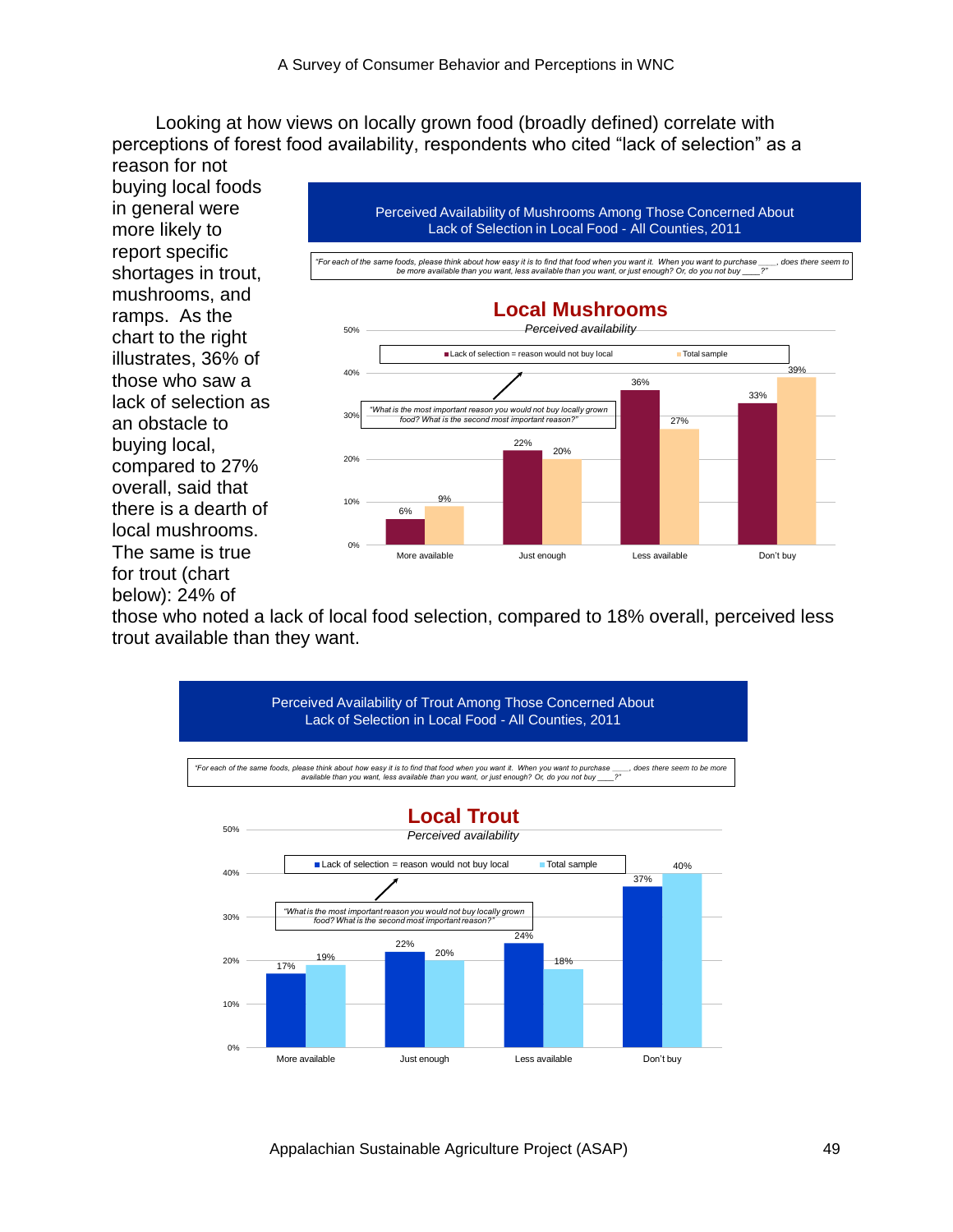Looking at how views on locally grown food (broadly defined) correlate with perceptions of forest food availability, respondents who cited "lack of selection" as a reason for not buying local foods in general were more likely to report specific shortages in trout, mushrooms, and ramps. As the chart to the right illustrates, 36% of those who saw a lack of selection as an obstacle to buying local, compared to 27% overall, said that there is a dearth of local mushrooms. The same is true for trout (chart below): 24% of those who noted a lack of local food selection, compared to 18% overall, perceived less trout available than they want.

**Perceived Availability of Mushrooms Among Those Concerned About Lack of Selection in Local Food - All Counties, 2011**

*"For each of the same foods, please think about how easy it is to find that food when you want it. When you want to purchase ____, does there seem to be more available than you want, less available than you want, or just enough? Or, do you not buy ____?"*

**Local Mushrooms**

*Perceived availability*

| | More available | Just enough | Less available | Don't buy |
|---|---|---|---|---|
| Lack of selection = reason would not buy local | 6% | 22% | 36% | 33% |
| Total sample | 9% | 20% | 27% | 39% |

*"What is the most important reason you would not buy locally grown food? What is the second most important reason?"*

**Perceived Availability of Trout Among Those Concerned About Lack of Selection in Local Food - All Counties, 2011**

*"For each of the same foods, please think about how easy it is to find that food when you want it. When you want to purchase ____, does there seem to be more available than you want, less available than you want, or just enough? Or, do you not buy ____?"*

**Local Trout**

*Perceived availability*

| | More available | Just enough | Less available | Don't buy |
|---|---|---|---|---|
| Lack of selection = reason would not buy local | 17% | 22% | 24% | 37% |
| Total sample | 19% | 20% | 18% | 40% |

*"What is the most important reason you would not buy locally grown food? What is the second most important reason?"*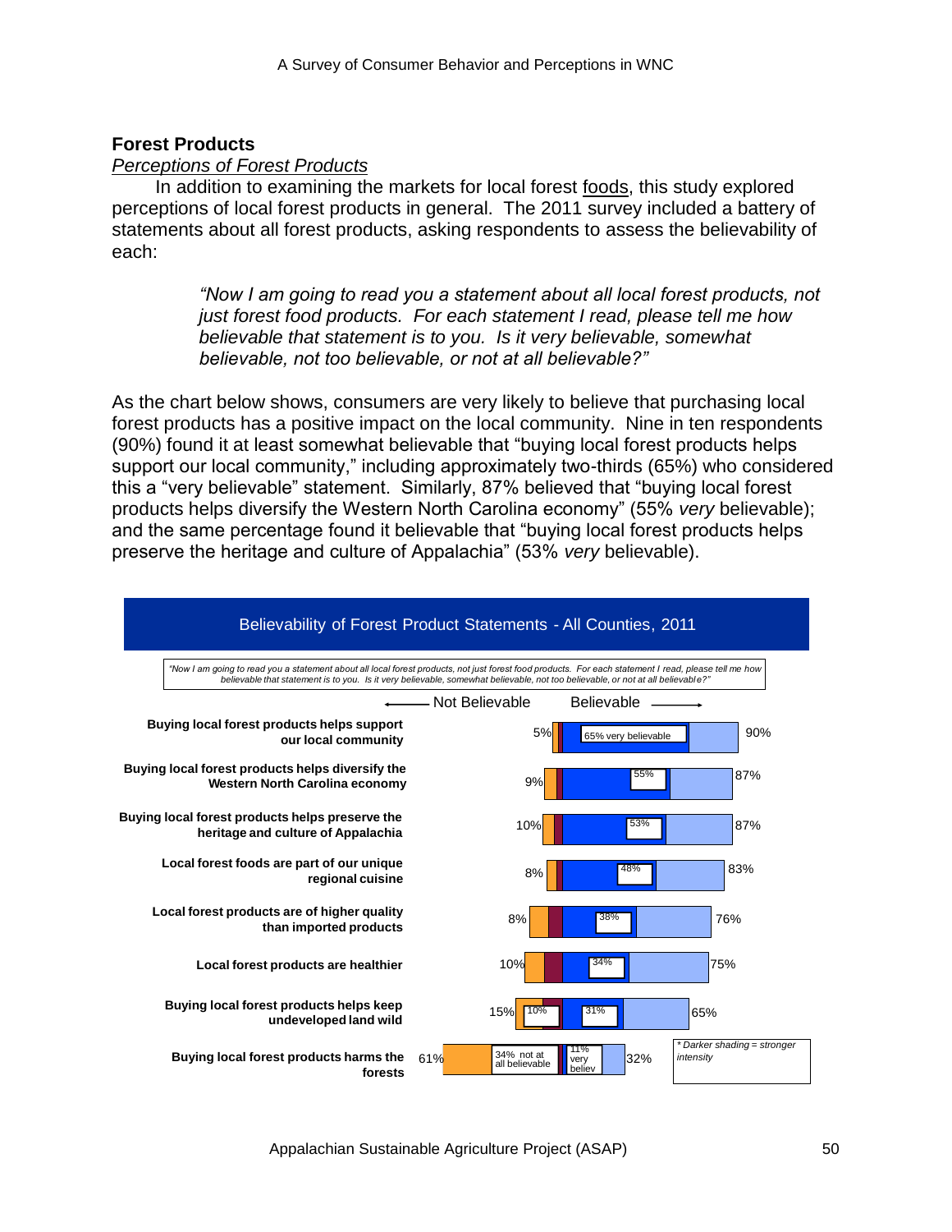## Forest Products

*Perceptions of Forest Products*

In addition to examining the markets for local forest foods, this study explored perceptions of local forest products in general. The 2011 survey included a battery of statements about all forest products, asking respondents to assess the believability of each:

> *"Now I am going to read you a statement about all local forest products, not just forest food products. For each statement I read, please tell me how believable that statement is to you. Is it very believable, somewhat believable, not too believable, or not at all believable?"*

As the chart below shows, consumers are very likely to believe that purchasing local forest products has a positive impact on the local community. Nine in ten respondents (90%) found it at least somewhat believable that "buying local forest products helps support our local community," including approximately two-thirds (65%) who considered this a "very believable" statement. Similarly, 87% believed that "buying local forest products helps diversify the Western North Carolina economy" (55% *very* believable); and the same percentage found it believable that "buying local forest products helps preserve the heritage and culture of Appalachia" (53% *very* believable).

**Believability of Forest Product Statements - All Counties, 2011**

*"Now I am going to read you a statement about all local forest products, not just forest food products. For each statement I read, please tell me how believable that statement is to you. Is it very believable, somewhat believable, not too believable, or not at all believable?"*

| Statement | Not Believable | Not at all believable | Very believable | Believable |
|---|---|---|---|---|
| Buying local forest products helps support our local community | 5% | | 65% | 90% |
| Buying local forest products helps diversify the Western North Carolina economy | 9% | | 55% | 87% |
| Buying local forest products helps preserve the heritage and culture of Appalachia | 10% | | 53% | 87% |
| Local forest foods are part of our unique regional cuisine | 8% | | 48% | 83% |
| Local forest products are of higher quality than imported products | 8% | | 38% | 76% |
| Local forest products are healthier | 10% | | 34% | 75% |
| Buying local forest products helps keep undeveloped land wild | 15% | 10% | 31% | 65% |
| Buying local forest products harms the forests | 61% | 34% | 11% | 32% |

*\* Darker shading = stronger intensity*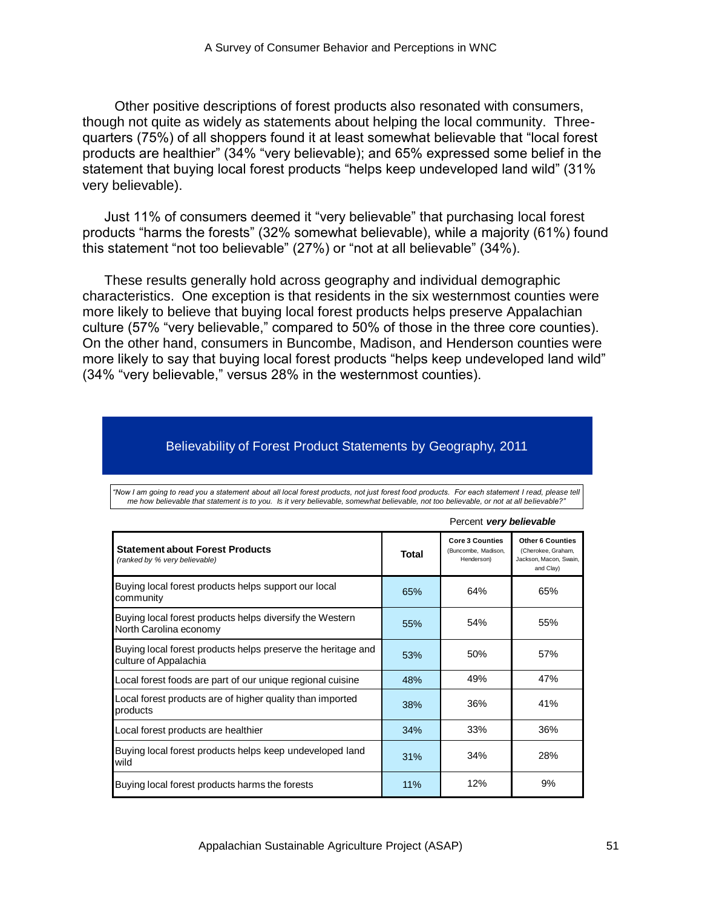Other positive descriptions of forest products also resonated with consumers, though not quite as widely as statements about helping the local community. Three-quarters (75%) of all shoppers found it at least somewhat believable that "local forest products are healthier" (34% "very believable); and 65% expressed some belief in the statement that buying local forest products "helps keep undeveloped land wild" (31% very believable).

Just 11% of consumers deemed it "very believable" that purchasing local forest products "harms the forests" (32% somewhat believable), while a majority (61%) found this statement "not too believable" (27%) or "not at all believable" (34%).

These results generally hold across geography and individual demographic characteristics. One exception is that residents in the six westernmost counties were more likely to believe that buying local forest products helps preserve Appalachian culture (57% "very believable," compared to 50% of those in the three core counties). On the other hand, consumers in Buncombe, Madison, and Henderson counties were more likely to say that buying local forest products "helps keep undeveloped land wild" (34% "very believable," versus 28% in the westernmost counties).

## Believability of Forest Product Statements by Geography, 2011

*"Now I am going to read you a statement about all local forest products, not just forest food products. For each statement I read, please tell me how believable that statement is to you. Is it very believable, somewhat believable, not too believable, or not at all believable?"*

Percent ***very believable***

| **Statement about Forest Products** *(ranked by % very believable)* | **Total** | **Core 3 Counties** (Buncombe, Madison, Henderson) | **Other 6 Counties** (Cherokee, Graham, Jackson, Macon, Swain, and Clay) |
|---|---|---|---|
| Buying local forest products helps support our local community | 65% | 64% | 65% |
| Buying local forest products helps diversify the Western North Carolina economy | 55% | 54% | 55% |
| Buying local forest products helps preserve the heritage and culture of Appalachia | 53% | 50% | 57% |
| Local forest foods are part of our unique regional cuisine | 48% | 49% | 47% |
| Local forest products are of higher quality than imported products | 38% | 36% | 41% |
| Local forest products are healthier | 34% | 33% | 36% |
| Buying local forest products helps keep undeveloped land wild | 31% | 34% | 28% |
| Buying local forest products harms the forests | 11% | 12% | 9% |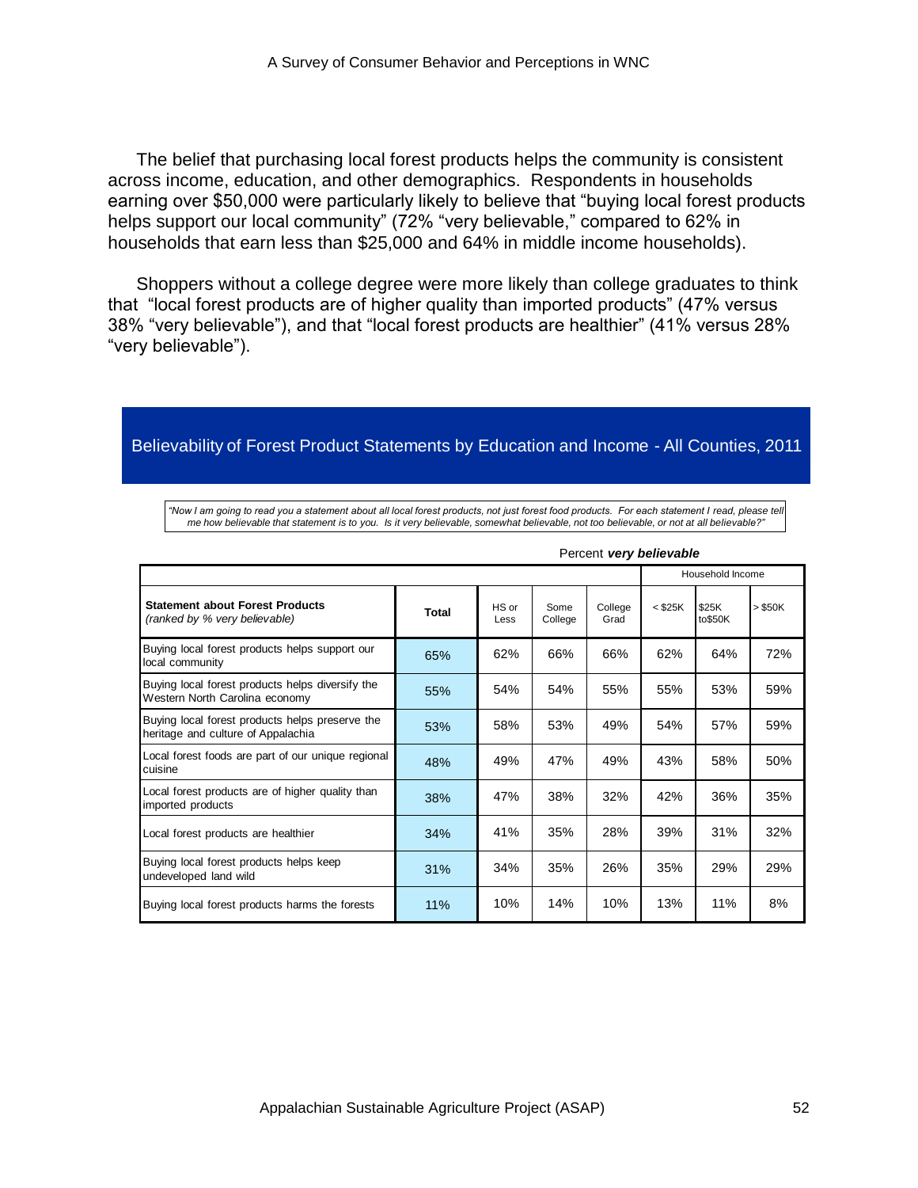The belief that purchasing local forest products helps the community is consistent across income, education, and other demographics. Respondents in households earning over $50,000 were particularly likely to believe that "buying local forest products helps support our local community" (72% "very believable," compared to 62% in households that earn less than $25,000 and 64% in middle income households).

Shoppers without a college degree were more likely than college graduates to think that "local forest products are of higher quality than imported products" (47% versus 38% "very believable"), and that "local forest products are healthier" (41% versus 28% "very believable").

## Believability of Forest Product Statements by Education and Income - All Counties, 2011

*"Now I am going to read you a statement about all local forest products, not just forest food products. For each statement I read, please tell me how believable that statement is to you. Is it very believable, somewhat believable, not too believable, or not at all believable?"*

Percent ***very believable***

| | | | | | Household Income | | |
|---|---|---|---|---|---|---|---|
| **Statement about Forest Products** *(ranked by % very believable)* | **Total** | HS or Less | Some College | College Grad | < $25K | $25K to$50K | > $50K |
| Buying local forest products helps support our local community | 65% | 62% | 66% | 66% | 62% | 64% | 72% |
| Buying local forest products helps diversify the Western North Carolina economy | 55% | 54% | 54% | 55% | 55% | 53% | 59% |
| Buying local forest products helps preserve the heritage and culture of Appalachia | 53% | 58% | 53% | 49% | 54% | 57% | 59% |
| Local forest foods are part of our unique regional cuisine | 48% | 49% | 47% | 49% | 43% | 58% | 50% |
| Local forest products are of higher quality than imported products | 38% | 47% | 38% | 32% | 42% | 36% | 35% |
| Local forest products are healthier | 34% | 41% | 35% | 28% | 39% | 31% | 32% |
| Buying local forest products helps keep undeveloped land wild | 31% | 34% | 35% | 26% | 35% | 29% | 29% |
| Buying local forest products harms the forests | 11% | 10% | 14% | 10% | 13% | 11% | 8% |